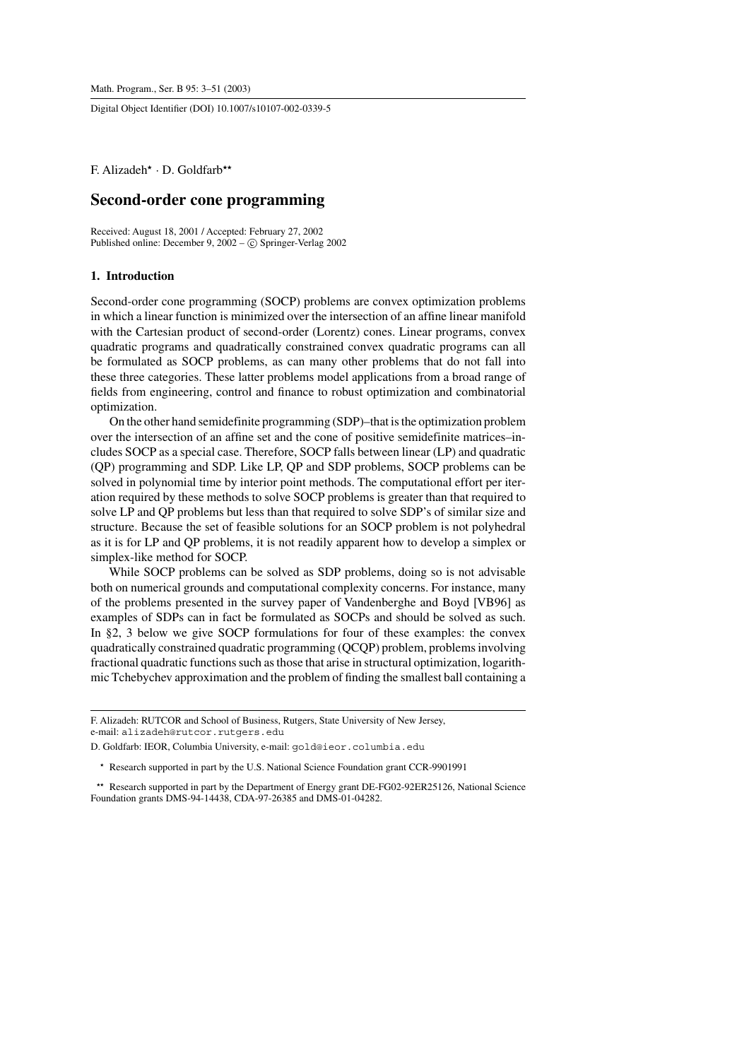F. Alizadeh⋆ · D. Goldfarb⋆⋆

# Second-order cone programming

Received: August 18, 2001 / Accepted: February 27, 2002
Published online: December 9, 2002 – © Springer-Verlag 2002

## 1. Introduction

Second-order cone programming (SOCP) problems are convex optimization problems in which a linear function is minimized over the intersection of an affine linear manifold with the Cartesian product of second-order (Lorentz) cones. Linear programs, convex quadratic programs and quadratically constrained convex quadratic programs can all be formulated as SOCP problems, as can many other problems that do not fall into these three categories. These latter problems model applications from a broad range of fields from engineering, control and finance to robust optimization and combinatorial optimization.

On the other hand semidefinite programming (SDP)–that is the optimization problem over the intersection of an affine set and the cone of positive semidefinite matrices–includes SOCP as a special case. Therefore, SOCP falls between linear (LP) and quadratic (QP) programming and SDP. Like LP, QP and SDP problems, SOCP problems can be solved in polynomial time by interior point methods. The computational effort per iteration required by these methods to solve SOCP problems is greater than that required to solve LP and QP problems but less than that required to solve SDP's of similar size and structure. Because the set of feasible solutions for an SOCP problem is not polyhedral as it is for LP and QP problems, it is not readily apparent how to develop a simplex or simplex-like method for SOCP.

While SOCP problems can be solved as SDP problems, doing so is not advisable both on numerical grounds and computational complexity concerns. For instance, many of the problems presented in the survey paper of Vandenberghe and Boyd [VB96] as examples of SDPs can in fact be formulated as SOCPs and should be solved as such. In §2, 3 below we give SOCP formulations for four of these examples: the convex quadratically constrained quadratic programming (QCQP) problem, problems involving fractional quadratic functions such as those that arise in structural optimization, logarithmic Tchebychev approximation and the problem of finding the smallest ball containing a

---

F. Alizadeh: RUTCOR and School of Business, Rutgers, State University of New Jersey,
e-mail: alizadeh@rutcor.rutgers.edu

D. Goldfarb: IEOR, Columbia University, e-mail: gold@ieor.columbia.edu

⋆ Research supported in part by the U.S. National Science Foundation grant CCR-9901991

⋆⋆ Research supported in part by the Department of Energy grant DE-FG02-92ER25126, National Science Foundation grants DMS-94-14438, CDA-97-26385 and DMS-01-04282.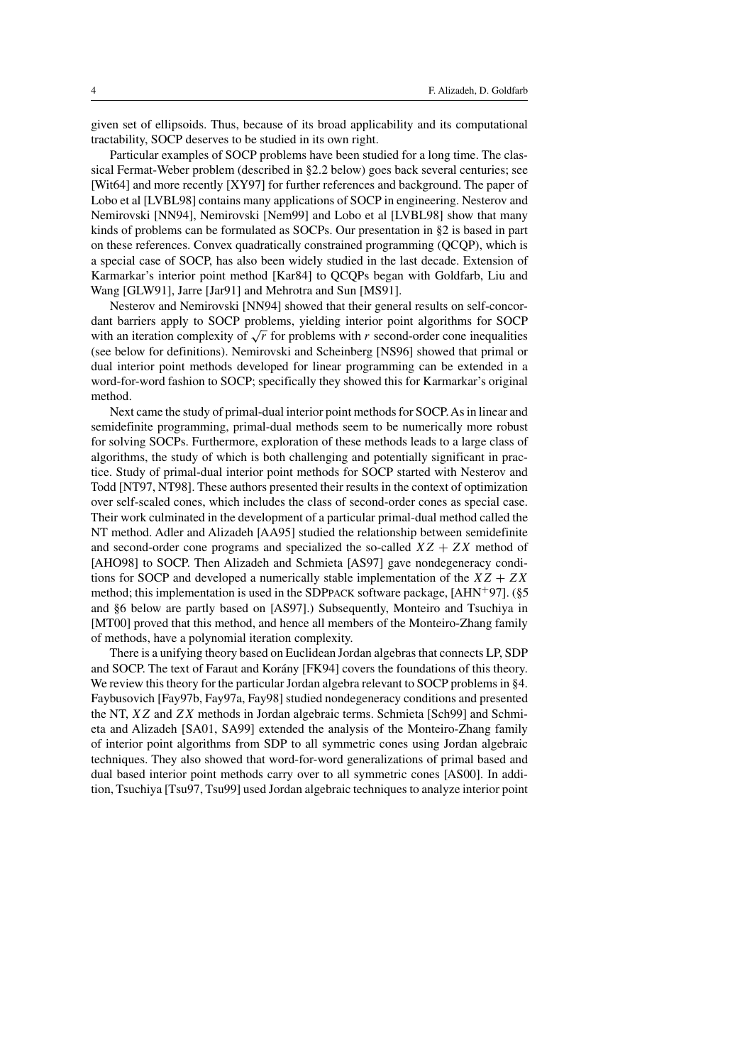given set of ellipsoids. Thus, because of its broad applicability and its computational tractability, SOCP deserves to be studied in its own right.

Particular examples of SOCP problems have been studied for a long time. The classical Fermat-Weber problem (described in §2.2 below) goes back several centuries; see [Wit64] and more recently [XY97] for further references and background. The paper of Lobo et al [LVBL98] contains many applications of SOCP in engineering. Nesterov and Nemirovski [NN94], Nemirovski [Nem99] and Lobo et al [LVBL98] show that many kinds of problems can be formulated as SOCPs. Our presentation in §2 is based in part on these references. Convex quadratically constrained programming (QCQP), which is a special case of SOCP, has also been widely studied in the last decade. Extension of Karmarkar's interior point method [Kar84] to QCQPs began with Goldfarb, Liu and Wang [GLW91], Jarre [Jar91] and Mehrotra and Sun [MS91].

Nesterov and Nemirovski [NN94] showed that their general results on self-concordant barriers apply to SOCP problems, yielding interior point algorithms for SOCP with an iteration complexity of $\sqrt{r}$ for problems with $r$ second-order cone inequalities (see below for definitions). Nemirovski and Scheinberg [NS96] showed that primal or dual interior point methods developed for linear programming can be extended in a word-for-word fashion to SOCP; specifically they showed this for Karmarkar's original method.

Next came the study of primal-dual interior point methods for SOCP. As in linear and semidefinite programming, primal-dual methods seem to be numerically more robust for solving SOCPs. Furthermore, exploration of these methods leads to a large class of algorithms, the study of which is both challenging and potentially significant in practice. Study of primal-dual interior point methods for SOCP started with Nesterov and Todd [NT97, NT98]. These authors presented their results in the context of optimization over self-scaled cones, which includes the class of second-order cones as special case. Their work culminated in the development of a particular primal-dual method called the NT method. Adler and Alizadeh [AA95] studied the relationship between semidefinite and second-order cone programs and specialized the so-called $XZ + ZX$ method of [AHO98] to SOCP. Then Alizadeh and Schmieta [AS97] gave nondegeneracy conditions for SOCP and developed a numerically stable implementation of the $XZ + ZX$ method; this implementation is used in the SDPPACK software package, [AHN+97]. (§5 and §6 below are partly based on [AS97].) Subsequently, Monteiro and Tsuchiya in [MT00] proved that this method, and hence all members of the Monteiro-Zhang family of methods, have a polynomial iteration complexity.

There is a unifying theory based on Euclidean Jordan algebras that connects LP, SDP and SOCP. The text of Faraut and Korány [FK94] covers the foundations of this theory. We review this theory for the particular Jordan algebra relevant to SOCP problems in §4. Faybusovich [Fay97b, Fay97a, Fay98] studied nondegeneracy conditions and presented the NT, $XZ$ and $ZX$ methods in Jordan algebraic terms. Schmieta [Sch99] and Schmieta and Alizadeh [SA01, SA99] extended the analysis of the Monteiro-Zhang family of interior point algorithms from SDP to all symmetric cones using Jordan algebraic techniques. They also showed that word-for-word generalizations of primal based and dual based interior point methods carry over to all symmetric cones [AS00]. In addition, Tsuchiya [Tsu97, Tsu99] used Jordan algebraic techniques to analyze interior point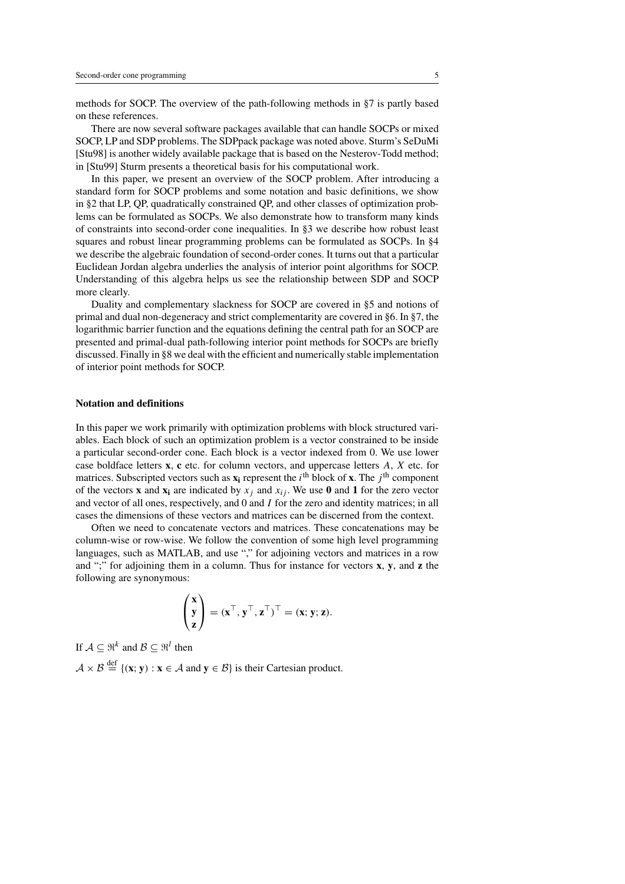methods for SOCP. The overview of the path-following methods in §7 is partly based on these references.

There are now several software packages available that can handle SOCPs or mixed SOCP, LP and SDP problems. The SDPpack package was noted above. Sturm's SeDuMi [Stu98] is another widely available package that is based on the Nesterov-Todd method; in [Stu99] Sturm presents a theoretical basis for his computational work.

In this paper, we present an overview of the SOCP problem. After introducing a standard form for SOCP problems and some notation and basic definitions, we show in §2 that LP, QP, quadratically constrained QP, and other classes of optimization problems can be formulated as SOCPs. We also demonstrate how to transform many kinds of constraints into second-order cone inequalities. In §3 we describe how robust least squares and robust linear programming problems can be formulated as SOCPs. In §4 we describe the algebraic foundation of second-order cones. It turns out that a particular Euclidean Jordan algebra underlies the analysis of interior point algorithms for SOCP. Understanding of this algebra helps us see the relationship between SDP and SOCP more clearly.

Duality and complementary slackness for SOCP are covered in §5 and notions of primal and dual non-degeneracy and strict complementarity are covered in §6. In §7, the logarithmic barrier function and the equations defining the central path for an SOCP are presented and primal-dual path-following interior point methods for SOCPs are briefly discussed. Finally in §8 we deal with the efficient and numerically stable implementation of interior point methods for SOCP.

### Notation and definitions

In this paper we work primarily with optimization problems with block structured variables. Each block of such an optimization problem is a vector constrained to be inside a particular second-order cone. Each block is a vector indexed from 0. We use lower case boldface letters $\mathbf{x}$, $\mathbf{c}$ etc. for column vectors, and uppercase letters $A$, $X$ etc. for matrices. Subscripted vectors such as $\mathbf{x_i}$ represent the $i^{\text{th}}$ block of $\mathbf{x}$. The $j^{\text{th}}$ component of the vectors $\mathbf{x}$ and $\mathbf{x_i}$ are indicated by $x_j$ and $x_{ij}$. We use $\mathbf{0}$ and $\mathbf{1}$ for the zero vector and vector of all ones, respectively, and 0 and $I$ for the zero and identity matrices; in all cases the dimensions of these vectors and matrices can be discerned from the context.

Often we need to concatenate vectors and matrices. These concatenations may be column-wise or row-wise. We follow the convention of some high level programming languages, such as MATLAB, and use "," for adjoining vectors and matrices in a row and ";" for adjoining them in a column. Thus for instance for vectors $\mathbf{x}$, $\mathbf{y}$, and $\mathbf{z}$ the following are synonymous:

$$\begin{pmatrix} \mathbf{x} \\ \mathbf{y} \\ \mathbf{z} \end{pmatrix} = (\mathbf{x}^\top, \mathbf{y}^\top, \mathbf{z}^\top)^\top = (\mathbf{x}; \mathbf{y}; \mathbf{z}).$$

If $\mathcal{A} \subseteq \Re^k$ and $\mathcal{B} \subseteq \Re^l$ then

$\mathcal{A} \times \mathcal{B} \stackrel{\text{def}}{=} \{(\mathbf{x}; \mathbf{y}) : \mathbf{x} \in \mathcal{A} \text{ and } \mathbf{y} \in \mathcal{B}\}$ is their Cartesian product.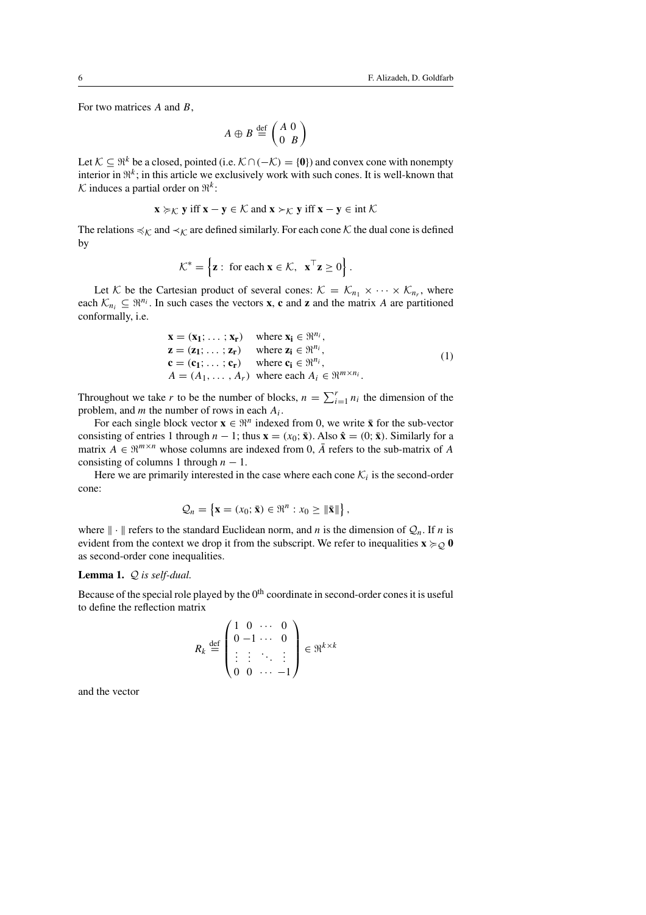For two matrices $A$ and $B$,

$$A \oplus B \stackrel{\text{def}}{=} \begin{pmatrix} A & 0 \\ 0 & B \end{pmatrix}$$

Let $\mathcal{K} \subseteq \Re^k$ be a closed, pointed (i.e. $\mathcal{K} \cap (-\mathcal{K}) = \{\mathbf{0}\}$) and convex cone with nonempty interior in $\Re^k$; in this article we exclusively work with such cones. It is well-known that $\mathcal{K}$ induces a partial order on $\Re^k$:

$$\mathbf{x} \succcurlyeq_{\mathcal{K}} \mathbf{y} \text{ iff } \mathbf{x} - \mathbf{y} \in \mathcal{K} \text{ and } \mathbf{x} \succ_{\mathcal{K}} \mathbf{y} \text{ iff } \mathbf{x} - \mathbf{y} \in \operatorname{int} \mathcal{K}$$

The relations $\preccurlyeq_{\mathcal{K}}$ and $\prec_{\mathcal{K}}$ are defined similarly. For each cone $\mathcal{K}$ the dual cone is defined by

$$\mathcal{K}^* = \left\{ \mathbf{z} : \text{ for each } \mathbf{x} \in \mathcal{K}, \;\; \mathbf{x}^\top \mathbf{z} \geq 0 \right\}.$$

Let $\mathcal{K}$ be the Cartesian product of several cones: $\mathcal{K} = \mathcal{K}_{n_1} \times \cdots \times \mathcal{K}_{n_r}$, where each $\mathcal{K}_{n_i} \subseteq \Re^{n_i}$. In such cases the vectors $\mathbf{x}$, $\mathbf{c}$ and $\mathbf{z}$ and the matrix $A$ are partitioned conformally, i.e.

$$\begin{array}{ll} \mathbf{x} = (\mathbf{x_1}; \ldots; \mathbf{x_r}) & \text{where } \mathbf{x_i} \in \Re^{n_i}, \\ \mathbf{z} = (\mathbf{z_1}; \ldots; \mathbf{z_r}) & \text{where } \mathbf{z_i} \in \Re^{n_i}, \\ \mathbf{c} = (\mathbf{c_1}; \ldots; \mathbf{c_r}) & \text{where } \mathbf{c_i} \in \Re^{n_i}, \\ A = (A_1, \ldots, A_r) & \text{where each } A_i \in \Re^{m \times n_i}. \end{array} \tag{1}$$

Throughout we take $r$ to be the number of blocks, $n = \sum_{i=1}^{r} n_i$ the dimension of the problem, and $m$ the number of rows in each $A_i$.

For each single block vector $\mathbf{x} \in \Re^n$ indexed from 0, we write $\bar{\mathbf{x}}$ for the sub-vector consisting of entries 1 through $n-1$; thus $\mathbf{x} = (x_0; \bar{\mathbf{x}})$. Also $\hat{\mathbf{x}} = (0; \bar{\mathbf{x}})$. Similarly for a matrix $A \in \Re^{m \times n}$ whose columns are indexed from 0, $\bar{A}$ refers to the sub-matrix of $A$ consisting of columns 1 through $n-1$.

Here we are primarily interested in the case where each cone $\mathcal{K}_i$ is the second-order cone:

$$\mathcal{Q}_n = \left\{ \mathbf{x} = (x_0; \bar{\mathbf{x}}) \in \Re^n : x_0 \geq \|\bar{\mathbf{x}}\| \right\},$$

where $\|\cdot\|$ refers to the standard Euclidean norm, and $n$ is the dimension of $\mathcal{Q}_n$. If $n$ is evident from the context we drop it from the subscript. We refer to inequalities $\mathbf{x} \succcurlyeq_{\mathcal{Q}} \mathbf{0}$ as second-order cone inequalities.

**Lemma 1.** *$\mathcal{Q}$ is self-dual.*

Because of the special role played by the $0^{\text{th}}$ coordinate in second-order cones it is useful to define the reflection matrix

$$R_k \stackrel{\text{def}}{=} \begin{pmatrix} 1 & 0 & \cdots & 0 \\ 0 & -1 & \cdots & 0 \\ \vdots & \vdots & \ddots & \vdots \\ 0 & 0 & \cdots & -1 \end{pmatrix} \in \Re^{k \times k}$$

and the vector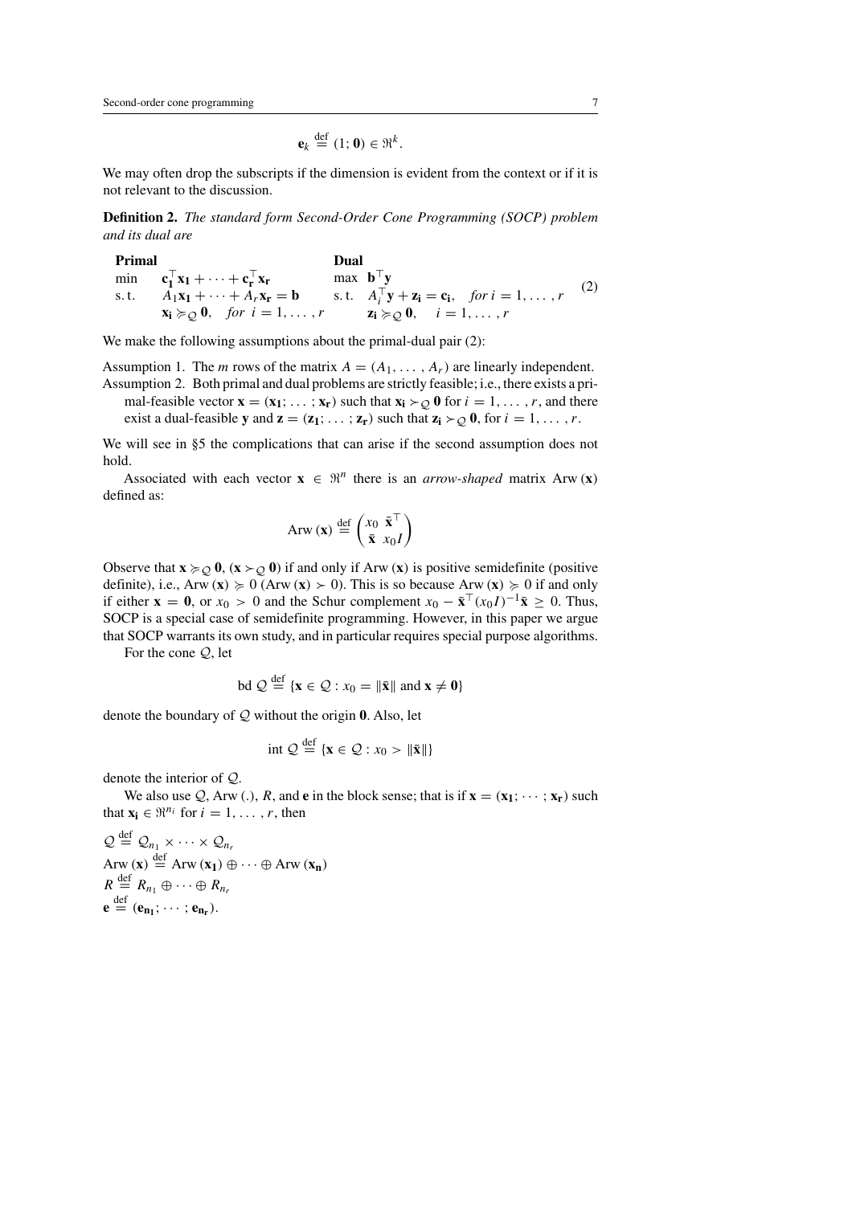$$\mathbf{e}_k \stackrel{\text{def}}{=} (1; \mathbf{0}) \in \Re^k.$$

We may often drop the subscripts if the dimension is evident from the context or if it is not relevant to the discussion.

**Definition 2.** *The standard form Second-Order Cone Programming (SOCP) problem and its dual are*

$$\begin{array}{llll}
\textbf{Primal} & & \textbf{Dual} & \\
\min & \mathbf{c_1}^\top \mathbf{x_1} + \cdots + \mathbf{c_r}^\top \mathbf{x_r} & \max & \mathbf{b}^\top \mathbf{y} \\
\text{s.t.} & A_1 \mathbf{x_1} + \cdots + A_r \mathbf{x_r} = \mathbf{b} & \text{s.t.} & A_i^\top \mathbf{y} + \mathbf{z_i} = \mathbf{c_i}, \quad \textit{for } i = 1, \ldots, r \\
 & \mathbf{x_i} \succcurlyeq_{\mathcal{Q}} \mathbf{0}, \quad \textit{for } i = 1, \ldots, r & & \mathbf{z_i} \succcurlyeq_{\mathcal{Q}} \mathbf{0}, \quad i = 1, \ldots, r
\end{array} \tag{2}$$

We make the following assumptions about the primal-dual pair (2):

Assumption 1. The $m$ rows of the matrix $A = (A_1, \ldots, A_r)$ are linearly independent.
Assumption 2. Both primal and dual problems are strictly feasible; i.e., there exists a primal-feasible vector $\mathbf{x} = (\mathbf{x_1}; \ldots; \mathbf{x_r})$ such that $\mathbf{x_i} \succ_{\mathcal{Q}} \mathbf{0}$ for $i = 1, \ldots, r$, and there exist a dual-feasible $\mathbf{y}$ and $\mathbf{z} = (\mathbf{z_1}; \ldots; \mathbf{z_r})$ such that $\mathbf{z_i} \succ_{\mathcal{Q}} \mathbf{0}$, for $i = 1, \ldots, r$.

We will see in §5 the complications that can arise if the second assumption does not hold.

Associated with each vector $\mathbf{x} \in \Re^n$ there is an *arrow-shaped* matrix $\operatorname{Arw}(\mathbf{x})$ defined as:

$$\operatorname{Arw}(\mathbf{x}) \stackrel{\text{def}}{=} \begin{pmatrix} x_0 & \bar{\mathbf{x}}^\top \\ \bar{\mathbf{x}} & x_0 I \end{pmatrix}$$

Observe that $\mathbf{x} \succcurlyeq_{\mathcal{Q}} \mathbf{0}$, ($\mathbf{x} \succ_{\mathcal{Q}} \mathbf{0}$) if and only if $\operatorname{Arw}(\mathbf{x})$ is positive semidefinite (positive definite), i.e., $\operatorname{Arw}(\mathbf{x}) \succcurlyeq 0$ ($\operatorname{Arw}(\mathbf{x}) \succ 0$). This is so because $\operatorname{Arw}(\mathbf{x}) \succcurlyeq 0$ if and only if either $\mathbf{x} = \mathbf{0}$, or $x_0 > 0$ and the Schur complement $x_0 - \bar{\mathbf{x}}^\top (x_0 I)^{-1} \bar{\mathbf{x}} \geq 0$. Thus, SOCP is a special case of semidefinite programming. However, in this paper we argue that SOCP warrants its own study, and in particular requires special purpose algorithms.

For the cone $\mathcal{Q}$, let

$$\operatorname{bd} \mathcal{Q} \stackrel{\text{def}}{=} \{\mathbf{x} \in \mathcal{Q} : x_0 = \|\bar{\mathbf{x}}\| \text{ and } \mathbf{x} \neq \mathbf{0}\}$$

denote the boundary of $\mathcal{Q}$ without the origin $\mathbf{0}$. Also, let

$$\operatorname{int} \mathcal{Q} \stackrel{\text{def}}{=} \{\mathbf{x} \in \mathcal{Q} : x_0 > \|\bar{\mathbf{x}}\|\}$$

denote the interior of $\mathcal{Q}$.

We also use $\mathcal{Q}$, $\operatorname{Arw}(.)$, $R$, and $\mathbf{e}$ in the block sense; that is if $\mathbf{x} = (\mathbf{x_1}; \cdots; \mathbf{x_r})$ such that $\mathbf{x_i} \in \Re^{n_i}$ for $i = 1, \ldots, r$, then

$$\mathcal{Q} \stackrel{\text{def}}{=} \mathcal{Q}_{n_1} \times \cdots \times \mathcal{Q}_{n_r}$$
$$\operatorname{Arw}(\mathbf{x}) \stackrel{\text{def}}{=} \operatorname{Arw}(\mathbf{x_1}) \oplus \cdots \oplus \operatorname{Arw}(\mathbf{x_n})$$
$$R \stackrel{\text{def}}{=} R_{n_1} \oplus \cdots \oplus R_{n_r}$$
$$\mathbf{e} \stackrel{\text{def}}{=} (\mathbf{e_{n_1}}; \cdots; \mathbf{e_{n_r}}).$$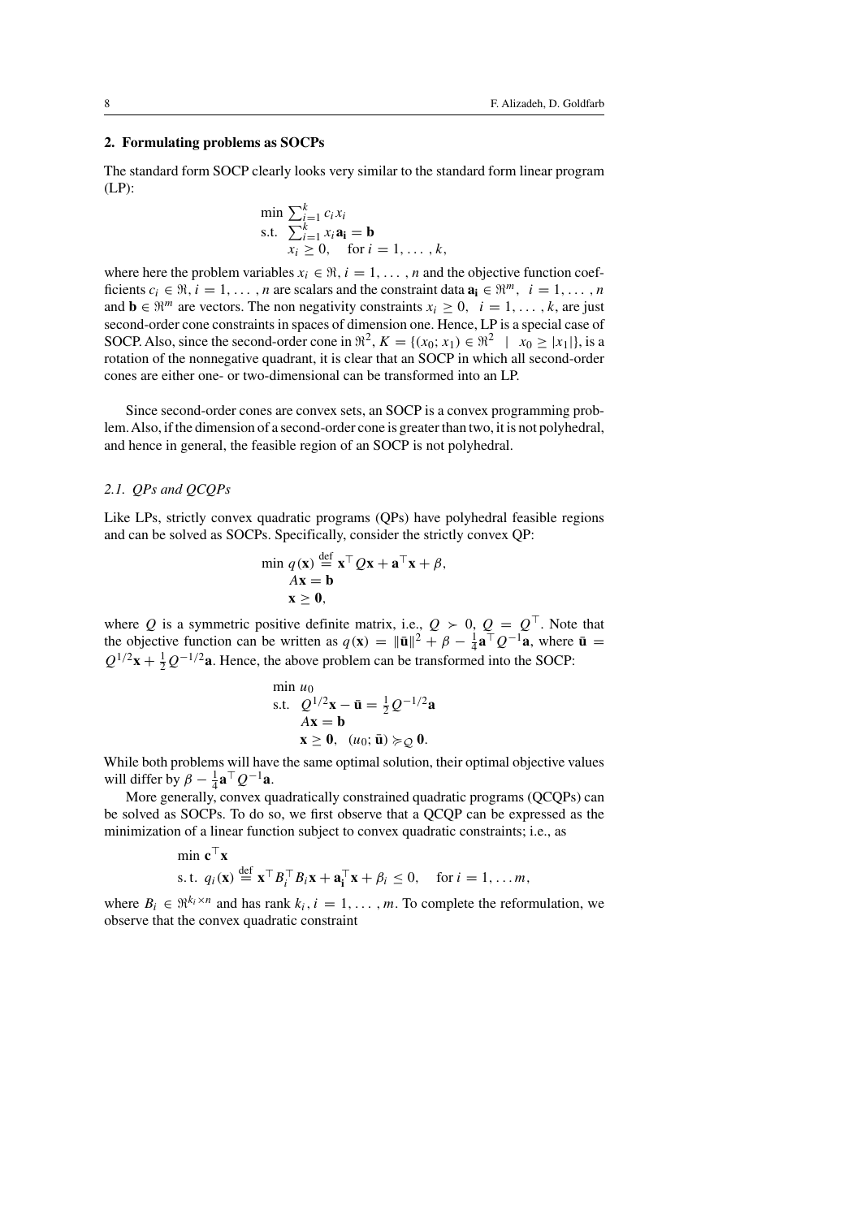## 2. Formulating problems as SOCPs

The standard form SOCP clearly looks very similar to the standard form linear program (LP):

$$
\begin{array}{ll}
\min & \sum_{i=1}^{k} c_i x_i \\
\text{s.t.} & \sum_{i=1}^{k} x_i \mathbf{a_i} = \mathbf{b} \\
 & x_i \geq 0, \quad \text{for } i = 1, \ldots, k,
\end{array}
$$

where here the problem variables $x_i \in \Re$, $i = 1, \ldots, n$ and the objective function coefficients $c_i \in \Re$, $i = 1, \ldots, n$ are scalars and the constraint data $\mathbf{a_i} \in \Re^m$, $i = 1, \ldots, n$ and $\mathbf{b} \in \Re^m$ are vectors. The non negativity constraints $x_i \geq 0$, $i = 1, \ldots, k$, are just second-order cone constraints in spaces of dimension one. Hence, LP is a special case of SOCP. Also, since the second-order cone in $\Re^2$, $K = \{(x_0; x_1) \in \Re^2 \mid x_0 \geq |x_1|\}$, is a rotation of the nonnegative quadrant, it is clear that an SOCP in which all second-order cones are either one- or two-dimensional can be transformed into an LP.

Since second-order cones are convex sets, an SOCP is a convex programming problem. Also, if the dimension of a second-order cone is greater than two, it is not polyhedral, and hence in general, the feasible region of an SOCP is not polyhedral.

### 2.1. QPs and QCQPs

Like LPs, strictly convex quadratic programs (QPs) have polyhedral feasible regions and can be solved as SOCPs. Specifically, consider the strictly convex QP:

$$
\begin{array}{ll}
\min & q(\mathbf{x}) \stackrel{\text{def}}{=} \mathbf{x}^\top Q \mathbf{x} + \mathbf{a}^\top \mathbf{x} + \beta, \\
 & A\mathbf{x} = \mathbf{b} \\
 & \mathbf{x} \geq \mathbf{0},
\end{array}
$$

where $Q$ is a symmetric positive definite matrix, i.e., $Q \succ 0$, $Q = Q^\top$. Note that the objective function can be written as $q(\mathbf{x}) = \|\bar{\mathbf{u}}\|^2 + \beta - \frac{1}{4}\mathbf{a}^\top Q^{-1}\mathbf{a}$, where $\bar{\mathbf{u}} = Q^{1/2}\mathbf{x} + \frac{1}{2}Q^{-1/2}\mathbf{a}$. Hence, the above problem can be transformed into the SOCP:

$$
\begin{array}{ll}
\min & u_0 \\
\text{s.t.} & Q^{1/2}\mathbf{x} - \bar{\mathbf{u}} = \frac{1}{2}Q^{-1/2}\mathbf{a} \\
 & A\mathbf{x} = \mathbf{b} \\
 & \mathbf{x} \geq \mathbf{0}, \quad (u_0; \bar{\mathbf{u}}) \succcurlyeq_Q \mathbf{0}.
\end{array}
$$

While both problems will have the same optimal solution, their optimal objective values will differ by $\beta - \frac{1}{4}\mathbf{a}^\top Q^{-1}\mathbf{a}$.

More generally, convex quadratically constrained quadratic programs (QCQPs) can be solved as SOCPs. To do so, we first observe that a QCQP can be expressed as the minimization of a linear function subject to convex quadratic constraints; i.e., as

$$
\begin{array}{ll}
\min & \mathbf{c}^\top \mathbf{x} \\
\text{s.t.} & q_i(\mathbf{x}) \stackrel{\text{def}}{=} \mathbf{x}^\top B_i^\top B_i \mathbf{x} + \mathbf{a_i}^\top \mathbf{x} + \beta_i \leq 0, \quad \text{for } i = 1, \ldots m,
\end{array}
$$

where $B_i \in \Re^{k_i \times n}$ and has rank $k_i$, $i = 1, \ldots, m$. To complete the reformulation, we observe that the convex quadratic constraint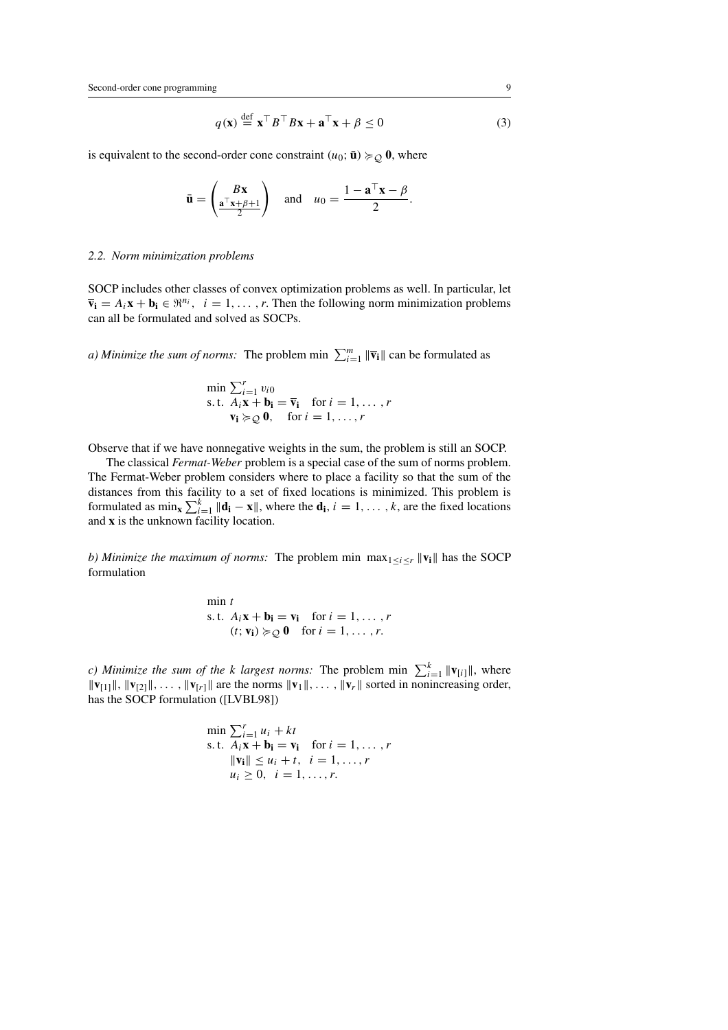$$q(\mathbf{x}) \stackrel{\text{def}}{=} \mathbf{x}^\top B^\top B\mathbf{x} + \mathbf{a}^\top \mathbf{x} + \beta \leq 0 \tag{3}$$

is equivalent to the second-order cone constraint $(u_0; \bar{\mathbf{u}}) \succcurlyeq_{\mathcal{Q}} \mathbf{0}$, where

$$\bar{\mathbf{u}} = \begin{pmatrix} B\mathbf{x} \\ \frac{\mathbf{a}^\top \mathbf{x} + \beta + 1}{2} \end{pmatrix} \quad \text{and} \quad u_0 = \frac{1 - \mathbf{a}^\top \mathbf{x} - \beta}{2}.$$

### 2.2. Norm minimization problems

SOCP includes other classes of convex optimization problems as well. In particular, let $\bar{\mathbf{v}}_\mathbf{i} = A_i \mathbf{x} + \mathbf{b}_\mathbf{i} \in \Re^{n_i}$, $i = 1, \ldots, r$. Then the following norm minimization problems can all be formulated and solved as SOCPs.

*a) Minimize the sum of norms:* The problem $\min \sum_{i=1}^m \|\bar{\mathbf{v}}_\mathbf{i}\|$ can be formulated as

$$\begin{array}{ll} \min & \sum_{i=1}^r v_{i0} \\ \text{s. t.} & A_i \mathbf{x} + \mathbf{b}_\mathbf{i} = \bar{\mathbf{v}}_\mathbf{i} \quad \text{for } i = 1, \ldots, r \\ & \mathbf{v}_\mathbf{i} \succcurlyeq_{\mathcal{Q}} \mathbf{0}, \quad \text{for } i = 1, \ldots, r \end{array}$$

Observe that if we have nonnegative weights in the sum, the problem is still an SOCP.

The classical *Fermat-Weber* problem is a special case of the sum of norms problem. The Fermat-Weber problem considers where to place a facility so that the sum of the distances from this facility to a set of fixed locations is minimized. This problem is formulated as $\min_\mathbf{x} \sum_{i=1}^k \|\mathbf{d}_\mathbf{i} - \mathbf{x}\|$, where the $\mathbf{d}_\mathbf{i}$, $i = 1, \ldots, k$, are the fixed locations and $\mathbf{x}$ is the unknown facility location.

*b) Minimize the maximum of norms:* The problem $\min \max_{1 \leq i \leq r} \|\mathbf{v}_\mathbf{i}\|$ has the SOCP formulation

$$\begin{array}{ll} \min & t \\ \text{s. t.} & A_i \mathbf{x} + \mathbf{b}_\mathbf{i} = \mathbf{v}_\mathbf{i} \quad \text{for } i = 1, \ldots, r \\ & (t; \mathbf{v}_\mathbf{i}) \succcurlyeq_{\mathcal{Q}} \mathbf{0} \quad \text{for } i = 1, \ldots, r. \end{array}$$

*c) Minimize the sum of the k largest norms:* The problem $\min \sum_{i=1}^k \|\mathbf{v}_{[i]}\|$, where $\|\mathbf{v}_{[1]}\|, \|\mathbf{v}_{[2]}\|, \ldots, \|\mathbf{v}_{[r]}\|$ are the norms $\|\mathbf{v}_1\|, \ldots, \|\mathbf{v}_r\|$ sorted in nonincreasing order, has the SOCP formulation ([LVBL98])

$$\begin{array}{ll} \min & \sum_{i=1}^r u_i + kt \\ \text{s. t.} & A_i \mathbf{x} + \mathbf{b}_\mathbf{i} = \mathbf{v}_\mathbf{i} \quad \text{for } i = 1, \ldots, r \\ & \|\mathbf{v}_\mathbf{i}\| \leq u_i + t, \quad i = 1, \ldots, r \\ & u_i \geq 0, \quad i = 1, \ldots, r. \end{array}$$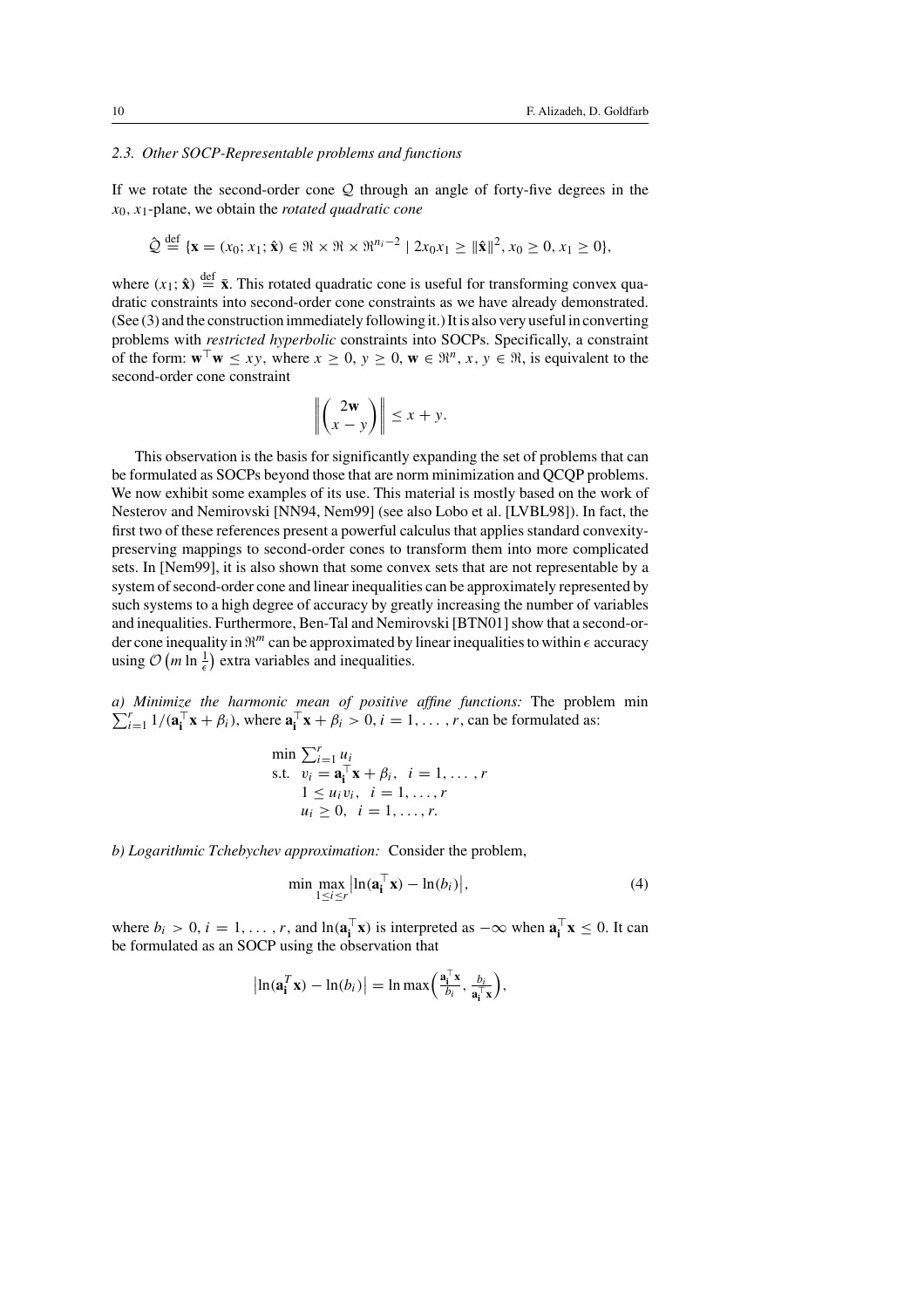### 2.3. Other SOCP-Representable problems and functions

If we rotate the second-order cone $\mathcal{Q}$ through an angle of forty-five degrees in the $x_0, x_1$-plane, we obtain the *rotated quadratic cone*

$$\hat{\mathcal{Q}} \stackrel{\text{def}}{=} \{\mathbf{x} = (x_0; x_1; \hat{\mathbf{x}}) \in \Re \times \Re \times \Re^{n_i - 2} \mid 2x_0 x_1 \geq \|\hat{\mathbf{x}}\|^2, x_0 \geq 0, x_1 \geq 0\},$$

where $(x_1; \hat{\mathbf{x}}) \stackrel{\text{def}}{=} \bar{\mathbf{x}}$. This rotated quadratic cone is useful for transforming convex quadratic constraints into second-order cone constraints as we have already demonstrated. (See (3) and the construction immediately following it.) It is also very useful in converting problems with *restricted hyperbolic* constraints into SOCPs. Specifically, a constraint of the form: $\mathbf{w}^\top \mathbf{w} \leq xy$, where $x \geq 0$, $y \geq 0$, $\mathbf{w} \in \Re^n$, $x, y \in \Re$, is equivalent to the second-order cone constraint

$$\left\| \begin{pmatrix} 2\mathbf{w} \\ x - y \end{pmatrix} \right\| \leq x + y.$$

This observation is the basis for significantly expanding the set of problems that can be formulated as SOCPs beyond those that are norm minimization and QCQP problems. We now exhibit some examples of its use. This material is mostly based on the work of Nesterov and Nemirovski [NN94, Nem99] (see also Lobo et al. [LVBL98]). In fact, the first two of these references present a powerful calculus that applies standard convexity-preserving mappings to second-order cones to transform them into more complicated sets. In [Nem99], it is also shown that some convex sets that are not representable by a system of second-order cone and linear inequalities can be approximately represented by such systems to a high degree of accuracy by greatly increasing the number of variables and inequalities. Furthermore, Ben-Tal and Nemirovski [BTN01] show that a second-order cone inequality in $\Re^m$ can be approximated by linear inequalities to within $\epsilon$ accuracy using $\mathcal{O}\left(m \ln \frac{1}{\epsilon}\right)$ extra variables and inequalities.

*a) Minimize the harmonic mean of positive affine functions:* The problem $\min \sum_{i=1}^r 1/(\mathbf{a_i}^\top \mathbf{x} + \beta_i)$, where $\mathbf{a_i}^\top \mathbf{x} + \beta_i > 0$, $i = 1, \ldots, r$, can be formulated as:

$$\begin{array}{ll} \min & \sum_{i=1}^r u_i \\ \text{s.t.} & v_i = \mathbf{a_i}^\top \mathbf{x} + \beta_i, \quad i = 1, \ldots, r \\ & 1 \leq u_i v_i, \quad i = 1, \ldots, r \\ & u_i \geq 0, \quad i = 1, \ldots, r. \end{array}$$

*b) Logarithmic Tchebychev approximation:* Consider the problem,

$$\min \max_{1 \leq i \leq r} \left| \ln(\mathbf{a_i}^\top \mathbf{x}) - \ln(b_i) \right|, \tag{4}$$

where $b_i > 0$, $i = 1, \ldots, r$, and $\ln(\mathbf{a_i}^\top \mathbf{x})$ is interpreted as $-\infty$ when $\mathbf{a_i}^\top \mathbf{x} \leq 0$. It can be formulated as an SOCP using the observation that

$$\left| \ln(\mathbf{a_i}^T \mathbf{x}) - \ln(b_i) \right| = \ln \max\left( \frac{\mathbf{a_i}^\top \mathbf{x}}{b_i}, \frac{b_i}{\mathbf{a_i}^\top \mathbf{x}} \right),$$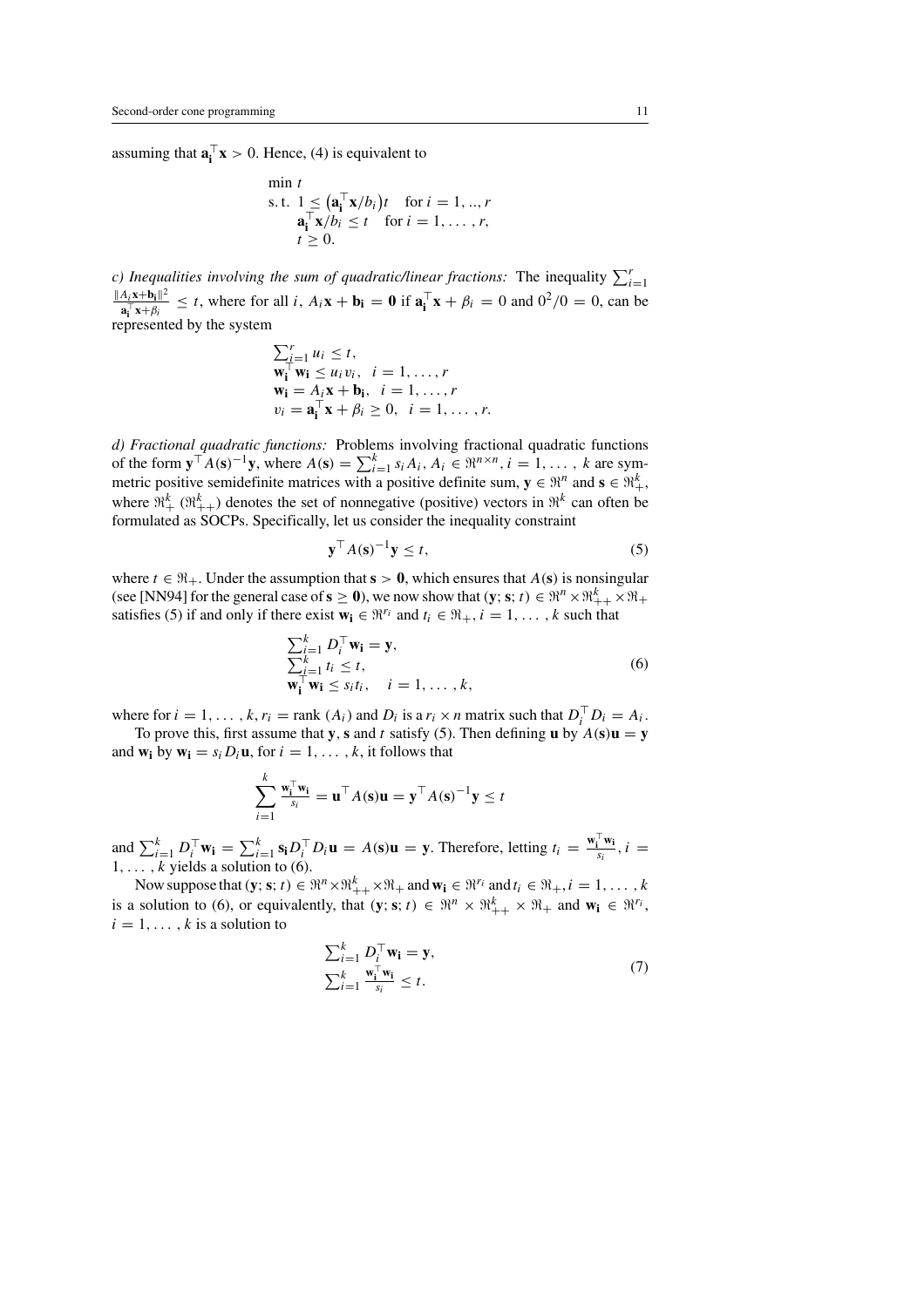assuming that $\mathbf{a_i}^\top \mathbf{x} > 0$. Hence, (4) is equivalent to

$$
\begin{aligned}
&\min\ t \\
&\text{s.t. } 1 \le \left(\mathbf{a_i}^\top \mathbf{x}/b_i\right)t \quad \text{for } i = 1, .., r \\
&\quad\ \ \mathbf{a_i}^\top \mathbf{x}/b_i \le t \quad \text{for } i = 1, \ldots, r, \\
&\quad\ \ t \ge 0.
\end{aligned}
$$

*c) Inequalities involving the sum of quadratic/linear fractions:* The inequality $\sum_{i=1}^{r} \frac{\|A_i\mathbf{x}+\mathbf{b_i}\|^2}{\mathbf{a_i}^\top \mathbf{x}+\beta_i} \le t$, where for all $i$, $A_i\mathbf{x} + \mathbf{b_i} = \mathbf{0}$ if $\mathbf{a_i}^\top \mathbf{x} + \beta_i = 0$ and $0^2/0 = 0$, can be represented by the system

$$
\begin{aligned}
&\textstyle\sum_{i=1}^{r} u_i \le t, \\
&\mathbf{w_i}^\top \mathbf{w_i} \le u_i v_i, \quad i = 1, \ldots, r \\
&\mathbf{w_i} = A_i\mathbf{x} + \mathbf{b_i}, \quad i = 1, \ldots, r \\
&v_i = \mathbf{a_i}^\top \mathbf{x} + \beta_i \ge 0, \quad i = 1, \ldots, r.
\end{aligned}
$$

*d) Fractional quadratic functions:* Problems involving fractional quadratic functions of the form $\mathbf{y}^\top A(\mathbf{s})^{-1}\mathbf{y}$, where $A(\mathbf{s}) = \sum_{i=1}^{k} s_i A_i$, $A_i \in \Re^{n\times n}$, $i = 1, \ldots, k$ are symmetric positive semidefinite matrices with a positive definite sum, $\mathbf{y} \in \Re^n$ and $\mathbf{s} \in \Re^k_+$, where $\Re^k_+$ ($\Re^k_{++}$) denotes the set of nonnegative (positive) vectors in $\Re^k$ can often be formulated as SOCPs. Specifically, let us consider the inequality constraint

$$
\mathbf{y}^\top A(\mathbf{s})^{-1}\mathbf{y} \le t, \tag{5}
$$

where $t \in \Re_+$. Under the assumption that $\mathbf{s} > \mathbf{0}$, which ensures that $A(\mathbf{s})$ is nonsingular (see [NN94] for the general case of $\mathbf{s} \ge \mathbf{0}$), we now show that $(\mathbf{y}; \mathbf{s}; t) \in \Re^n \times \Re^k_{++} \times \Re_+$ satisfies (5) if and only if there exist $\mathbf{w_i} \in \Re^{r_i}$ and $t_i \in \Re_+$, $i = 1, \ldots, k$ such that

$$
\begin{aligned}
&\textstyle\sum_{i=1}^{k} D_i^\top \mathbf{w_i} = \mathbf{y}, \\
&\textstyle\sum_{i=1}^{k} t_i \le t, \\
&\mathbf{w_i}^\top \mathbf{w_i} \le s_i t_i, \quad i = 1, \ldots, k,
\end{aligned} \tag{6}
$$

where for $i = 1, \ldots, k$, $r_i = \text{rank}\ (A_i)$ and $D_i$ is a $r_i \times n$ matrix such that $D_i^\top D_i = A_i$.

To prove this, first assume that $\mathbf{y}$, $\mathbf{s}$ and $t$ satisfy (5). Then defining $\mathbf{u}$ by $A(\mathbf{s})\mathbf{u} = \mathbf{y}$ and $\mathbf{w_i}$ by $\mathbf{w_i} = s_i D_i \mathbf{u}$, for $i = 1, \ldots, k$, it follows that

$$
\sum_{i=1}^{k} \frac{\mathbf{w_i}^\top \mathbf{w_i}}{s_i} = \mathbf{u}^\top A(\mathbf{s})\mathbf{u} = \mathbf{y}^\top A(\mathbf{s})^{-1}\mathbf{y} \le t
$$

and $\sum_{i=1}^{k} D_i^\top \mathbf{w_i} = \sum_{i=1}^{k} \mathbf{s_i} D_i^\top D_i \mathbf{u} = A(\mathbf{s})\mathbf{u} = \mathbf{y}$. Therefore, letting $t_i = \frac{\mathbf{w_i}^\top \mathbf{w_i}}{s_i}$, $i = 1, \ldots, k$ yields a solution to (6).

Now suppose that $(\mathbf{y}; \mathbf{s}; t) \in \Re^n \times \Re^k_{++} \times \Re_+$ and $\mathbf{w_i} \in \Re^{r_i}$ and $t_i \in \Re_+$, $i = 1, \ldots, k$ is a solution to (6), or equivalently, that $(\mathbf{y}; \mathbf{s}; t) \in \Re^n \times \Re^k_{++} \times \Re_+$ and $\mathbf{w_i} \in \Re^{r_i}$, $i = 1, \ldots, k$ is a solution to

$$
\begin{aligned}
&\textstyle\sum_{i=1}^{k} D_i^\top \mathbf{w_i} = \mathbf{y}, \\
&\textstyle\sum_{i=1}^{k} \frac{\mathbf{w_i}^\top \mathbf{w_i}}{s_i} \le t.
\end{aligned} \tag{7}
$$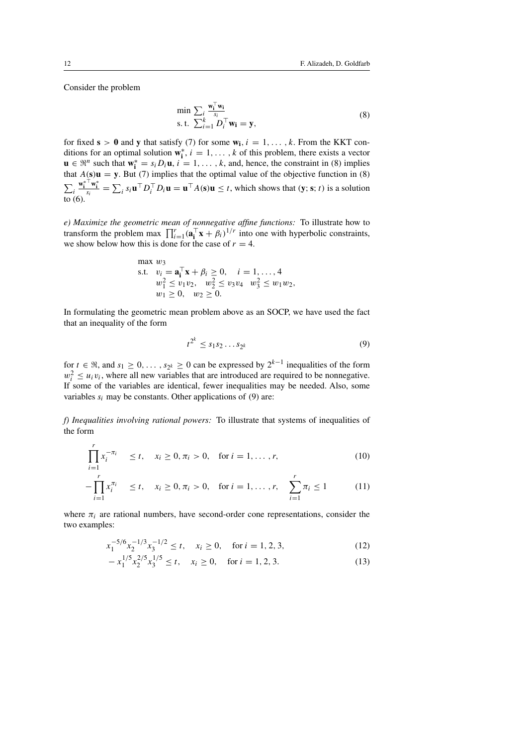Consider the problem

$$
\begin{array}{l}
\min \sum_i \frac{\mathbf{w_i}^\top \mathbf{w_i}}{s_i} \\
\text{s. t. } \sum_{i=1}^k D_i^\top \mathbf{w_i} = \mathbf{y},
\end{array}
\tag{8}
$$

for fixed $\mathbf{s} > \mathbf{0}$ and $\mathbf{y}$ that satisfy (7) for some $\mathbf{w_i}$, $i = 1, \ldots, k$. From the KKT conditions for an optimal solution $\mathbf{w_i^*}$, $i = 1, \ldots, k$ of this problem, there exists a vector $\mathbf{u} \in \Re^n$ such that $\mathbf{w_i^*} = s_i D_i \mathbf{u}$, $i = 1, \ldots, k$, and, hence, the constraint in (8) implies that $A(\mathbf{s})\mathbf{u} = \mathbf{y}$. But (7) implies that the optimal value of the objective function in (8) $\sum_i \frac{\mathbf{w_i^*}^\top \mathbf{w_i^*}}{s_i} = \sum_i s_i \mathbf{u}^\top D_i^\top D_i \mathbf{u} = \mathbf{u}^\top A(\mathbf{s})\mathbf{u} \leq t$, which shows that $(\mathbf{y}; \mathbf{s}; t)$ is a solution to (6).

*e) Maximize the geometric mean of nonnegative affine functions:* To illustrate how to transform the problem $\max \prod_{i=1}^r (\mathbf{a_i}^\top \mathbf{x} + \beta_i)^{1/r}$ into one with hyperbolic constraints, we show below how this is done for the case of $r = 4$.

$$
\begin{array}{ll}
\max & w_3 \\
\text{s.t.} & v_i = \mathbf{a_i}^\top \mathbf{x} + \beta_i \geq 0, \quad i = 1, \ldots, 4 \\
& w_1^2 \leq v_1 v_2, \quad w_2^2 \leq v_3 v_4 \quad w_3^2 \leq w_1 w_2, \\
& w_1 \geq 0, \quad w_2 \geq 0.
\end{array}
$$

In formulating the geometric mean problem above as an SOCP, we have used the fact that an inequality of the form

$$
t^{2^k} \leq s_1 s_2 \ldots s_{2^k} \tag{9}
$$

for $t \in \Re$, and $s_1 \geq 0, \ldots, s_{2^k} \geq 0$ can be expressed by $2^{k-1}$ inequalities of the form $w_i^2 \leq u_i v_i$, where all new variables that are introduced are required to be nonnegative. If some of the variables are identical, fewer inequalities may be needed. Also, some variables $s_i$ may be constants. Other applications of (9) are:

*f) Inequalities involving rational powers:* To illustrate that systems of inequalities of the form

$$
\prod_{i=1}^r x_i^{-\pi_i} \quad \leq t, \quad x_i \geq 0, \pi_i > 0, \quad \text{for } i = 1, \ldots, r, \tag{10}
$$

$$
-\prod_{i=1}^r x_i^{\pi_i} \quad \leq t, \quad x_i \geq 0, \pi_i > 0, \quad \text{for } i = 1, \ldots, r, \quad \sum_{i=1}^r \pi_i \leq 1 \tag{11}
$$

where $\pi_i$ are rational numbers, have second-order cone representations, consider the two examples:

$$
x_1^{-5/6} x_2^{-1/3} x_3^{-1/2} \leq t, \quad x_i \geq 0, \quad \text{for } i = 1, 2, 3, \tag{12}
$$

$$
-x_1^{1/5} x_2^{2/5} x_3^{1/5} \leq t, \quad x_i \geq 0, \quad \text{for } i = 1, 2, 3. \tag{13}
$$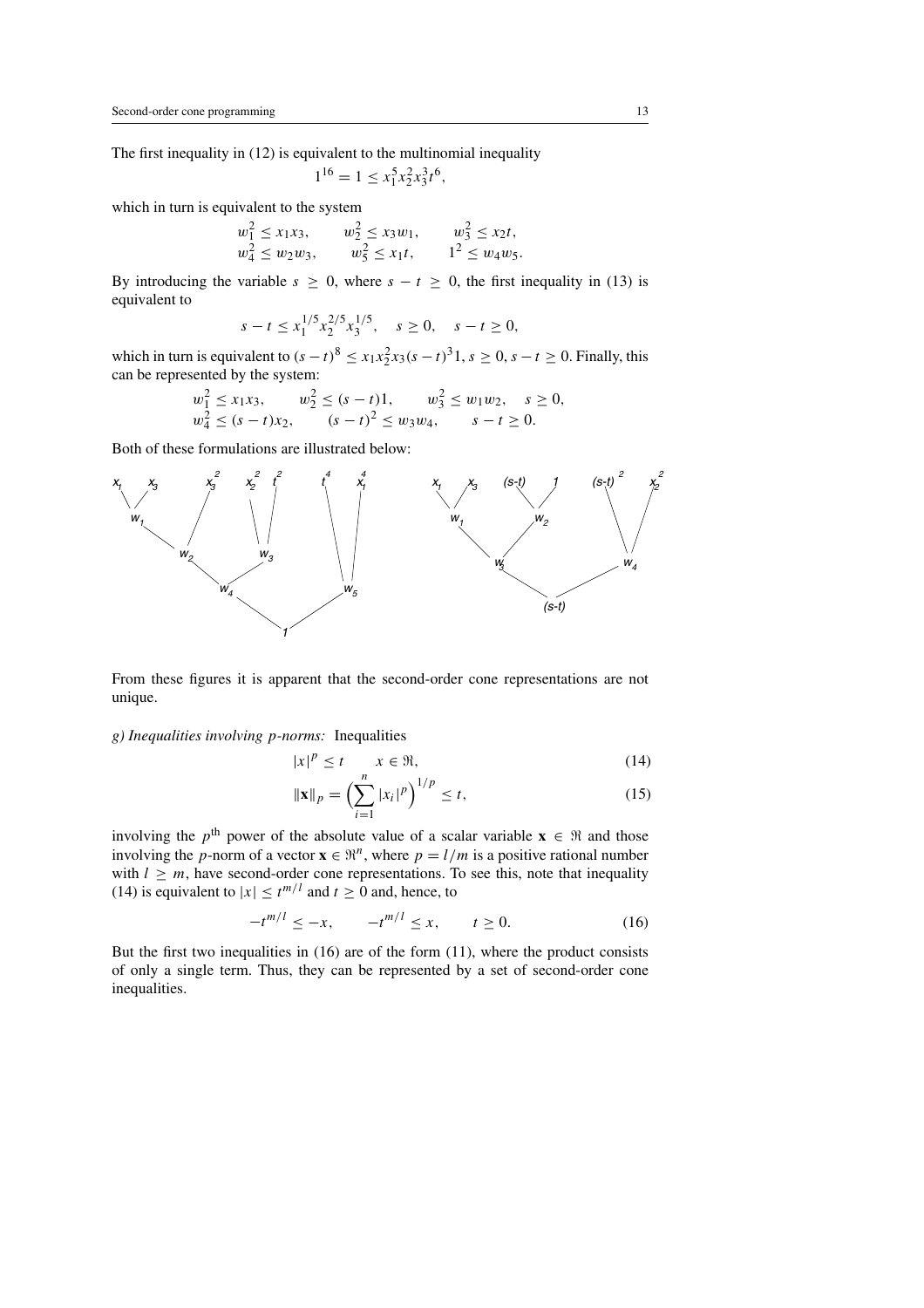The first inequality in (12) is equivalent to the multinomial inequality

$$1^{16} = 1 \leq x_1^5 x_2^2 x_3^3 t^6,$$

which in turn is equivalent to the system

$$\begin{array}{lll} w_1^2 \leq x_1 x_3, & w_2^2 \leq x_3 w_1, & w_3^2 \leq x_2 t, \\ w_4^2 \leq w_2 w_3, & w_5^2 \leq x_1 t, & 1^2 \leq w_4 w_5. \end{array}$$

By introducing the variable $s \geq 0$, where $s - t \geq 0$, the first inequality in (13) is equivalent to

$$s - t \leq x_1^{1/5} x_2^{2/5} x_3^{1/5}, \quad s \geq 0, \quad s - t \geq 0,$$

which in turn is equivalent to $(s-t)^8 \leq x_1 x_2^2 x_3 (s-t)^3 1$, $s \geq 0$, $s - t \geq 0$. Finally, this can be represented by the system:

$$\begin{array}{llll} w_1^2 \leq x_1 x_3, & w_2^2 \leq (s-t)1, & w_3^2 \leq w_1 w_2, & s \geq 0, \\ w_4^2 \leq (s-t) x_2, & (s-t)^2 \leq w_3 w_4, & s - t \geq 0. & \end{array}$$

Both of these formulations are illustrated below:

From these figures it is apparent that the second-order cone representations are not unique.

*g) Inequalities involving p-norms:* Inequalities

$$|x|^p \leq t \qquad x \in \Re, \tag{14}$$

$$\|\mathbf{x}\|_p = \Big( \sum_{i=1}^n |x_i|^p \Big)^{1/p} \leq t, \tag{15}$$

involving the $p^{\text{th}}$ power of the absolute value of a scalar variable $\mathbf{x} \in \Re$ and those involving the $p$-norm of a vector $\mathbf{x} \in \Re^n$, where $p = l/m$ is a positive rational number with $l \geq m$, have second-order cone representations. To see this, note that inequality (14) is equivalent to $|x| \leq t^{m/l}$ and $t \geq 0$ and, hence, to

$$-t^{m/l} \leq -x, \qquad -t^{m/l} \leq x, \qquad t \geq 0. \tag{16}$$

But the first two inequalities in (16) are of the form (11), where the product consists of only a single term. Thus, they can be represented by a set of second-order cone inequalities.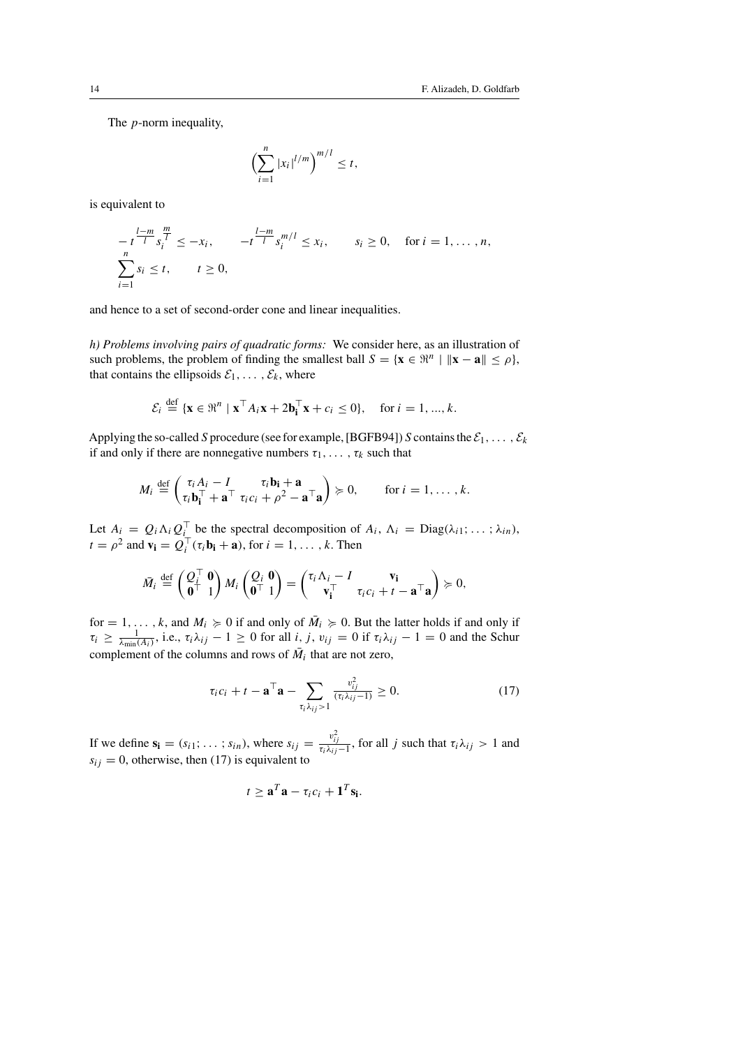The $p$-norm inequality,

$$\Big(\sum_{i=1}^n |x_i|^{l/m}\Big)^{m/l} \leq t,$$

is equivalent to

$$-\,t^{\frac{l-m}{l}} s_i^{\frac{m}{l}} \leq -x_i, \qquad -t^{\frac{l-m}{l}} s_i^{m/l} \leq x_i, \qquad s_i \geq 0, \quad \text{for } i = 1, \ldots, n,$$
$$\sum_{i=1}^n s_i \leq t, \qquad t \geq 0,$$

and hence to a set of second-order cone and linear inequalities.

*h) Problems involving pairs of quadratic forms:* We consider here, as an illustration of such problems, the problem of finding the smallest ball $S = \{\mathbf{x} \in \Re^n \mid \|\mathbf{x} - \mathbf{a}\| \leq \rho\}$, that contains the ellipsoids $\mathcal{E}_1, \ldots, \mathcal{E}_k$, where

$$\mathcal{E}_i \stackrel{\text{def}}{=} \{\mathbf{x} \in \Re^n \mid \mathbf{x}^\top A_i \mathbf{x} + 2\mathbf{b_i}^\top \mathbf{x} + c_i \leq 0\}, \quad \text{for } i = 1, ..., k.$$

Applying the so-called $S$ procedure (see for example, [BGFB94]) $S$ contains the $\mathcal{E}_1, \ldots, \mathcal{E}_k$ if and only if there are nonnegative numbers $\tau_1, \ldots, \tau_k$ such that

$$M_i \stackrel{\text{def}}{=} \begin{pmatrix} \tau_i A_i - I & \tau_i \mathbf{b_i} + \mathbf{a} \\ \tau_i \mathbf{b_i}^\top + \mathbf{a}^\top & \tau_i c_i + \rho^2 - \mathbf{a}^\top \mathbf{a} \end{pmatrix} \succcurlyeq 0, \qquad \text{for } i = 1, \ldots, k.$$

Let $A_i = Q_i \Lambda_i Q_i^\top$ be the spectral decomposition of $A_i$, $\Lambda_i = \operatorname{Diag}(\lambda_{i1}; \ldots; \lambda_{in})$, $t = \rho^2$ and $\mathbf{v_i} = Q_i^\top(\tau_i \mathbf{b_i} + \mathbf{a})$, for $i = 1, \ldots, k$. Then

$$\bar{M}_i \stackrel{\text{def}}{=} \begin{pmatrix} Q_i^\top & \mathbf{0} \\ \mathbf{0}^\top & 1 \end{pmatrix} M_i \begin{pmatrix} Q_i & \mathbf{0} \\ \mathbf{0}^\top & 1 \end{pmatrix} = \begin{pmatrix} \tau_i \Lambda_i - I & \mathbf{v_i} \\ \mathbf{v_i}^\top & \tau_i c_i + t - \mathbf{a}^\top \mathbf{a} \end{pmatrix} \succcurlyeq 0,$$

for $= 1, \ldots, k$, and $M_i \succcurlyeq 0$ if and only if $\bar{M}_i \succcurlyeq 0$. But the latter holds if and only if $\tau_i \geq \frac{1}{\lambda_{\min}(A_i)}$, i.e., $\tau_i \lambda_{ij} - 1 \geq 0$ for all $i$, $j$, $v_{ij} = 0$ if $\tau_i \lambda_{ij} - 1 = 0$ and the Schur complement of the columns and rows of $\bar{M}_i$ that are not zero,

$$\tau_i c_i + t - \mathbf{a}^\top \mathbf{a} - \sum_{\tau_i \lambda_{ij} > 1} \frac{v_{ij}^2}{(\tau_i \lambda_{ij} - 1)} \geq 0. \tag{17}$$

If we define $\mathbf{s_i} = (s_{i1}; \ldots; s_{in})$, where $s_{ij} = \frac{v_{ij}^2}{\tau_i \lambda_{ij} - 1}$, for all $j$ such that $\tau_i \lambda_{ij} > 1$ and $s_{ij} = 0$, otherwise, then (17) is equivalent to

$$t \geq \mathbf{a}^T \mathbf{a} - \tau_i c_i + \mathbf{1}^T \mathbf{s_i}.$$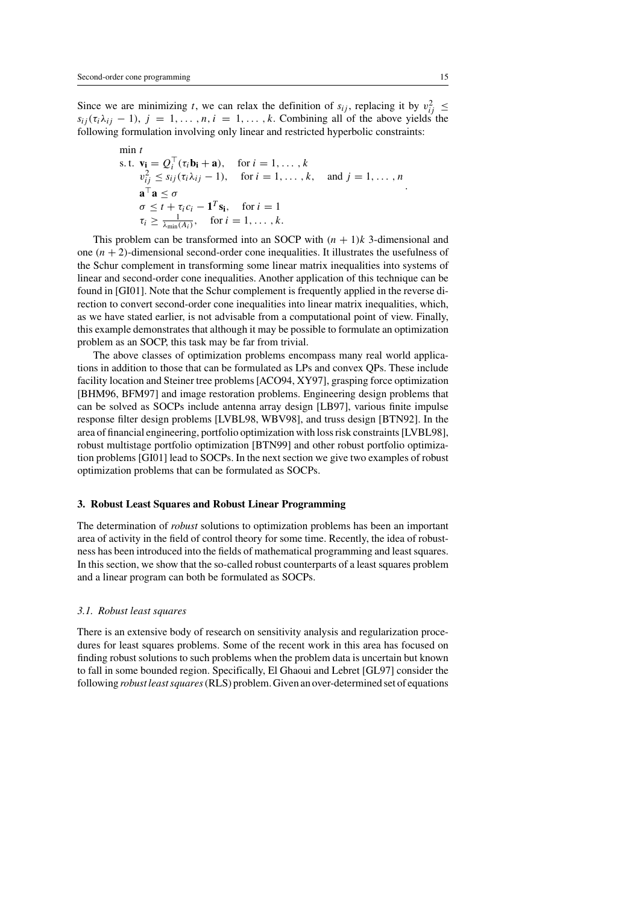Since we are minimizing $t$, we can relax the definition of $s_{ij}$, replacing it by $v_{ij}^2 \leq s_{ij}(\tau_i \lambda_{ij} - 1)$, $j = 1, \ldots, n$, $i = 1, \ldots, k$. Combining all of the above yields the following formulation involving only linear and restricted hyperbolic constraints:

$$
\begin{array}{ll}
\min t & \\
\text{s. t. } \mathbf{v_i} = Q_i^\top(\tau_i \mathbf{b_i} + \mathbf{a}), & \text{for } i = 1, \ldots, k \\
\quad v_{ij}^2 \leq s_{ij}(\tau_i \lambda_{ij} - 1), & \text{for } i = 1, \ldots, k, \quad \text{and } j = 1, \ldots, n \\
\quad \mathbf{a}^\top \mathbf{a} \leq \sigma & \\
\quad \sigma \leq t + \tau_i c_i - \mathbf{1}^T \mathbf{s_i}, & \text{for } i = 1 \\
\quad \tau_i \geq \frac{1}{\lambda_{\min}(A_i)}, & \text{for } i = 1, \ldots, k.
\end{array}
$$

This problem can be transformed into an SOCP with $(n + 1)k$ 3-dimensional and one $(n + 2)$-dimensional second-order cone inequalities. It illustrates the usefulness of the Schur complement in transforming some linear matrix inequalities into systems of linear and second-order cone inequalities. Another application of this technique can be found in [GI01]. Note that the Schur complement is frequently applied in the reverse direction to convert second-order cone inequalities into linear matrix inequalities, which, as we have stated earlier, is not advisable from a computational point of view. Finally, this example demonstrates that although it may be possible to formulate an optimization problem as an SOCP, this task may be far from trivial.

The above classes of optimization problems encompass many real world applications in addition to those that can be formulated as LPs and convex QPs. These include facility location and Steiner tree problems [ACO94, XY97], grasping force optimization [BHM96, BFM97] and image restoration problems. Engineering design problems that can be solved as SOCPs include antenna array design [LB97], various finite impulse response filter design problems [LVBL98, WBV98], and truss design [BTN92]. In the area of financial engineering, portfolio optimization with loss risk constraints [LVBL98], robust multistage portfolio optimization [BTN99] and other robust portfolio optimization problems [GI01] lead to SOCPs. In the next section we give two examples of robust optimization problems that can be formulated as SOCPs.

## 3. Robust Least Squares and Robust Linear Programming

The determination of *robust* solutions to optimization problems has been an important area of activity in the field of control theory for some time. Recently, the idea of robustness has been introduced into the fields of mathematical programming and least squares. In this section, we show that the so-called robust counterparts of a least squares problem and a linear program can both be formulated as SOCPs.

### *3.1. Robust least squares*

There is an extensive body of research on sensitivity analysis and regularization procedures for least squares problems. Some of the recent work in this area has focused on finding robust solutions to such problems when the problem data is uncertain but known to fall in some bounded region. Specifically, El Ghaoui and Lebret [GL97] consider the following *robust least squares* (RLS) problem. Given an over-determined set of equations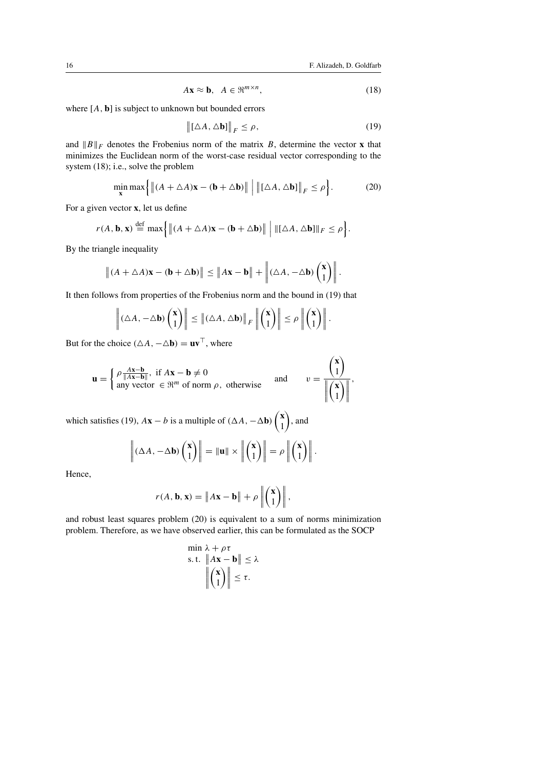$$A\mathbf{x} \approx \mathbf{b}, \quad A \in \Re^{m \times n}, \tag{18}$$

where $[A, \mathbf{b}]$ is subject to unknown but bounded errors

$$\left\| [\triangle A, \triangle \mathbf{b}] \right\|_F \leq \rho, \tag{19}$$

and $\|B\|_F$ denotes the Frobenius norm of the matrix $B$, determine the vector $\mathbf{x}$ that minimizes the Euclidean norm of the worst-case residual vector corresponding to the system (18); i.e., solve the problem

$$\min_{\mathbf{x}} \max \Big\{ \left\| (A + \triangle A)\mathbf{x} - (\mathbf{b} + \triangle \mathbf{b}) \right\| \;\Big|\; \left\| [\triangle A, \triangle \mathbf{b}] \right\|_F \leq \rho \Big\}. \tag{20}$$

For a given vector $\mathbf{x}$, let us define

$$r(A, \mathbf{b}, \mathbf{x}) \stackrel{\text{def}}{=} \max \Big\{ \left\| (A + \triangle A)\mathbf{x} - (\mathbf{b} + \triangle \mathbf{b}) \right\| \;\Big|\; \|[\triangle A, \triangle \mathbf{b}]\|_F \leq \rho \Big\}.$$

By the triangle inequality

$$\left\| (A + \triangle A)\mathbf{x} - (\mathbf{b} + \triangle \mathbf{b}) \right\| \leq \left\| A\mathbf{x} - \mathbf{b} \right\| + \left\| (\triangle A, -\triangle \mathbf{b}) \begin{pmatrix} \mathbf{x} \\ 1 \end{pmatrix} \right\|.$$

It then follows from properties of the Frobenius norm and the bound in (19) that

$$\left\| (\triangle A, -\triangle \mathbf{b}) \begin{pmatrix} \mathbf{x} \\ 1 \end{pmatrix} \right\| \leq \left\| (\triangle A, \triangle \mathbf{b}) \right\|_F \left\| \begin{pmatrix} \mathbf{x} \\ 1 \end{pmatrix} \right\| \leq \rho \left\| \begin{pmatrix} \mathbf{x} \\ 1 \end{pmatrix} \right\|.$$

But for the choice $(\triangle A, -\triangle \mathbf{b}) = \mathbf{u}\mathbf{v}^\top$, where

$$\mathbf{u} = \begin{cases} \rho \frac{A\mathbf{x} - \mathbf{b}}{\|A\mathbf{x} - \mathbf{b}\|}, & \text{if } A\mathbf{x} - \mathbf{b} \neq 0 \\ \text{any vector } \in \Re^m \text{ of norm } \rho, & \text{otherwise} \end{cases} \qquad \text{and} \qquad v = \frac{\begin{pmatrix} \mathbf{x} \\ 1 \end{pmatrix}}{\left\| \begin{pmatrix} \mathbf{x} \\ 1 \end{pmatrix} \right\|},$$

which satisfies (19), $A\mathbf{x} - b$ is a multiple of $(\Delta A, -\Delta \mathbf{b}) \begin{pmatrix} \mathbf{x} \\ 1 \end{pmatrix}$, and

$$\left\| (\Delta A, -\Delta \mathbf{b}) \begin{pmatrix} \mathbf{x} \\ 1 \end{pmatrix} \right\| = \|\mathbf{u}\| \times \left\| \begin{pmatrix} \mathbf{x} \\ 1 \end{pmatrix} \right\| = \rho \left\| \begin{pmatrix} \mathbf{x} \\ 1 \end{pmatrix} \right\|.$$

Hence,

$$r(A, \mathbf{b}, \mathbf{x}) = \left\| A\mathbf{x} - \mathbf{b} \right\| + \rho \left\| \begin{pmatrix} \mathbf{x} \\ 1 \end{pmatrix} \right\|,$$

and robust least squares problem (20) is equivalent to a sum of norms minimization problem. Therefore, as we have observed earlier, this can be formulated as the SOCP

$$\begin{array}{ll} \min & \lambda + \rho\tau \\ \text{s. t.} & \left\| A\mathbf{x} - \mathbf{b} \right\| \leq \lambda \\ & \left\| \begin{pmatrix} \mathbf{x} \\ 1 \end{pmatrix} \right\| \leq \tau. \end{array}$$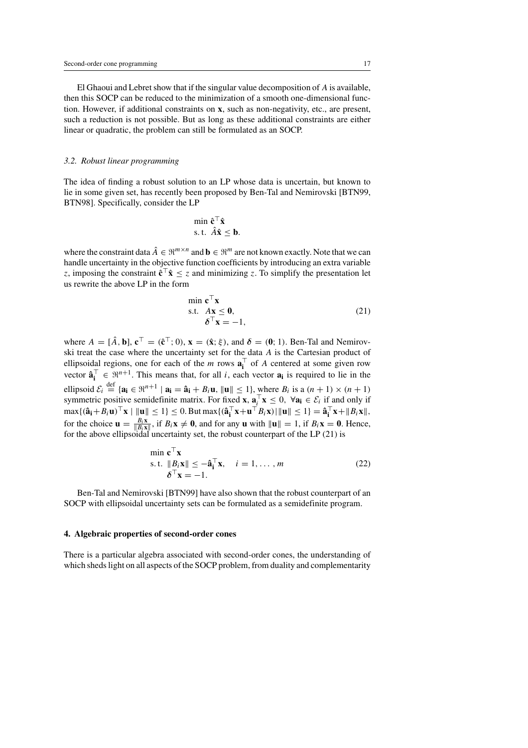El Ghaoui and Lebret show that if the singular value decomposition of $A$ is available, then this SOCP can be reduced to the minimization of a smooth one-dimensional function. However, if additional constraints on $\mathbf{x}$, such as non-negativity, etc., are present, such a reduction is not possible. But as long as these additional constraints are either linear or quadratic, the problem can still be formulated as an SOCP.

### *3.2. Robust linear programming*

The idea of finding a robust solution to an LP whose data is uncertain, but known to lie in some given set, has recently been proposed by Ben-Tal and Nemirovski [BTN99, BTN98]. Specifically, consider the LP

$$
\begin{aligned}
&\min\ \hat{\mathbf{c}}^\top \hat{\mathbf{x}} \\
&\text{s. t.}\ \ \hat{A}\hat{\mathbf{x}} \leq \mathbf{b}.
\end{aligned}
$$

where the constraint data $\hat{A} \in \Re^{m\times n}$ and $\mathbf{b} \in \Re^m$ are not known exactly. Note that we can handle uncertainty in the objective function coefficients by introducing an extra variable $z$, imposing the constraint $\hat{\mathbf{c}}^\top \hat{\mathbf{x}} \leq z$ and minimizing $z$. To simplify the presentation let us rewrite the above LP in the form

$$
\begin{aligned}
&\min\ \mathbf{c}^\top \mathbf{x} \\
&\text{s.t.}\ \ A\mathbf{x} \leq \mathbf{0}, \\
&\qquad \boldsymbol{\delta}^\top \mathbf{x} = -1,
\end{aligned}
\tag{21}
$$

where $A = [\hat{A}, \mathbf{b}]$, $\mathbf{c}^\top = (\hat{\mathbf{c}}^\top; 0)$, $\mathbf{x} = (\hat{\mathbf{x}}; \xi)$, and $\boldsymbol{\delta} = (\mathbf{0}; 1)$. Ben-Tal and Nemirovski treat the case where the uncertainty set for the data $A$ is the Cartesian product of ellipsoidal regions, one for each of the $m$ rows $\mathbf{a_i}^\top$ of $A$ centered at some given row vector $\hat{\mathbf{a}}_\mathbf{i}^\top \in \Re^{n+1}$. This means that, for all $i$, each vector $\mathbf{a_i}$ is required to lie in the ellipsoid $\mathcal{E}_i \stackrel{\text{def}}{=} \{\mathbf{a_i} \in \Re^{n+1} \mid \mathbf{a_i} = \hat{\mathbf{a}}_\mathbf{i} + B_i\mathbf{u}, \|\mathbf{u}\| \leq 1\}$, where $B_i$ is a $(n+1)\times(n+1)$ symmetric positive semidefinite matrix. For fixed $\mathbf{x}$, $\mathbf{a}_i^\top \mathbf{x} \leq 0,\ \forall \mathbf{a_i} \in \mathcal{E}_i$ if and only if $\max\{(\hat{\mathbf{a}}_\mathbf{i} + B_i\mathbf{u})^\top \mathbf{x} \mid \|\mathbf{u}\| \leq 1\} \leq 0$. But $\max\{(\hat{\mathbf{a}}_\mathbf{i}^\top \mathbf{x} + \mathbf{u}^\top B_i\mathbf{x}) \mid \|\mathbf{u}\| \leq 1\} = \hat{\mathbf{a}}_\mathbf{i}^\top \mathbf{x} + \|B_i\mathbf{x}\|$, for the choice $\mathbf{u} = \frac{B_i\mathbf{x}}{\|B_i\mathbf{x}\|}$, if $B_i\mathbf{x} \neq \mathbf{0}$, and for any $\mathbf{u}$ with $\|\mathbf{u}\| = 1$, if $B_i\mathbf{x} = \mathbf{0}$. Hence, for the above ellipsoidal uncertainty set, the robust counterpart of the LP (21) is

$$
\begin{aligned}
&\min\ \mathbf{c}^\top \mathbf{x} \\
&\text{s. t.}\ \ \|B_i\mathbf{x}\| \leq -\hat{\mathbf{a}}_\mathbf{i}^\top \mathbf{x}, \quad i = 1, \ldots, m \\
&\qquad \boldsymbol{\delta}^\top \mathbf{x} = -1.
\end{aligned}
\tag{22}
$$

Ben-Tal and Nemirovski [BTN99] have also shown that the robust counterpart of an SOCP with ellipsoidal uncertainty sets can be formulated as a semidefinite program.

## 4. Algebraic properties of second-order cones

There is a particular algebra associated with second-order cones, the understanding of which sheds light on all aspects of the SOCP problem, from duality and complementarity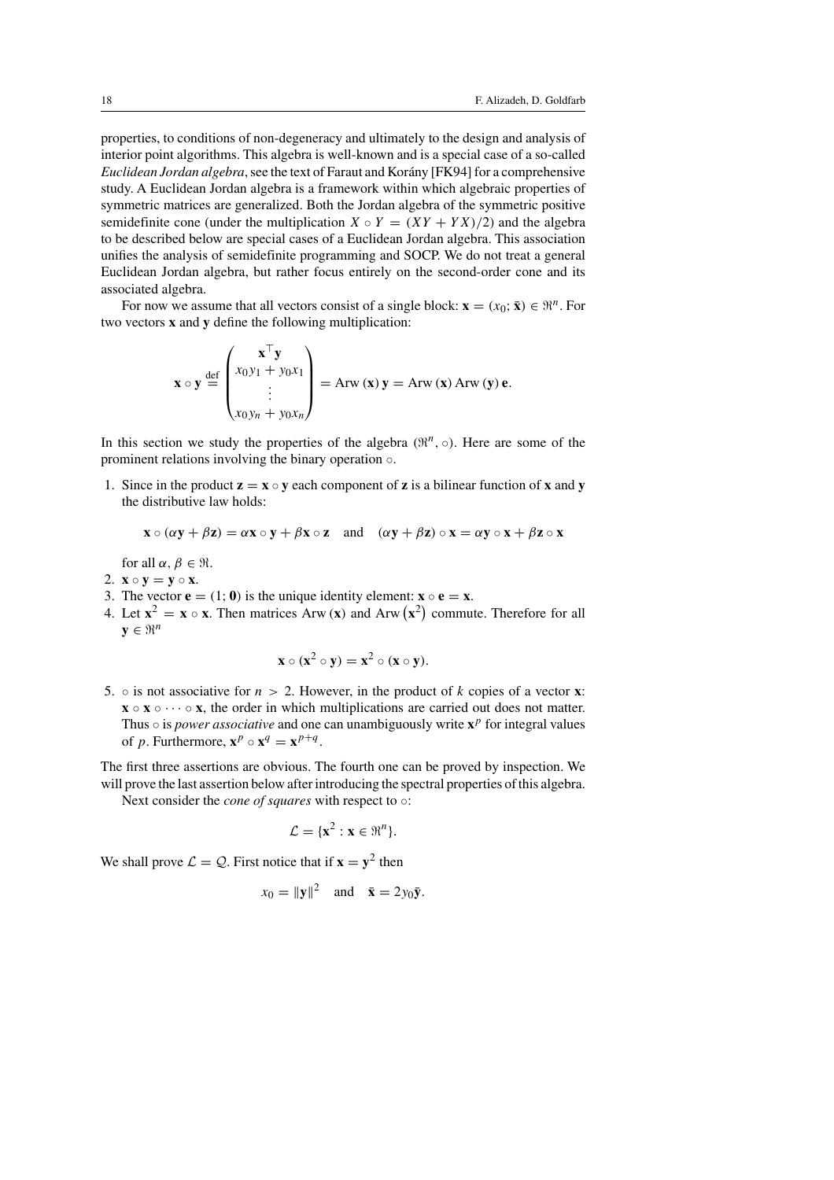properties, to conditions of non-degeneracy and ultimately to the design and analysis of interior point algorithms. This algebra is well-known and is a special case of a so-called *Euclidean Jordan algebra*, see the text of Faraut and Korány [FK94] for a comprehensive study. A Euclidean Jordan algebra is a framework within which algebraic properties of symmetric matrices are generalized. Both the Jordan algebra of the symmetric positive semidefinite cone (under the multiplication $X \circ Y = (XY + YX)/2$) and the algebra to be described below are special cases of a Euclidean Jordan algebra. This association unifies the analysis of semidefinite programming and SOCP. We do not treat a general Euclidean Jordan algebra, but rather focus entirely on the second-order cone and its associated algebra.

For now we assume that all vectors consist of a single block: $\mathbf{x} = (x_0; \bar{\mathbf{x}}) \in \Re^n$. For two vectors $\mathbf{x}$ and $\mathbf{y}$ define the following multiplication:

$$\mathbf{x} \circ \mathbf{y} \stackrel{\text{def}}{=} \begin{pmatrix} \mathbf{x}^\top \mathbf{y} \\ x_0 y_1 + y_0 x_1 \\ \vdots \\ x_0 y_n + y_0 x_n \end{pmatrix} = \operatorname{Arw}(\mathbf{x})\, \mathbf{y} = \operatorname{Arw}(\mathbf{x}) \operatorname{Arw}(\mathbf{y})\, \mathbf{e}.$$

In this section we study the properties of the algebra $(\Re^n, \circ)$. Here are some of the prominent relations involving the binary operation $\circ$.

1. Since in the product $\mathbf{z} = \mathbf{x} \circ \mathbf{y}$ each component of $\mathbf{z}$ is a bilinear function of $\mathbf{x}$ and $\mathbf{y}$ the distributive law holds:

   $$\mathbf{x} \circ (\alpha \mathbf{y} + \beta \mathbf{z}) = \alpha \mathbf{x} \circ \mathbf{y} + \beta \mathbf{x} \circ \mathbf{z} \quad \text{and} \quad (\alpha \mathbf{y} + \beta \mathbf{z}) \circ \mathbf{x} = \alpha \mathbf{y} \circ \mathbf{x} + \beta \mathbf{z} \circ \mathbf{x}$$

   for all $\alpha, \beta \in \Re$.
2. $\mathbf{x} \circ \mathbf{y} = \mathbf{y} \circ \mathbf{x}$.
3. The vector $\mathbf{e} = (1; \mathbf{0})$ is the unique identity element: $\mathbf{x} \circ \mathbf{e} = \mathbf{x}$.
4. Let $\mathbf{x}^2 = \mathbf{x} \circ \mathbf{x}$. Then matrices $\operatorname{Arw}(\mathbf{x})$ and $\operatorname{Arw}(\mathbf{x}^2)$ commute. Therefore for all $\mathbf{y} \in \Re^n$

   $$\mathbf{x} \circ (\mathbf{x}^2 \circ \mathbf{y}) = \mathbf{x}^2 \circ (\mathbf{x} \circ \mathbf{y}).$$

5. $\circ$ is not associative for $n > 2$. However, in the product of $k$ copies of a vector $\mathbf{x}$: $\mathbf{x} \circ \mathbf{x} \circ \cdots \circ \mathbf{x}$, the order in which multiplications are carried out does not matter. Thus $\circ$ is *power associative* and one can unambiguously write $\mathbf{x}^p$ for integral values of $p$. Furthermore, $\mathbf{x}^p \circ \mathbf{x}^q = \mathbf{x}^{p+q}$.

The first three assertions are obvious. The fourth one can be proved by inspection. We will prove the last assertion below after introducing the spectral properties of this algebra.

Next consider the *cone of squares* with respect to $\circ$:

$$\mathcal{L} = \{\mathbf{x}^2 : \mathbf{x} \in \Re^n\}.$$

We shall prove $\mathcal{L} = \mathcal{Q}$. First notice that if $\mathbf{x} = \mathbf{y}^2$ then

$$x_0 = \|\mathbf{y}\|^2 \quad \text{and} \quad \bar{\mathbf{x}} = 2 y_0 \bar{\mathbf{y}}.$$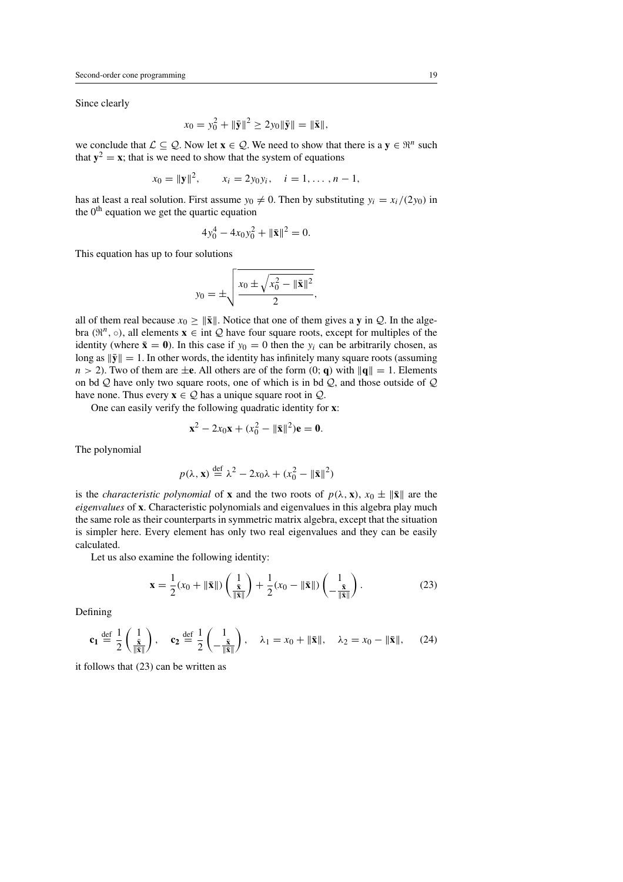Since clearly

$$x_0 = y_0^2 + \|\bar{\mathbf{y}}\|^2 \geq 2y_0\|\bar{\mathbf{y}}\| = \|\bar{\mathbf{x}}\|,$$

we conclude that $\mathcal{L} \subseteq \mathcal{Q}$. Now let $\mathbf{x} \in \mathcal{Q}$. We need to show that there is a $\mathbf{y} \in \Re^n$ such that $\mathbf{y}^2 = \mathbf{x}$; that is we need to show that the system of equations

$$x_0 = \|\mathbf{y}\|^2, \qquad x_i = 2y_0 y_i, \quad i = 1, \ldots, n-1,$$

has at least a real solution. First assume $y_0 \neq 0$. Then by substituting $y_i = x_i/(2y_0)$ in the $0^{\text{th}}$ equation we get the quartic equation

$$4y_0^4 - 4x_0 y_0^2 + \|\bar{\mathbf{x}}\|^2 = 0.$$

This equation has up to four solutions

$$y_0 = \pm\sqrt{\frac{x_0 \pm \sqrt{x_0^2 - \|\bar{\mathbf{x}}\|^2}}{2}},$$

all of them real because $x_0 \geq \|\bar{\mathbf{x}}\|$. Notice that one of them gives a $\mathbf{y}$ in $\mathcal{Q}$. In the algebra $(\Re^n, \circ)$, all elements $\mathbf{x} \in \operatorname{int} \mathcal{Q}$ have four square roots, except for multiples of the identity (where $\bar{\mathbf{x}} = \mathbf{0}$). In this case if $y_0 = 0$ then the $y_i$ can be arbitrarily chosen, as long as $\|\bar{\mathbf{y}}\| = 1$. In other words, the identity has infinitely many square roots (assuming $n > 2$). Two of them are $\pm\mathbf{e}$. All others are of the form $(0; \mathbf{q})$ with $\|\mathbf{q}\| = 1$. Elements on $\operatorname{bd} \mathcal{Q}$ have only two square roots, one of which is in $\operatorname{bd} \mathcal{Q}$, and those outside of $\mathcal{Q}$ have none. Thus every $\mathbf{x} \in \mathcal{Q}$ has a unique square root in $\mathcal{Q}$.

One can easily verify the following quadratic identity for $\mathbf{x}$:

$$\mathbf{x}^2 - 2x_0\mathbf{x} + (x_0^2 - \|\bar{\mathbf{x}}\|^2)\mathbf{e} = \mathbf{0}.$$

The polynomial

$$p(\lambda, \mathbf{x}) \stackrel{\text{def}}{=} \lambda^2 - 2x_0\lambda + (x_0^2 - \|\bar{\mathbf{x}}\|^2)$$

is the *characteristic polynomial* of $\mathbf{x}$ and the two roots of $p(\lambda, \mathbf{x})$, $x_0 \pm \|\bar{\mathbf{x}}\|$ are the *eigenvalues* of $\mathbf{x}$. Characteristic polynomials and eigenvalues in this algebra play much the same role as their counterparts in symmetric matrix algebra, except that the situation is simpler here. Every element has only two real eigenvalues and they can be easily calculated.

Let us also examine the following identity:

$$\mathbf{x} = \frac{1}{2}(x_0 + \|\bar{\mathbf{x}}\|)\begin{pmatrix} 1 \\ \frac{\bar{\mathbf{x}}}{\|\bar{\mathbf{x}}\|} \end{pmatrix} + \frac{1}{2}(x_0 - \|\bar{\mathbf{x}}\|)\begin{pmatrix} 1 \\ -\frac{\bar{\mathbf{x}}}{\|\bar{\mathbf{x}}\|} \end{pmatrix}. \tag{23}$$

Defining

$$\mathbf{c_1} \stackrel{\text{def}}{=} \frac{1}{2}\begin{pmatrix} 1 \\ \frac{\bar{\mathbf{x}}}{\|\bar{\mathbf{x}}\|} \end{pmatrix}, \quad \mathbf{c_2} \stackrel{\text{def}}{=} \frac{1}{2}\begin{pmatrix} 1 \\ -\frac{\bar{\mathbf{x}}}{\|\bar{\mathbf{x}}\|} \end{pmatrix}, \quad \lambda_1 = x_0 + \|\bar{\mathbf{x}}\|, \quad \lambda_2 = x_0 - \|\bar{\mathbf{x}}\|, \tag{24}$$

it follows that (23) can be written as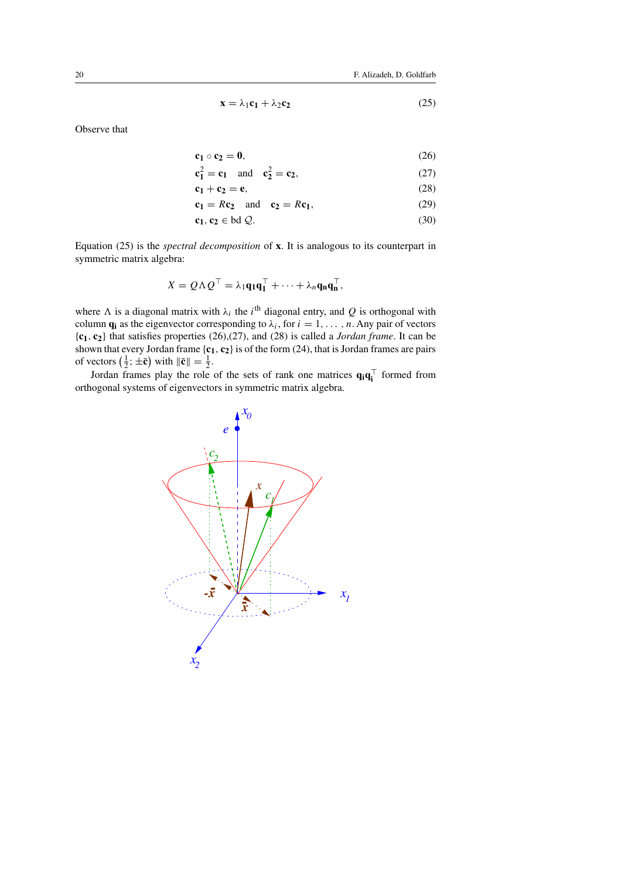$$\mathbf{x} = \lambda_1 \mathbf{c_1} + \lambda_2 \mathbf{c_2} \tag{25}$$

Observe that

$$\mathbf{c_1} \circ \mathbf{c_2} = \mathbf{0}, \tag{26}$$

$$\mathbf{c_1^2} = \mathbf{c_1} \quad \text{and} \quad \mathbf{c_2^2} = \mathbf{c_2}, \tag{27}$$

$$\mathbf{c_1} + \mathbf{c_2} = \mathbf{e}, \tag{28}$$

$$\mathbf{c_1} = R\mathbf{c_2} \quad \text{and} \quad \mathbf{c_2} = R\mathbf{c_1}, \tag{29}$$

$$\mathbf{c_1}, \mathbf{c_2} \in \text{bd}\, \mathcal{Q}. \tag{30}$$

Equation (25) is the *spectral decomposition* of $\mathbf{x}$. It is analogous to its counterpart in symmetric matrix algebra:

$$X = Q\Lambda Q^\top = \lambda_1 \mathbf{q_1} \mathbf{q_1}^\top + \cdots + \lambda_n \mathbf{q_n} \mathbf{q_n}^\top,$$

where $\Lambda$ is a diagonal matrix with $\lambda_i$ the $i^{\text{th}}$ diagonal entry, and $Q$ is orthogonal with column $\mathbf{q_i}$ as the eigenvector corresponding to $\lambda_i$, for $i = 1, \ldots, n$. Any pair of vectors $\{\mathbf{c_1}, \mathbf{c_2}\}$ that satisfies properties (26),(27), and (28) is called a *Jordan frame*. It can be shown that every Jordan frame $\{\mathbf{c_1}, \mathbf{c_2}\}$ is of the form (24), that is Jordan frames are pairs of vectors $\left(\frac{1}{2}; \pm\bar{\mathbf{c}}\right)$ with $\|\bar{\mathbf{c}}\| = \frac{1}{2}$.

Jordan frames play the role of the sets of rank one matrices $\mathbf{q_i}\mathbf{q_i}^\top$ formed from orthogonal systems of eigenvectors in symmetric matrix algebra.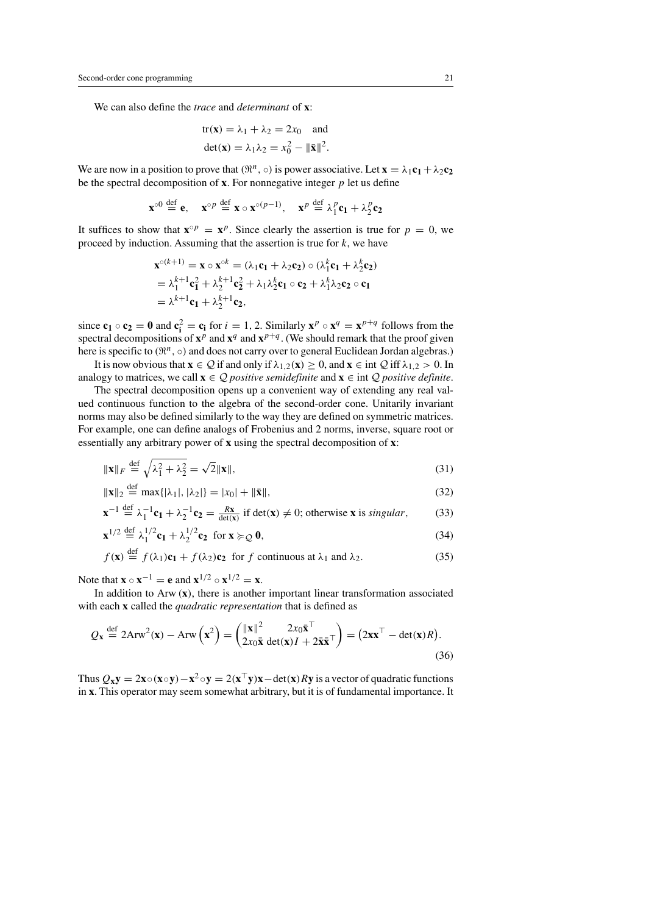We can also define the *trace* and *determinant* of $\mathbf{x}$:

$$\operatorname{tr}(\mathbf{x}) = \lambda_1 + \lambda_2 = 2x_0 \quad \text{and}$$
$$\det(\mathbf{x}) = \lambda_1\lambda_2 = x_0^2 - \|\bar{\mathbf{x}}\|^2.$$

We are now in a position to prove that $(\Re^n, \circ)$ is power associative. Let $\mathbf{x} = \lambda_1\mathbf{c_1} + \lambda_2\mathbf{c_2}$ be the spectral decomposition of $\mathbf{x}$. For nonnegative integer $p$ let us define

$$\mathbf{x}^{\circ 0} \stackrel{\text{def}}{=} \mathbf{e}, \quad \mathbf{x}^{\circ p} \stackrel{\text{def}}{=} \mathbf{x} \circ \mathbf{x}^{\circ(p-1)}, \quad \mathbf{x}^{p} \stackrel{\text{def}}{=} \lambda_1^p\mathbf{c_1} + \lambda_2^p\mathbf{c_2}$$

It suffices to show that $\mathbf{x}^{\circ p} = \mathbf{x}^p$. Since clearly the assertion is true for $p = 0$, we proceed by induction. Assuming that the assertion is true for $k$, we have

$$\begin{aligned}
\mathbf{x}^{\circ(k+1)} &= \mathbf{x} \circ \mathbf{x}^{\circ k} = (\lambda_1\mathbf{c_1} + \lambda_2\mathbf{c_2}) \circ (\lambda_1^k\mathbf{c_1} + \lambda_2^k\mathbf{c_2}) \\
&= \lambda_1^{k+1}\mathbf{c_1}^2 + \lambda_2^{k+1}\mathbf{c_2}^2 + \lambda_1\lambda_2^k\mathbf{c_1} \circ \mathbf{c_2} + \lambda_1^k\lambda_2\mathbf{c_2} \circ \mathbf{c_1} \\
&= \lambda^{k+1}\mathbf{c_1} + \lambda_2^{k+1}\mathbf{c_2},
\end{aligned}$$

since $\mathbf{c_1} \circ \mathbf{c_2} = \mathbf{0}$ and $\mathbf{c_i}^2 = \mathbf{c_i}$ for $i = 1, 2$. Similarly $\mathbf{x}^p \circ \mathbf{x}^q = \mathbf{x}^{p+q}$ follows from the spectral decompositions of $\mathbf{x}^p$ and $\mathbf{x}^q$ and $\mathbf{x}^{p+q}$. (We should remark that the proof given here is specific to $(\Re^n, \circ)$ and does not carry over to general Euclidean Jordan algebras.)

It is now obvious that $\mathbf{x} \in \mathcal{Q}$ if and only if $\lambda_{1,2}(\mathbf{x}) \geq 0$, and $\mathbf{x} \in \operatorname{int} \mathcal{Q}$ iff $\lambda_{1,2} > 0$. In analogy to matrices, we call $\mathbf{x} \in \mathcal{Q}$ *positive semidefinite* and $\mathbf{x} \in \operatorname{int} \mathcal{Q}$ *positive definite*.

The spectral decomposition opens up a convenient way of extending any real valued continuous function to the algebra of the second-order cone. Unitarily invariant norms may also be defined similarly to the way they are defined on symmetric matrices. For example, one can define analogs of Frobenius and 2 norms, inverse, square root or essentially any arbitrary power of $\mathbf{x}$ using the spectral decomposition of $\mathbf{x}$:

$$\|\mathbf{x}\|_F \stackrel{\text{def}}{=} \sqrt{\lambda_1^2 + \lambda_2^2} = \sqrt{2}\|\mathbf{x}\|, \tag{31}$$

$$\|\mathbf{x}\|_2 \stackrel{\text{def}}{=} \max\{|\lambda_1|, |\lambda_2|\} = |x_0| + \|\bar{\mathbf{x}}\|, \tag{32}$$

$$\mathbf{x}^{-1} \stackrel{\text{def}}{=} \lambda_1^{-1}\mathbf{c_1} + \lambda_2^{-1}\mathbf{c_2} = \frac{R\mathbf{x}}{\det(\mathbf{x})} \text{ if } \det(\mathbf{x}) \neq 0; \text{ otherwise } \mathbf{x} \text{ is } \textit{singular}, \tag{33}$$

$$\mathbf{x}^{1/2} \stackrel{\text{def}}{=} \lambda_1^{1/2}\mathbf{c_1} + \lambda_2^{1/2}\mathbf{c_2} \;\text{ for } \mathbf{x} \succcurlyeq_{\mathcal{Q}} \mathbf{0}, \tag{34}$$

$$f(\mathbf{x}) \stackrel{\text{def}}{=} f(\lambda_1)\mathbf{c_1} + f(\lambda_2)\mathbf{c_2} \;\text{ for } f \text{ continuous at } \lambda_1 \text{ and } \lambda_2. \tag{35}$$

Note that $\mathbf{x} \circ \mathbf{x}^{-1} = \mathbf{e}$ and $\mathbf{x}^{1/2} \circ \mathbf{x}^{1/2} = \mathbf{x}$.

In addition to $\operatorname{Arw}(\mathbf{x})$, there is another important linear transformation associated with each $\mathbf{x}$ called the *quadratic representation* that is defined as

$$Q_{\mathbf{x}} \stackrel{\text{def}}{=} 2\operatorname{Arw}^2(\mathbf{x}) - \operatorname{Arw}\left(\mathbf{x}^2\right) = \begin{pmatrix} \|\mathbf{x}\|^2 & 2x_0\bar{\mathbf{x}}^\top \\ 2x_0\bar{\mathbf{x}} & \det(\mathbf{x})I + 2\bar{\mathbf{x}}\bar{\mathbf{x}}^\top \end{pmatrix} = \left(2\mathbf{x}\mathbf{x}^\top - \det(\mathbf{x})R\right). \tag{36}$$

Thus $Q_{\mathbf{x}}\mathbf{y} = 2\mathbf{x}\circ(\mathbf{x}\circ\mathbf{y}) - \mathbf{x}^2\circ\mathbf{y} = 2(\mathbf{x}^\top\mathbf{y})\mathbf{x} - \det(\mathbf{x})R\mathbf{y}$ is a vector of quadratic functions in $\mathbf{x}$. This operator may seem somewhat arbitrary, but it is of fundamental importance. It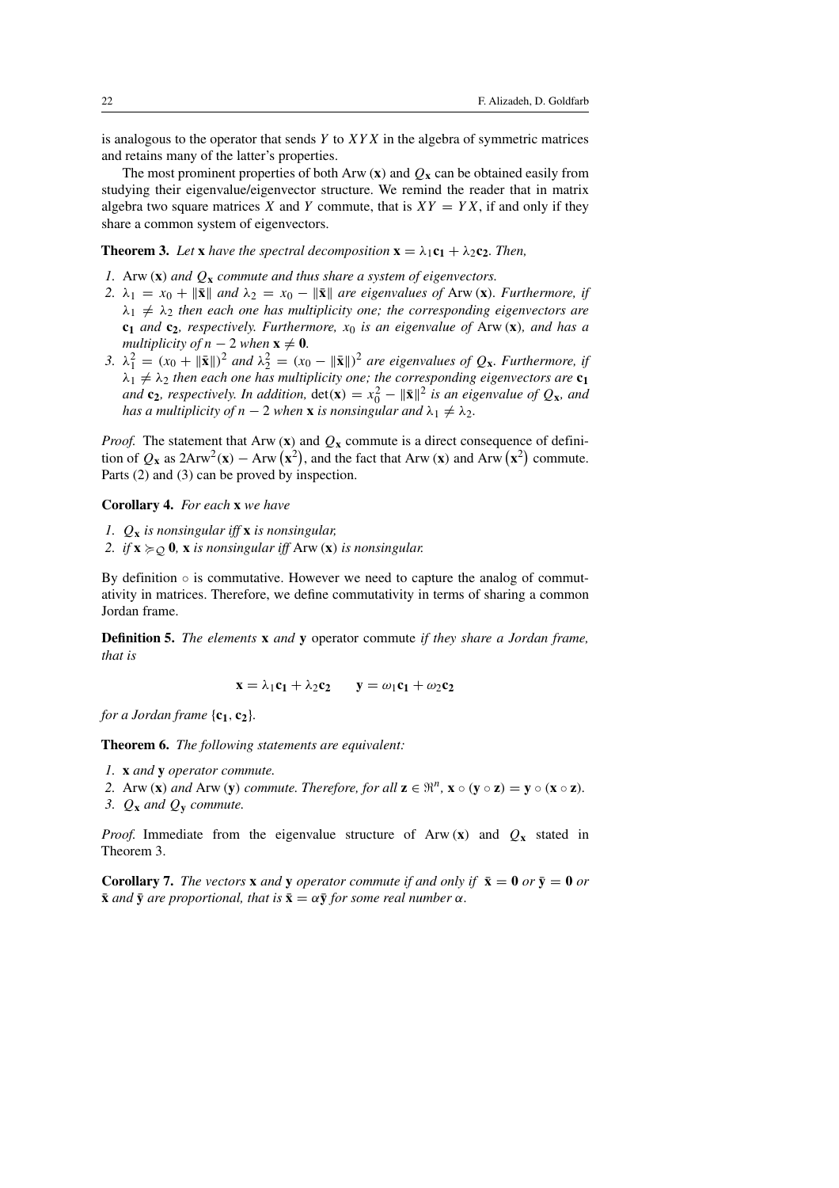is analogous to the operator that sends $Y$ to $XYX$ in the algebra of symmetric matrices and retains many of the latter's properties.

The most prominent properties of both $\mathrm{Arw}(\mathbf{x})$ and $Q_{\mathbf{x}}$ can be obtained easily from studying their eigenvalue/eigenvector structure. We remind the reader that in matrix algebra two square matrices $X$ and $Y$ commute, that is $XY = YX$, if and only if they share a common system of eigenvectors.

**Theorem 3.** *Let* $\mathbf{x}$ *have the spectral decomposition* $\mathbf{x} = \lambda_1 \mathbf{c_1} + \lambda_2 \mathbf{c_2}$. *Then,*

1. $\mathrm{Arw}(\mathbf{x})$ *and* $Q_{\mathbf{x}}$ *commute and thus share a system of eigenvectors.*
2. $\lambda_1 = x_0 + \|\bar{\mathbf{x}}\|$ *and* $\lambda_2 = x_0 - \|\bar{\mathbf{x}}\|$ *are eigenvalues of* $\mathrm{Arw}(\mathbf{x})$. *Furthermore, if* $\lambda_1 \neq \lambda_2$ *then each one has multiplicity one; the corresponding eigenvectors are* $\mathbf{c_1}$ *and* $\mathbf{c_2}$, *respectively. Furthermore,* $x_0$ *is an eigenvalue of* $\mathrm{Arw}(\mathbf{x})$, *and has a multiplicity of* $n-2$ *when* $\mathbf{x} \neq \mathbf{0}$.
3. $\lambda_1^2 = (x_0 + \|\bar{\mathbf{x}}\|)^2$ *and* $\lambda_2^2 = (x_0 - \|\bar{\mathbf{x}}\|)^2$ *are eigenvalues of* $Q_{\mathbf{x}}$. *Furthermore, if* $\lambda_1 \neq \lambda_2$ *then each one has multiplicity one; the corresponding eigenvectors are* $\mathbf{c_1}$ *and* $\mathbf{c_2}$, *respectively. In addition,* $\det(\mathbf{x}) = x_0^2 - \|\bar{\mathbf{x}}\|^2$ *is an eigenvalue of* $Q_{\mathbf{x}}$, *and has a multiplicity of* $n-2$ *when* $\mathbf{x}$ *is nonsingular and* $\lambda_1 \neq \lambda_2$.

*Proof.* The statement that $\mathrm{Arw}(\mathbf{x})$ and $Q_{\mathbf{x}}$ commute is a direct consequence of definition of $Q_{\mathbf{x}}$ as $2\mathrm{Arw}^2(\mathbf{x}) - \mathrm{Arw}(\mathbf{x}^2)$, and the fact that $\mathrm{Arw}(\mathbf{x})$ and $\mathrm{Arw}(\mathbf{x}^2)$ commute. Parts (2) and (3) can be proved by inspection.

**Corollary 4.** *For each* $\mathbf{x}$ *we have*

1. $Q_{\mathbf{x}}$ *is nonsingular iff* $\mathbf{x}$ *is nonsingular,*
2. *if* $\mathbf{x} \succcurlyeq_{\mathcal{Q}} \mathbf{0}$, $\mathbf{x}$ *is nonsingular iff* $\mathrm{Arw}(\mathbf{x})$ *is nonsingular.*

By definition $\circ$ is commutative. However we need to capture the analog of commutativity in matrices. Therefore, we define commutativity in terms of sharing a common Jordan frame.

**Definition 5.** *The elements* $\mathbf{x}$ *and* $\mathbf{y}$ operator commute *if they share a Jordan frame, that is*

$$\mathbf{x} = \lambda_1 \mathbf{c_1} + \lambda_2 \mathbf{c_2} \qquad \mathbf{y} = \omega_1 \mathbf{c_1} + \omega_2 \mathbf{c_2}$$

*for a Jordan frame* $\{\mathbf{c_1}, \mathbf{c_2}\}$.

**Theorem 6.** *The following statements are equivalent:*

1. $\mathbf{x}$ *and* $\mathbf{y}$ *operator commute.*
2. $\mathrm{Arw}(\mathbf{x})$ *and* $\mathrm{Arw}(\mathbf{y})$ *commute. Therefore, for all* $\mathbf{z} \in \Re^n$, $\mathbf{x} \circ (\mathbf{y} \circ \mathbf{z}) = \mathbf{y} \circ (\mathbf{x} \circ \mathbf{z})$.
3. $Q_{\mathbf{x}}$ *and* $Q_{\mathbf{y}}$ *commute.*

*Proof.* Immediate from the eigenvalue structure of $\mathrm{Arw}(\mathbf{x})$ and $Q_{\mathbf{x}}$ stated in Theorem 3.

**Corollary 7.** *The vectors* $\mathbf{x}$ *and* $\mathbf{y}$ *operator commute if and only if* $\bar{\mathbf{x}} = \mathbf{0}$ *or* $\bar{\mathbf{y}} = \mathbf{0}$ *or* $\bar{\mathbf{x}}$ *and* $\bar{\mathbf{y}}$ *are proportional, that is* $\bar{\mathbf{x}} = \alpha \bar{\mathbf{y}}$ *for some real number* $\alpha$.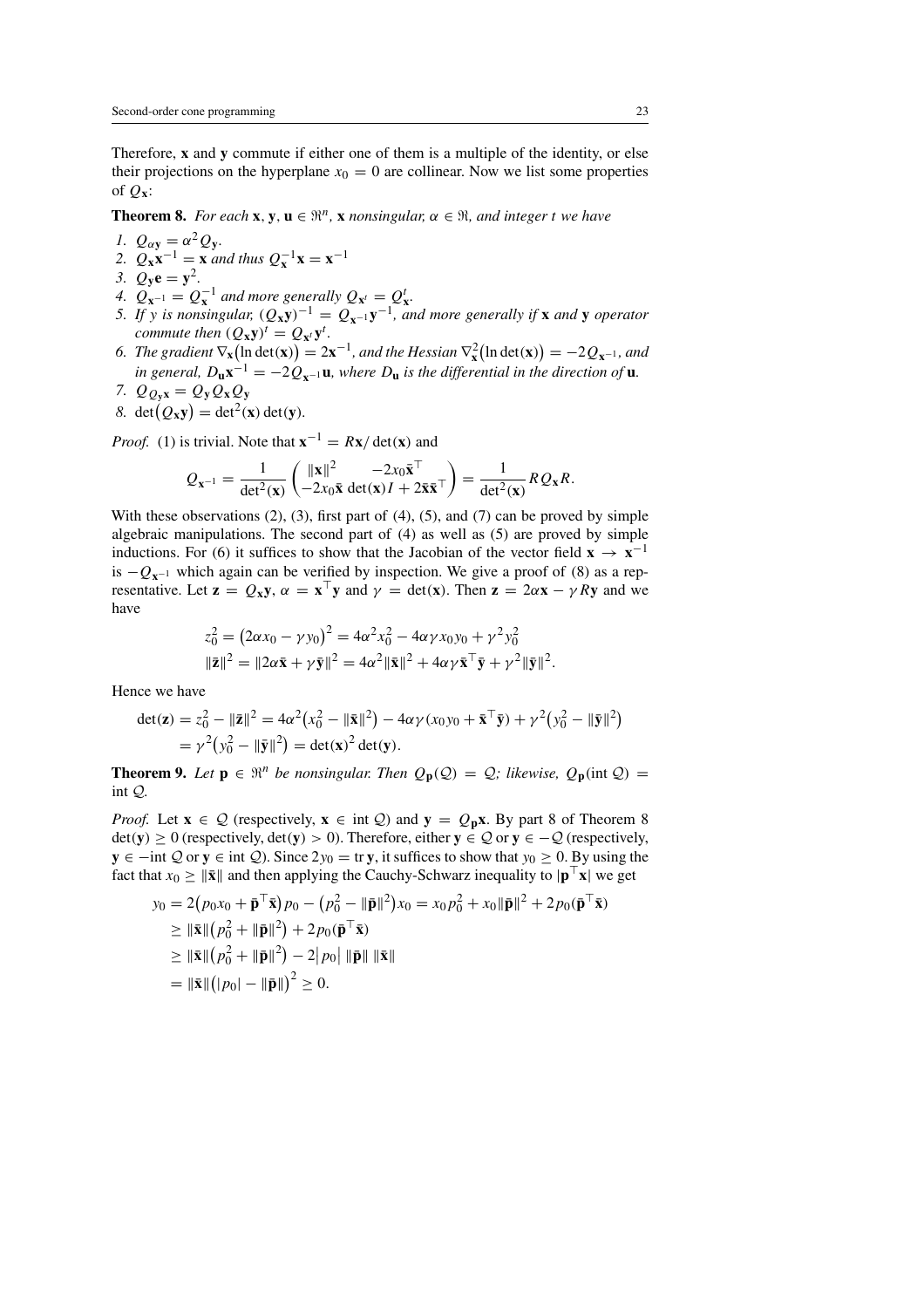Therefore, $\mathbf{x}$ and $\mathbf{y}$ commute if either one of them is a multiple of the identity, or else their projections on the hyperplane $x_0 = 0$ are collinear. Now we list some properties of $Q_{\mathbf{x}}$:

**Theorem 8.** *For each* $\mathbf{x}, \mathbf{y}, \mathbf{u} \in \Re^n$, $\mathbf{x}$ *nonsingular,* $\alpha \in \Re$, *and integer* $t$ *we have*

1. $Q_{\alpha\mathbf{y}} = \alpha^2 Q_{\mathbf{y}}$.
2. $Q_{\mathbf{x}}\mathbf{x}^{-1} = \mathbf{x}$ *and thus* $Q_{\mathbf{x}}^{-1}\mathbf{x} = \mathbf{x}^{-1}$
3. $Q_{\mathbf{y}}\mathbf{e} = \mathbf{y}^2$.
4. $Q_{\mathbf{x}^{-1}} = Q_{\mathbf{x}}^{-1}$ *and more generally* $Q_{\mathbf{x}^t} = Q_{\mathbf{x}}^t$.
5. *If* $y$ *is nonsingular,* $(Q_{\mathbf{x}}\mathbf{y})^{-1} = Q_{\mathbf{x}^{-1}}\mathbf{y}^{-1}$, *and more generally if* $\mathbf{x}$ *and* $\mathbf{y}$ *operator commute then* $(Q_{\mathbf{x}}\mathbf{y})^t = Q_{\mathbf{x}^t}\mathbf{y}^t$.
6. *The gradient* $\nabla_{\mathbf{x}}\big(\ln\det(\mathbf{x})\big) = 2\mathbf{x}^{-1}$, *and the Hessian* $\nabla^2_{\mathbf{x}}\big(\ln\det(\mathbf{x})\big) = -2Q_{\mathbf{x}^{-1}}$, *and in general,* $D_{\mathbf{u}}\mathbf{x}^{-1} = -2Q_{\mathbf{x}^{-1}}\mathbf{u}$, *where* $D_{\mathbf{u}}$ *is the differential in the direction of* $\mathbf{u}$.
7. $Q_{Q_{\mathbf{y}}\mathbf{x}} = Q_{\mathbf{y}}Q_{\mathbf{x}}Q_{\mathbf{y}}$
8. $\det\big(Q_{\mathbf{x}}\mathbf{y}\big) = \det^2(\mathbf{x})\det(\mathbf{y})$.

*Proof.* (1) is trivial. Note that $\mathbf{x}^{-1} = R\mathbf{x}/\det(\mathbf{x})$ and

$$Q_{\mathbf{x}^{-1}} = \frac{1}{\det^2(\mathbf{x})}\begin{pmatrix} \|\mathbf{x}\|^2 & -2x_0\bar{\mathbf{x}}^\top \\ -2x_0\bar{\mathbf{x}} & \det(\mathbf{x})I + 2\bar{\mathbf{x}}\bar{\mathbf{x}}^\top \end{pmatrix} = \frac{1}{\det^2(\mathbf{x})}RQ_{\mathbf{x}}R.$$

With these observations (2), (3), first part of (4), (5), and (7) can be proved by simple algebraic manipulations. The second part of (4) as well as (5) are proved by simple inductions. For (6) it suffices to show that the Jacobian of the vector field $\mathbf{x} \to \mathbf{x}^{-1}$ is $-Q_{\mathbf{x}^{-1}}$ which again can be verified by inspection. We give a proof of (8) as a representative. Let $\mathbf{z} = Q_{\mathbf{x}}\mathbf{y}$, $\alpha = \mathbf{x}^\top\mathbf{y}$ and $\gamma = \det(\mathbf{x})$. Then $\mathbf{z} = 2\alpha\mathbf{x} - \gamma R\mathbf{y}$ and we have

$$\begin{aligned} z_0^2 &= \big(2\alpha x_0 - \gamma y_0\big)^2 = 4\alpha^2 x_0^2 - 4\alpha\gamma x_0 y_0 + \gamma^2 y_0^2 \\ \|\bar{\mathbf{z}}\|^2 &= \|2\alpha\bar{\mathbf{x}} + \gamma\bar{\mathbf{y}}\|^2 = 4\alpha^2\|\bar{\mathbf{x}}\|^2 + 4\alpha\gamma\bar{\mathbf{x}}^\top\bar{\mathbf{y}} + \gamma^2\|\bar{\mathbf{y}}\|^2. \end{aligned}$$

Hence we have

$$\begin{aligned} \det(\mathbf{z}) &= z_0^2 - \|\bar{\mathbf{z}}\|^2 = 4\alpha^2\big(x_0^2 - \|\bar{\mathbf{x}}\|^2\big) - 4\alpha\gamma(x_0y_0 + \bar{\mathbf{x}}^\top\bar{\mathbf{y}}) + \gamma^2\big(y_0^2 - \|\bar{\mathbf{y}}\|^2\big) \\ &= \gamma^2\big(y_0^2 - \|\bar{\mathbf{y}}\|^2\big) = \det(\mathbf{x})^2\det(\mathbf{y}). \end{aligned}$$

**Theorem 9.** *Let* $\mathbf{p} \in \Re^n$ *be nonsingular. Then* $Q_{\mathbf{p}}(\mathcal{Q}) = \mathcal{Q}$; *likewise,* $Q_{\mathbf{p}}(\operatorname{int}\mathcal{Q}) = \operatorname{int}\mathcal{Q}$.

*Proof.* Let $\mathbf{x} \in \mathcal{Q}$ (respectively, $\mathbf{x} \in \operatorname{int}\mathcal{Q}$) and $\mathbf{y} = Q_{\mathbf{p}}\mathbf{x}$. By part 8 of Theorem 8 $\det(\mathbf{y}) \geq 0$ (respectively, $\det(\mathbf{y}) > 0$). Therefore, either $\mathbf{y} \in \mathcal{Q}$ or $\mathbf{y} \in -\mathcal{Q}$ (respectively, $\mathbf{y} \in -\operatorname{int}\mathcal{Q}$ or $\mathbf{y} \in \operatorname{int}\mathcal{Q}$). Since $2y_0 = \operatorname{tr}\mathbf{y}$, it suffices to show that $y_0 \geq 0$. By using the fact that $x_0 \geq \|\bar{\mathbf{x}}\|$ and then applying the Cauchy-Schwarz inequality to $|\mathbf{p}^\top\mathbf{x}|$ we get

$$\begin{aligned} y_0 &= 2\big(p_0x_0 + \bar{\mathbf{p}}^\top\bar{\mathbf{x}}\big)p_0 - \big(p_0^2 - \|\bar{\mathbf{p}}\|^2\big)x_0 = x_0p_0^2 + x_0\|\bar{\mathbf{p}}\|^2 + 2p_0(\bar{\mathbf{p}}^\top\bar{\mathbf{x}}) \\ &\geq \|\bar{\mathbf{x}}\|\big(p_0^2 + \|\bar{\mathbf{p}}\|^2\big) + 2p_0(\bar{\mathbf{p}}^\top\bar{\mathbf{x}}) \\ &\geq \|\bar{\mathbf{x}}\|\big(p_0^2 + \|\bar{\mathbf{p}}\|^2\big) - 2\big|p_0\big|\,\|\bar{\mathbf{p}}\|\,\|\bar{\mathbf{x}}\| \\ &= \|\bar{\mathbf{x}}\|\big(|p_0| - \|\bar{\mathbf{p}}\|\big)^2 \geq 0. \end{aligned}$$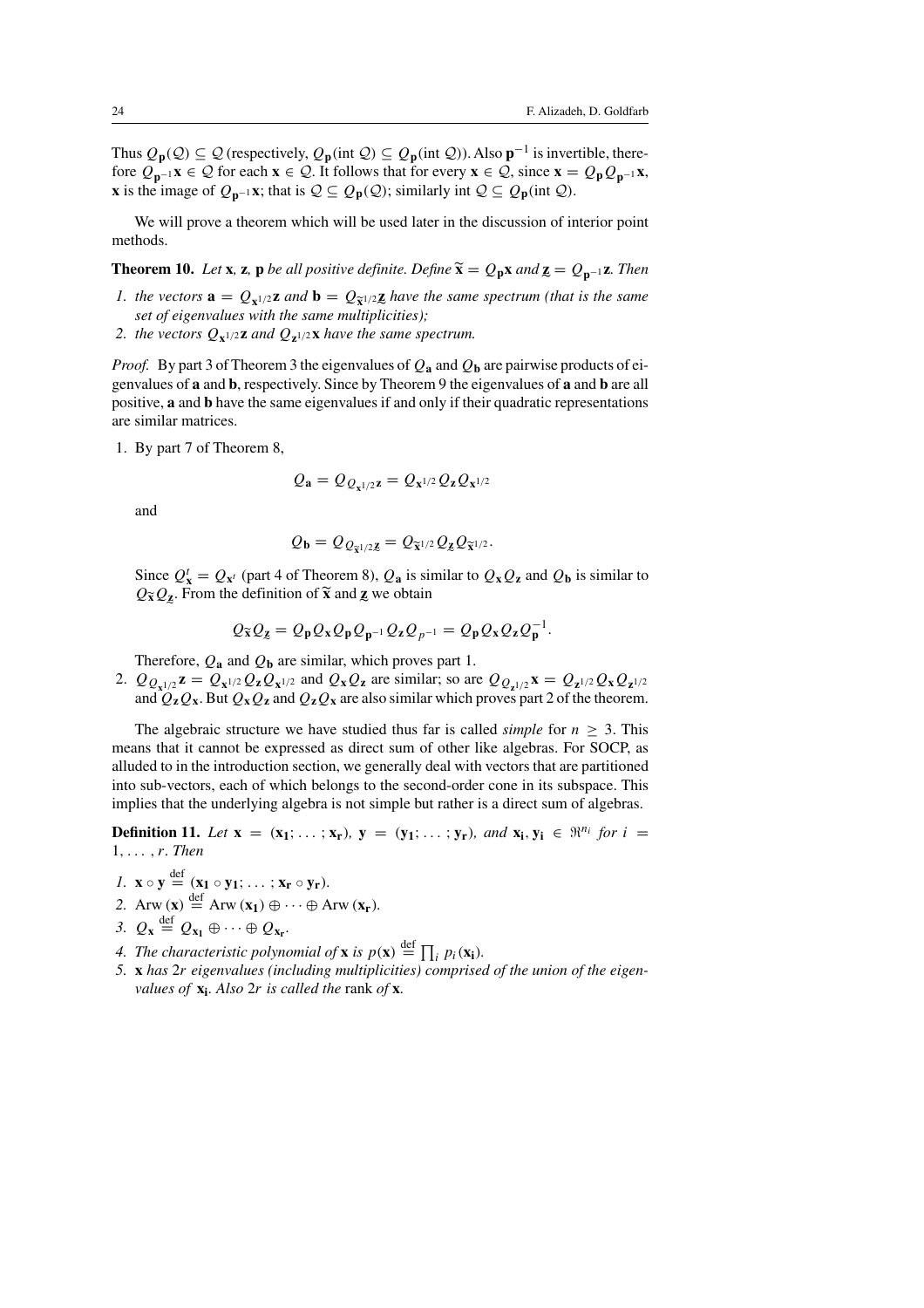Thus $Q_{\mathbf{p}}(\mathcal{Q}) \subseteq \mathcal{Q}$ (respectively, $Q_{\mathbf{p}}(\text{int } \mathcal{Q}) \subseteq Q_{\mathbf{p}}(\text{int } \mathcal{Q})$). Also $\mathbf{p}^{-1}$ is invertible, therefore $Q_{\mathbf{p}^{-1}}\mathbf{x} \in \mathcal{Q}$ for each $\mathbf{x} \in \mathcal{Q}$. It follows that for every $\mathbf{x} \in \mathcal{Q}$, since $\mathbf{x} = Q_{\mathbf{p}} Q_{\mathbf{p}^{-1}}\mathbf{x}$, $\mathbf{x}$ is the image of $Q_{\mathbf{p}^{-1}}\mathbf{x}$; that is $\mathcal{Q} \subseteq Q_{\mathbf{p}}(\mathcal{Q})$; similarly int $\mathcal{Q} \subseteq Q_{\mathbf{p}}(\text{int } \mathcal{Q})$.

We will prove a theorem which will be used later in the discussion of interior point methods.

**Theorem 10.** *Let* $\mathbf{x}$, $\mathbf{z}$, $\mathbf{p}$ *be all positive definite. Define* $\widetilde{\mathbf{x}} = Q_{\mathbf{p}}\mathbf{x}$ *and* $\underline{\mathbf{z}} = Q_{\mathbf{p}^{-1}}\mathbf{z}$. *Then*

1. *the vectors* $\mathbf{a} = Q_{\mathbf{x}^{1/2}}\mathbf{z}$ *and* $\mathbf{b} = Q_{\widetilde{\mathbf{x}}^{1/2}}\underline{\mathbf{z}}$ *have the same spectrum (that is the same set of eigenvalues with the same multiplicities);*
2. *the vectors* $Q_{\mathbf{x}^{1/2}}\mathbf{z}$ *and* $Q_{\mathbf{z}^{1/2}}\mathbf{x}$ *have the same spectrum.*

*Proof.* By part 3 of Theorem 3 the eigenvalues of $Q_{\mathbf{a}}$ and $Q_{\mathbf{b}}$ are pairwise products of eigenvalues of $\mathbf{a}$ and $\mathbf{b}$, respectively. Since by Theorem 9 the eigenvalues of $\mathbf{a}$ and $\mathbf{b}$ are all positive, $\mathbf{a}$ and $\mathbf{b}$ have the same eigenvalues if and only if their quadratic representations are similar matrices.

1. By part 7 of Theorem 8,

$$Q_{\mathbf{a}} = Q_{Q_{\mathbf{x}^{1/2}}\mathbf{z}} = Q_{\mathbf{x}^{1/2}} Q_{\mathbf{z}} Q_{\mathbf{x}^{1/2}}$$

and

$$Q_{\mathbf{b}} = Q_{Q_{\widetilde{\mathbf{x}}^{1/2}}\underline{\mathbf{z}}} = Q_{\widetilde{\mathbf{x}}^{1/2}} Q_{\underline{\mathbf{z}}} Q_{\widetilde{\mathbf{x}}^{1/2}}.$$

Since $Q_{\mathbf{x}}^t = Q_{\mathbf{x}^t}$ (part 4 of Theorem 8), $Q_{\mathbf{a}}$ is similar to $Q_{\mathbf{x}} Q_{\mathbf{z}}$ and $Q_{\mathbf{b}}$ is similar to $Q_{\widetilde{\mathbf{x}}} Q_{\underline{\mathbf{z}}}$. From the definition of $\widetilde{\mathbf{x}}$ and $\underline{\mathbf{z}}$ we obtain

$$Q_{\widetilde{\mathbf{x}}} Q_{\underline{\mathbf{z}}} = Q_{\mathbf{p}} Q_{\mathbf{x}} Q_{\mathbf{p}} Q_{\mathbf{p}^{-1}} Q_{\mathbf{z}} Q_{p^{-1}} = Q_{\mathbf{p}} Q_{\mathbf{x}} Q_{\mathbf{z}} Q_{\mathbf{p}}^{-1}.$$

Therefore, $Q_{\mathbf{a}}$ and $Q_{\mathbf{b}}$ are similar, which proves part 1.

2. $Q_{Q_{\mathbf{x}^{1/2}}}\mathbf{z} = Q_{\mathbf{x}^{1/2}} Q_{\mathbf{z}} Q_{\mathbf{x}^{1/2}}$ and $Q_{\mathbf{x}} Q_{\mathbf{z}}$ are similar; so are $Q_{Q_{\mathbf{z}^{1/2}}}\mathbf{x} = Q_{\mathbf{z}^{1/2}} Q_{\mathbf{x}} Q_{\mathbf{z}^{1/2}}$ and $Q_{\mathbf{z}} Q_{\mathbf{x}}$. But $Q_{\mathbf{x}} Q_{\mathbf{z}}$ and $Q_{\mathbf{z}} Q_{\mathbf{x}}$ are also similar which proves part 2 of the theorem.

The algebraic structure we have studied thus far is called *simple* for $n \geq 3$. This means that it cannot be expressed as direct sum of other like algebras. For SOCP, as alluded to in the introduction section, we generally deal with vectors that are partitioned into sub-vectors, each of which belongs to the second-order cone in its subspace. This implies that the underlying algebra is not simple but rather is a direct sum of algebras.

**Definition 11.** *Let* $\mathbf{x} = (\mathbf{x_1}; \ldots; \mathbf{x_r})$, $\mathbf{y} = (\mathbf{y_1}; \ldots; \mathbf{y_r})$, *and* $\mathbf{x_i}, \mathbf{y_i} \in \Re^{n_i}$ *for* $i = 1, \ldots, r$. *Then*

1. $\mathbf{x} \circ \mathbf{y} \stackrel{\text{def}}{=} (\mathbf{x_1} \circ \mathbf{y_1}; \ldots; \mathbf{x_r} \circ \mathbf{y_r})$.
2. $\text{Arw}(\mathbf{x}) \stackrel{\text{def}}{=} \text{Arw}(\mathbf{x_1}) \oplus \cdots \oplus \text{Arw}(\mathbf{x_r})$.
3. $Q_{\mathbf{x}} \stackrel{\text{def}}{=} Q_{\mathbf{x_1}} \oplus \cdots \oplus Q_{\mathbf{x_r}}$.
4. *The characteristic polynomial of* $\mathbf{x}$ *is* $p(\mathbf{x}) \stackrel{\text{def}}{=} \prod_i p_i(\mathbf{x_i})$.
5. $\mathbf{x}$ *has* $2r$ *eigenvalues (including multiplicities) comprised of the union of the eigenvalues of* $\mathbf{x_i}$. *Also* $2r$ *is called the* rank *of* $\mathbf{x}$.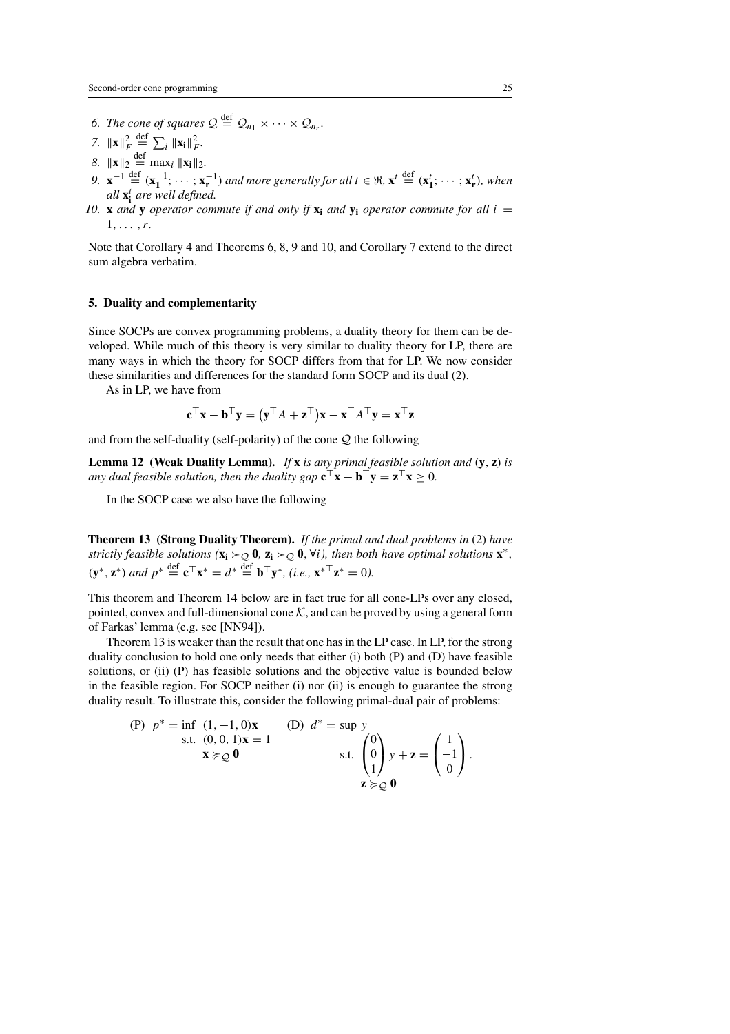6. *The cone of squares* $\mathcal{Q} \stackrel{\text{def}}{=} \mathcal{Q}_{n_1} \times \cdots \times \mathcal{Q}_{n_r}$.
7. $\|\mathbf{x}\|_F^2 \stackrel{\text{def}}{=} \sum_i \|\mathbf{x_i}\|_F^2$.
8. $\|\mathbf{x}\|_2 \stackrel{\text{def}}{=} \max_i \|\mathbf{x_i}\|_2$.
9. $\mathbf{x}^{-1} \stackrel{\text{def}}{=} (\mathbf{x_1}^{-1}; \cdots; \mathbf{x_r}^{-1})$ *and more generally for all* $t \in \Re$, $\mathbf{x}^t \stackrel{\text{def}}{=} (\mathbf{x_1}^t; \cdots; \mathbf{x_r}^t)$, *when all* $\mathbf{x_i}^t$ *are well defined.*
10. $\mathbf{x}$ *and* $\mathbf{y}$ *operator commute if and only if* $\mathbf{x_i}$ *and* $\mathbf{y_i}$ *operator commute for all* $i = 1, \ldots, r$.

Note that Corollary 4 and Theorems 6, 8, 9 and 10, and Corollary 7 extend to the direct sum algebra verbatim.

## 5. Duality and complementarity

Since SOCPs are convex programming problems, a duality theory for them can be developed. While much of this theory is very similar to duality theory for LP, there are many ways in which the theory for SOCP differs from that for LP. We now consider these similarities and differences for the standard form SOCP and its dual (2).

As in LP, we have from

$$\mathbf{c}^\top \mathbf{x} - \mathbf{b}^\top \mathbf{y} = \left(\mathbf{y}^\top A + \mathbf{z}^\top\right)\mathbf{x} - \mathbf{x}^\top A^\top \mathbf{y} = \mathbf{x}^\top \mathbf{z}$$

and from the self-duality (self-polarity) of the cone $\mathcal{Q}$ the following

**Lemma 12 (Weak Duality Lemma).** *If* $\mathbf{x}$ *is any primal feasible solution and* $(\mathbf{y}, \mathbf{z})$ *is any dual feasible solution, then the duality gap* $\mathbf{c}^\top \mathbf{x} - \mathbf{b}^\top \mathbf{y} = \mathbf{z}^\top \mathbf{x} \geq 0$.

In the SOCP case we also have the following

**Theorem 13 (Strong Duality Theorem).** *If the primal and dual problems in* (2) *have strictly feasible solutions* ($\mathbf{x_i} \succ_{\mathcal{Q}} \mathbf{0}$, $\mathbf{z_i} \succ_{\mathcal{Q}} \mathbf{0}$, $\forall i$), *then both have optimal solutions* $\mathbf{x}^*$, $(\mathbf{y}^*, \mathbf{z}^*)$ *and* $p^* \stackrel{\text{def}}{=} \mathbf{c}^\top \mathbf{x}^* = d^* \stackrel{\text{def}}{=} \mathbf{b}^\top \mathbf{y}^*$, *(i.e.,* $\mathbf{x}^{*\top} \mathbf{z}^* = 0$*).*

This theorem and Theorem 14 below are in fact true for all cone-LPs over any closed, pointed, convex and full-dimensional cone $\mathcal{K}$, and can be proved by using a general form of Farkas' lemma (e.g. see [NN94]).

Theorem 13 is weaker than the result that one has in the LP case. In LP, for the strong duality conclusion to hold one only needs that either (i) both (P) and (D) have feasible solutions, or (ii) (P) has feasible solutions and the objective value is bounded below in the feasible region. For SOCP neither (i) nor (ii) is enough to guarantee the strong duality result. To illustrate this, consider the following primal-dual pair of problems:

$$\begin{array}{llll}
\text{(P)} & p^* = \inf\ (1, -1, 0)\mathbf{x} & \text{(D)} & d^* = \sup\ y \\
& \quad\ \text{s.t.}\ \ (0, 0, 1)\mathbf{x} = 1 & & \quad\ \text{s.t.}\ \begin{pmatrix} 0 \\ 0 \\ 1 \end{pmatrix} y + \mathbf{z} = \begin{pmatrix} 1 \\ -1 \\ 0 \end{pmatrix}. \\
& \qquad\quad\ \mathbf{x} \succcurlyeq_{\mathcal{Q}} \mathbf{0} & & \qquad\quad \mathbf{z} \succcurlyeq_{\mathcal{Q}} \mathbf{0}
\end{array}$$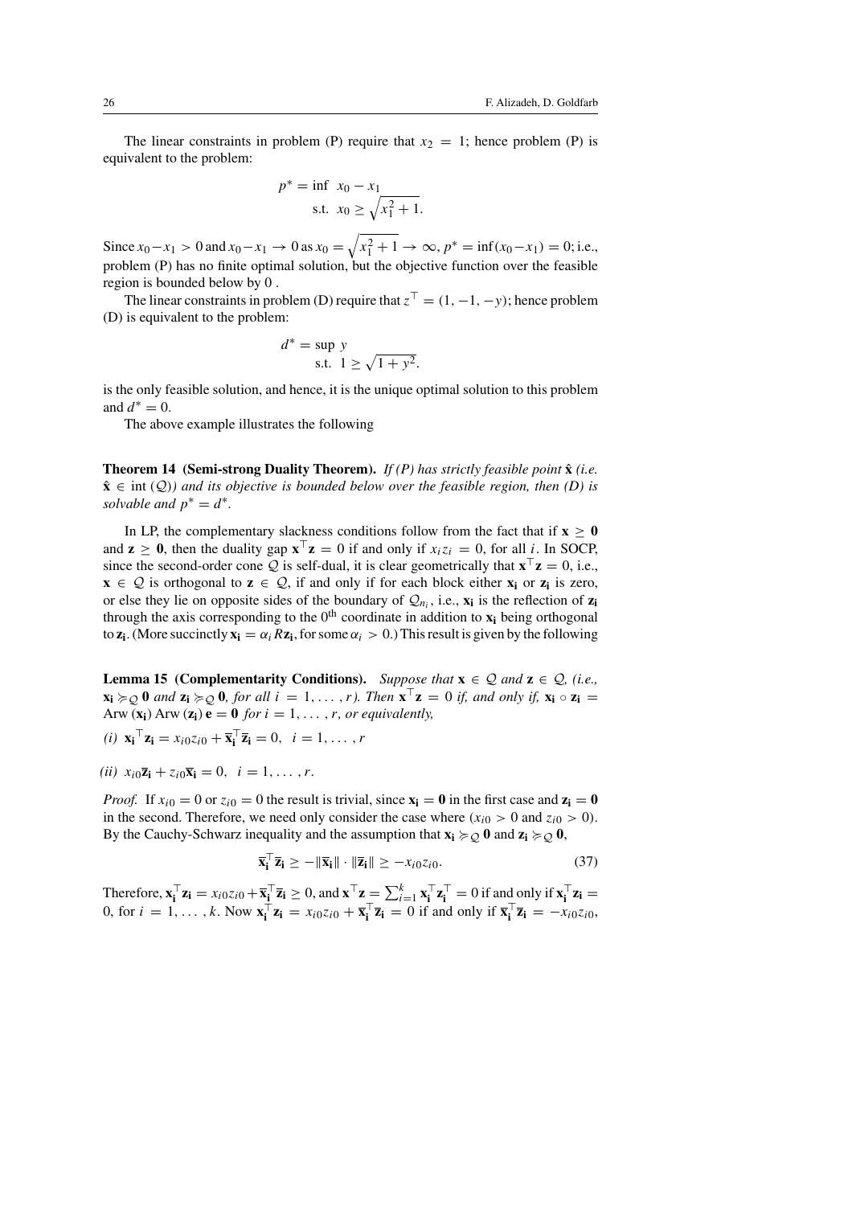The linear constraints in problem (P) require that $x_2 = 1$; hence problem (P) is equivalent to the problem:

$$p^* = \inf \; x_0 - x_1$$
$$\text{s.t.} \;\; x_0 \geq \sqrt{x_1^2 + 1}.$$

Since $x_0 - x_1 > 0$ and $x_0 - x_1 \to 0$ as $x_0 = \sqrt{x_1^2+1} \to \infty$, $p^* = \inf(x_0 - x_1) = 0$; i.e., problem (P) has no finite optimal solution, but the objective function over the feasible region is bounded below by 0 .

The linear constraints in problem (D) require that $z^\top = (1, -1, -y)$; hence problem (D) is equivalent to the problem:

$$d^* = \sup \; y$$
$$\text{s.t.} \;\; 1 \geq \sqrt{1 + y^2}.$$

is the only feasible solution, and hence, it is the unique optimal solution to this problem and $d^* = 0$.

The above example illustrates the following

**Theorem 14 (Semi-strong Duality Theorem).** *If (P) has strictly feasible point $\hat{\mathbf{x}}$ (i.e. $\hat{\mathbf{x}} \in \operatorname{int}(\mathcal{Q})$) and its objective is bounded below over the feasible region, then (D) is solvable and $p^* = d^*$.*

In LP, the complementary slackness conditions follow from the fact that if $\mathbf{x} \geq \mathbf{0}$ and $\mathbf{z} \geq \mathbf{0}$, then the duality gap $\mathbf{x}^\top \mathbf{z} = 0$ if and only if $x_i z_i = 0$, for all $i$. In SOCP, since the second-order cone $\mathcal{Q}$ is self-dual, it is clear geometrically that $\mathbf{x}^\top \mathbf{z} = 0$, i.e., $\mathbf{x} \in \mathcal{Q}$ is orthogonal to $\mathbf{z} \in \mathcal{Q}$, if and only if for each block either $\mathbf{x_i}$ or $\mathbf{z_i}$ is zero, or else they lie on opposite sides of the boundary of $\mathcal{Q}_{n_i}$, i.e., $\mathbf{x_i}$ is the reflection of $\mathbf{z_i}$ through the axis corresponding to the $0^{\text{th}}$ coordinate in addition to $\mathbf{x_i}$ being orthogonal to $\mathbf{z_i}$. (More succinctly $\mathbf{x_i} = \alpha_i R \mathbf{z_i}$, for some $\alpha_i > 0$.) This result is given by the following

**Lemma 15 (Complementarity Conditions).** *Suppose that $\mathbf{x} \in \mathcal{Q}$ and $\mathbf{z} \in \mathcal{Q}$, (i.e., $\mathbf{x_i} \succcurlyeq_{\mathcal{Q}} \mathbf{0}$ and $\mathbf{z_i} \succcurlyeq_{\mathcal{Q}} \mathbf{0}$, for all $i = 1, \ldots, r$). Then $\mathbf{x}^\top \mathbf{z} = 0$ if, and only if, $\mathbf{x_i} \circ \mathbf{z_i} = \operatorname{Arw}(\mathbf{x_i}) \operatorname{Arw}(\mathbf{z_i}) \mathbf{e} = \mathbf{0}$ for $i = 1, \ldots, r$, or equivalently,*

*(i)* $\mathbf{x_i}^\top \mathbf{z_i} = x_{i0} z_{i0} + \overline{\mathbf{x}}_\mathbf{i}^\top \overline{\mathbf{z}}_\mathbf{i} = 0, \;\; i = 1, \ldots, r$

*(ii)* $x_{i0} \overline{\mathbf{z}}_\mathbf{i} + z_{i0} \overline{\mathbf{x}}_\mathbf{i} = 0, \;\; i = 1, \ldots, r.$

*Proof.* If $x_{i0} = 0$ or $z_{i0} = 0$ the result is trivial, since $\mathbf{x_i} = \mathbf{0}$ in the first case and $\mathbf{z_i} = \mathbf{0}$ in the second. Therefore, we need only consider the case where ($x_{i0} > 0$ and $z_{i0} > 0$). By the Cauchy-Schwarz inequality and the assumption that $\mathbf{x_i} \succcurlyeq_{\mathcal{Q}} \mathbf{0}$ and $\mathbf{z_i} \succcurlyeq_{\mathcal{Q}} \mathbf{0}$,

$$\overline{\mathbf{x}}_\mathbf{i}^\top \overline{\mathbf{z}}_\mathbf{i} \geq -\|\overline{\mathbf{x}}_\mathbf{i}\| \cdot \|\overline{\mathbf{z}}_\mathbf{i}\| \geq -x_{i0} z_{i0}. \tag{37}$$

Therefore, $\mathbf{x_i}^\top \mathbf{z_i} = x_{i0} z_{i0} + \overline{\mathbf{x}}_\mathbf{i}^\top \overline{\mathbf{z}}_\mathbf{i} \geq 0$, and $\mathbf{x}^\top \mathbf{z} = \sum_{i=1}^k \mathbf{x_i}^\top \mathbf{z_i}^\top = 0$ if and only if $\mathbf{x_i}^\top \mathbf{z_i} = 0$, for $i = 1, \ldots, k$. Now $\mathbf{x_i}^\top \mathbf{z_i} = x_{i0} z_{i0} + \overline{\mathbf{x}}_\mathbf{i}^\top \overline{\mathbf{z}}_\mathbf{i} = 0$ if and only if $\overline{\mathbf{x}}_\mathbf{i}^\top \overline{\mathbf{z}}_\mathbf{i} = -x_{i0} z_{i0}$,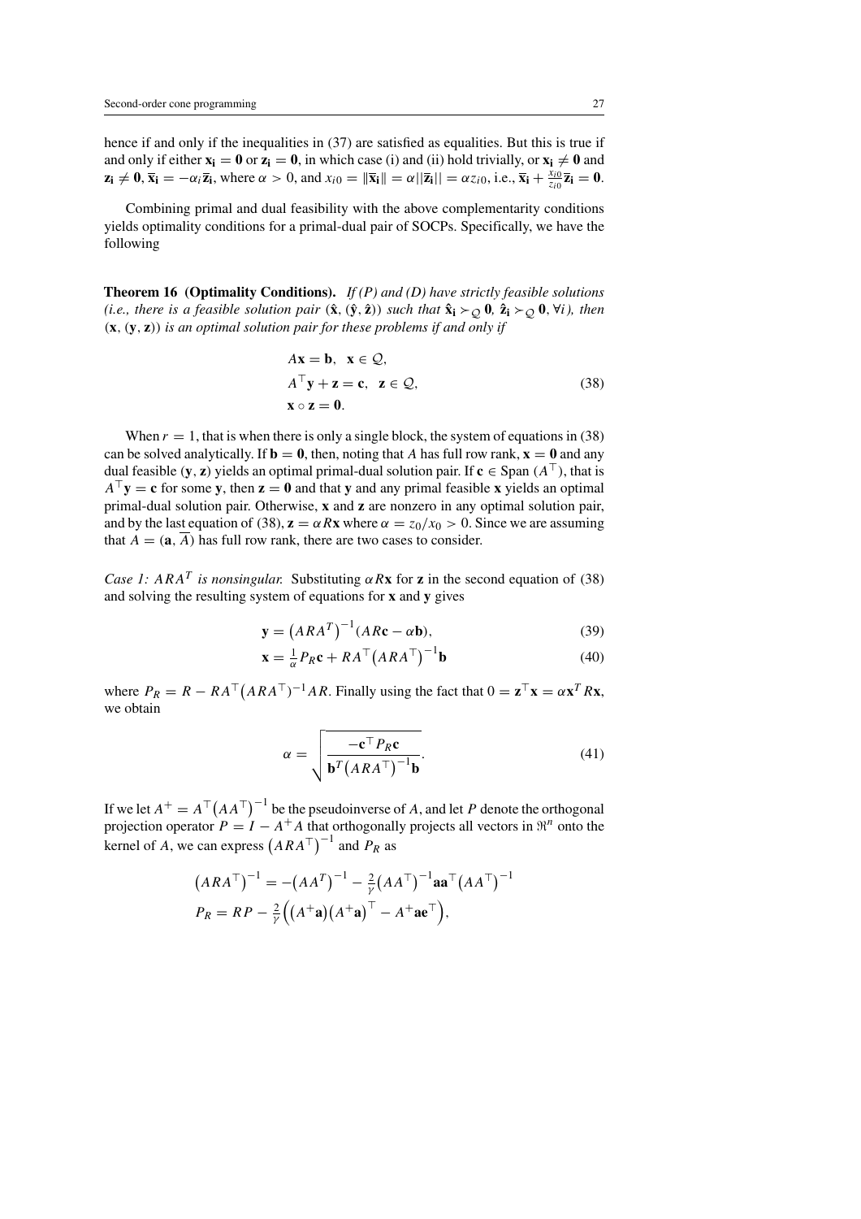hence if and only if the inequalities in (37) are satisfied as equalities. But this is true if and only if either $\mathbf{x_i} = \mathbf{0}$ or $\mathbf{z_i} = \mathbf{0}$, in which case (i) and (ii) hold trivially, or $\mathbf{x_i} \neq \mathbf{0}$ and $\mathbf{z_i} \neq \mathbf{0}$, $\overline{\mathbf{x}}_\mathbf{i} = -\alpha_i \overline{\mathbf{z}}_\mathbf{i}$, where $\alpha > 0$, and $x_{i0} = \|\overline{\mathbf{x}}_\mathbf{i}\| = \alpha \|\overline{\mathbf{z}}_\mathbf{i}\| = \alpha z_{i0}$, i.e., $\overline{\mathbf{x}}_\mathbf{i} + \frac{x_{i0}}{z_{i0}} \overline{\mathbf{z}}_\mathbf{i} = \mathbf{0}$.

Combining primal and dual feasibility with the above complementarity conditions yields optimality conditions for a primal-dual pair of SOCPs. Specifically, we have the following

**Theorem 16 (Optimality Conditions).** *If (P) and (D) have strictly feasible solutions (i.e., there is a feasible solution pair $(\hat{\mathbf{x}}, (\hat{\mathbf{y}}, \hat{\mathbf{z}}))$ such that $\hat{\mathbf{x}}_\mathbf{i} \succ_{\mathcal{Q}} \mathbf{0}$, $\hat{\mathbf{z}}_\mathbf{i} \succ_{\mathcal{Q}} \mathbf{0}$, $\forall i$), then $(\mathbf{x}, (\mathbf{y}, \mathbf{z}))$ is an optimal solution pair for these problems if and only if*

$$
\begin{aligned}
&A\mathbf{x} = \mathbf{b}, \quad \mathbf{x} \in \mathcal{Q}, \\
&A^\top \mathbf{y} + \mathbf{z} = \mathbf{c}, \quad \mathbf{z} \in \mathcal{Q}, \\
&\mathbf{x} \circ \mathbf{z} = \mathbf{0}.
\end{aligned}
\tag{38}
$$

When $r = 1$, that is when there is only a single block, the system of equations in (38) can be solved analytically. If $\mathbf{b} = \mathbf{0}$, then, noting that $A$ has full row rank, $\mathbf{x} = \mathbf{0}$ and any dual feasible $(\mathbf{y}, \mathbf{z})$ yields an optimal primal-dual solution pair. If $\mathbf{c} \in \text{Span}\,(A^\top)$, that is $A^\top \mathbf{y} = \mathbf{c}$ for some $\mathbf{y}$, then $\mathbf{z} = \mathbf{0}$ and that $\mathbf{y}$ and any primal feasible $\mathbf{x}$ yields an optimal primal-dual solution pair. Otherwise, $\mathbf{x}$ and $\mathbf{z}$ are nonzero in any optimal solution pair, and by the last equation of (38), $\mathbf{z} = \alpha R\mathbf{x}$ where $\alpha = z_0/x_0 > 0$. Since we are assuming that $A = (\mathbf{a}, \overline{A})$ has full row rank, there are two cases to consider.

*Case 1: $ARA^T$ is nonsingular.* Substituting $\alpha R\mathbf{x}$ for $\mathbf{z}$ in the second equation of (38) and solving the resulting system of equations for $\mathbf{x}$ and $\mathbf{y}$ gives

$$
\mathbf{y} = \left(ARA^T\right)^{-1}(AR\mathbf{c} - \alpha \mathbf{b}), \tag{39}
$$

$$
\mathbf{x} = \tfrac{1}{\alpha} P_R \mathbf{c} + RA^\top \left(ARA^\top\right)^{-1} \mathbf{b} \tag{40}
$$

where $P_R = R - RA^\top \left(ARA^\top\right)^{-1} AR$. Finally using the fact that $0 = \mathbf{z}^\top \mathbf{x} = \alpha \mathbf{x}^T R \mathbf{x}$, we obtain

$$
\alpha = \sqrt{\frac{-\mathbf{c}^\top P_R \mathbf{c}}{\mathbf{b}^T \left(ARA^\top\right)^{-1} \mathbf{b}}}. \tag{41}
$$

If we let $A^+ = A^\top \left(AA^\top\right)^{-1}$ be the pseudoinverse of $A$, and let $P$ denote the orthogonal projection operator $P = I - A^+ A$ that orthogonally projects all vectors in $\Re^n$ onto the kernel of $A$, we can express $\left(ARA^\top\right)^{-1}$ and $P_R$ as

$$
\begin{aligned}
\left(ARA^\top\right)^{-1} &= -\left(AA^T\right)^{-1} - \tfrac{2}{\gamma} \left(AA^\top\right)^{-1} \mathbf{a}\mathbf{a}^\top \left(AA^\top\right)^{-1} \\
P_R &= RP - \tfrac{2}{\gamma} \Big( \left(A^+ \mathbf{a}\right) \left(A^+ \mathbf{a}\right)^\top - A^+ \mathbf{a} \mathbf{e}^\top \Big),
\end{aligned}
$$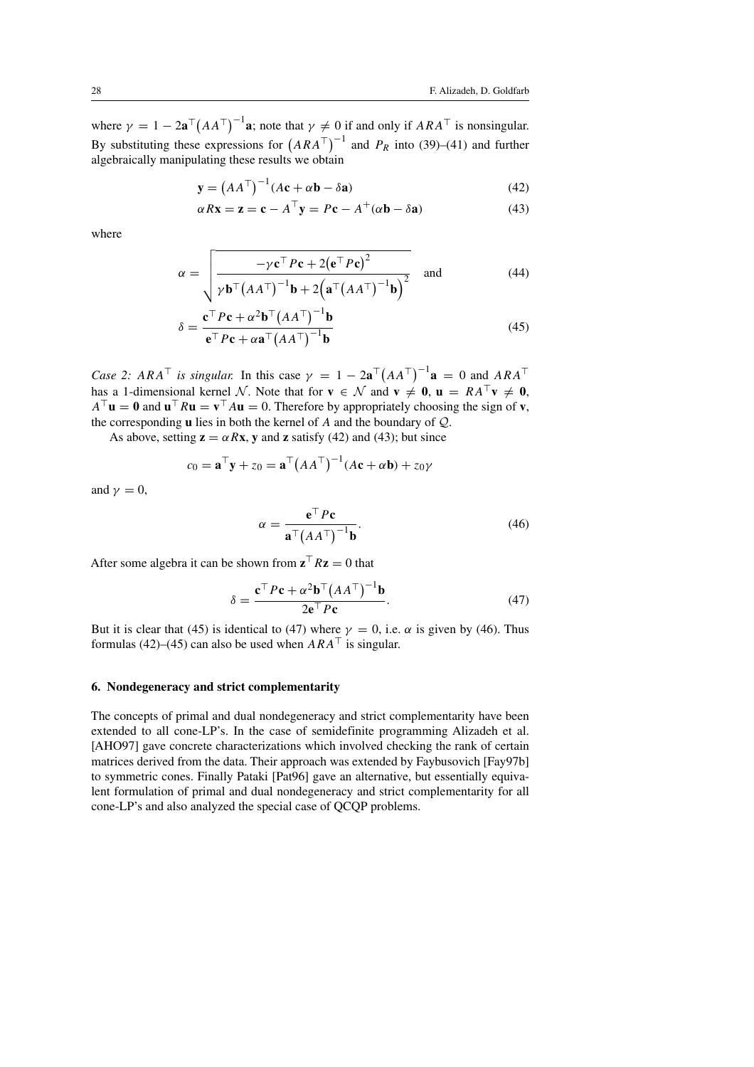where $\gamma = 1 - 2\mathbf{a}^\top\big(AA^\top\big)^{-1}\mathbf{a}$; note that $\gamma \neq 0$ if and only if $ARA^\top$ is nonsingular. By substituting these expressions for $\big(ARA^\top\big)^{-1}$ and $P_R$ into (39)–(41) and further algebraically manipulating these results we obtain

$$\mathbf{y} = \big(AA^\top\big)^{-1}(A\mathbf{c} + \alpha\mathbf{b} - \delta\mathbf{a}) \tag{42}$$

$$\alpha R\mathbf{x} = \mathbf{z} = \mathbf{c} - A^\top\mathbf{y} = P\mathbf{c} - A^+(\alpha\mathbf{b} - \delta\mathbf{a}) \tag{43}$$

where

$$\alpha = \sqrt{\frac{-\gamma\mathbf{c}^\top P\mathbf{c} + 2\big(\mathbf{e}^\top P\mathbf{c}\big)^2}{\gamma\mathbf{b}^\top\big(AA^\top\big)^{-1}\mathbf{b} + 2\Big(\mathbf{a}^\top\big(AA^\top\big)^{-1}\mathbf{b}\Big)^2}} \quad \text{and} \tag{44}$$

$$\delta = \frac{\mathbf{c}^\top P\mathbf{c} + \alpha^2\mathbf{b}^\top\big(AA^\top\big)^{-1}\mathbf{b}}{\mathbf{e}^\top P\mathbf{c} + \alpha\mathbf{a}^\top\big(AA^\top\big)^{-1}\mathbf{b}} \tag{45}$$

*Case 2: $ARA^\top$ is singular.* In this case $\gamma = 1 - 2\mathbf{a}^\top\big(AA^\top\big)^{-1}\mathbf{a} = 0$ and $ARA^\top$ has a 1-dimensional kernel $\mathcal{N}$. Note that for $\mathbf{v} \in \mathcal{N}$ and $\mathbf{v} \neq \mathbf{0}$, $\mathbf{u} = RA^\top\mathbf{v} \neq \mathbf{0}$, $A^\top\mathbf{u} = \mathbf{0}$ and $\mathbf{u}^\top R\mathbf{u} = \mathbf{v}^\top A\mathbf{u} = 0$. Therefore by appropriately choosing the sign of $\mathbf{v}$, the corresponding $\mathbf{u}$ lies in both the kernel of $A$ and the boundary of $\mathcal{Q}$.

As above, setting $\mathbf{z} = \alpha R\mathbf{x}$, $\mathbf{y}$ and $\mathbf{z}$ satisfy (42) and (43); but since

$$c_0 = \mathbf{a}^\top\mathbf{y} + z_0 = \mathbf{a}^\top\big(AA^\top\big)^{-1}(A\mathbf{c} + \alpha\mathbf{b}) + z_0\gamma$$

and $\gamma = 0$,

$$\alpha = \frac{\mathbf{e}^\top P\mathbf{c}}{\mathbf{a}^\top\big(AA^\top\big)^{-1}\mathbf{b}}. \tag{46}$$

After some algebra it can be shown from $\mathbf{z}^\top R\mathbf{z} = 0$ that

$$\delta = \frac{\mathbf{c}^\top P\mathbf{c} + \alpha^2\mathbf{b}^\top\big(AA^\top\big)^{-1}\mathbf{b}}{2\mathbf{e}^\top P\mathbf{c}}. \tag{47}$$

But it is clear that (45) is identical to (47) where $\gamma = 0$, i.e. $\alpha$ is given by (46). Thus formulas (42)–(45) can also be used when $ARA^\top$ is singular.

## 6. Nondegeneracy and strict complementarity

The concepts of primal and dual nondegeneracy and strict complementarity have been extended to all cone-LP's. In the case of semidefinite programming Alizadeh et al. [AHO97] gave concrete characterizations which involved checking the rank of certain matrices derived from the data. Their approach was extended by Faybusovich [Fay97b] to symmetric cones. Finally Pataki [Pat96] gave an alternative, but essentially equivalent formulation of primal and dual nondegeneracy and strict complementarity for all cone-LP's and also analyzed the special case of QCQP problems.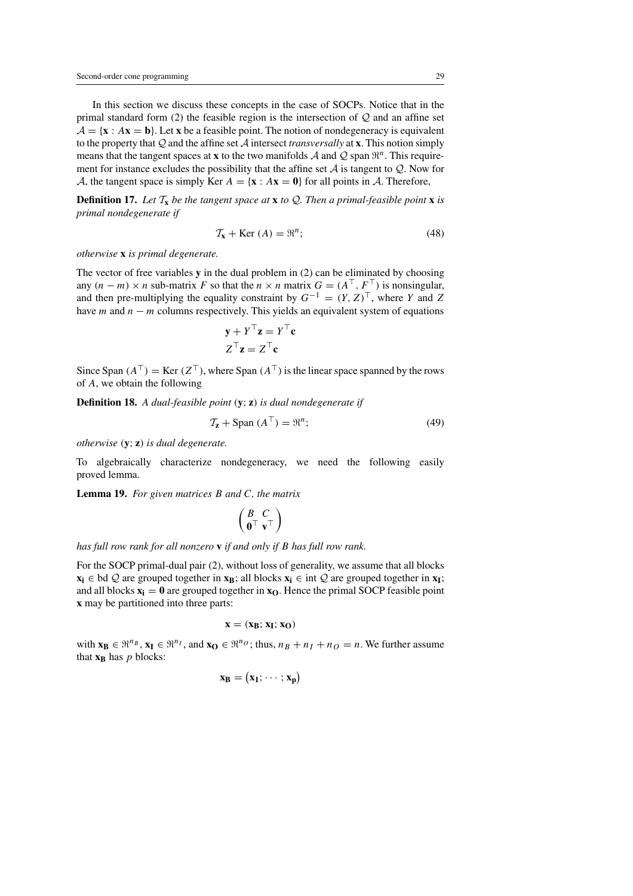In this section we discuss these concepts in the case of SOCPs. Notice that in the primal standard form (2) the feasible region is the intersection of $\mathcal{Q}$ and an affine set $\mathcal{A} = \{\mathbf{x} : A\mathbf{x} = \mathbf{b}\}$. Let $\mathbf{x}$ be a feasible point. The notion of nondegeneracy is equivalent to the property that $\mathcal{Q}$ and the affine set $\mathcal{A}$ intersect *transversally* at $\mathbf{x}$. This notion simply means that the tangent spaces at $\mathbf{x}$ to the two manifolds $\mathcal{A}$ and $\mathcal{Q}$ span $\Re^n$. This requirement for instance excludes the possibility that the affine set $\mathcal{A}$ is tangent to $\mathcal{Q}$. Now for $\mathcal{A}$, the tangent space is simply $\text{Ker } A = \{\mathbf{x} : A\mathbf{x} = \mathbf{0}\}$ for all points in $\mathcal{A}$. Therefore,

**Definition 17.** *Let $\mathcal{T}_{\mathbf{x}}$ be the tangent space at $\mathbf{x}$ to $\mathcal{Q}$. Then a primal-feasible point $\mathbf{x}$ is primal nondegenerate if*

$$\mathcal{T}_{\mathbf{x}} + \text{Ker } (A) = \Re^n; \tag{48}$$

*otherwise $\mathbf{x}$ is primal degenerate.*

The vector of free variables $\mathbf{y}$ in the dual problem in (2) can be eliminated by choosing any $(n-m) \times n$ sub-matrix $F$ so that the $n \times n$ matrix $G = (A^\top, F^\top)$ is nonsingular, and then pre-multiplying the equality constraint by $G^{-1} = (Y, Z)^\top$, where $Y$ and $Z$ have $m$ and $n-m$ columns respectively. This yields an equivalent system of equations

$$\mathbf{y} + Y^\top \mathbf{z} = Y^\top \mathbf{c}$$
$$Z^\top \mathbf{z} = Z^\top \mathbf{c}$$

Since $\text{Span } (A^\top) = \text{Ker } (Z^\top)$, where $\text{Span } (A^\top)$ is the linear space spanned by the rows of $A$, we obtain the following

**Definition 18.** *A dual-feasible point $(\mathbf{y}; \mathbf{z})$ is dual nondegenerate if*

$$\mathcal{T}_{\mathbf{z}} + \text{Span } (A^\top) = \Re^n; \tag{49}$$

*otherwise $(\mathbf{y}; \mathbf{z})$ is dual degenerate.*

To algebraically characterize nondegeneracy, we need the following easily proved lemma.

**Lemma 19.** *For given matrices $B$ and $C$, the matrix*

$$\begin{pmatrix} B & C \\ \mathbf{0}^\top & \mathbf{v}^\top \end{pmatrix}$$

*has full row rank for all nonzero $\mathbf{v}$ if and only if $B$ has full row rank.*

For the SOCP primal-dual pair (2), without loss of generality, we assume that all blocks $\mathbf{x_i} \in \text{bd } \mathcal{Q}$ are grouped together in $\mathbf{x_B}$; all blocks $\mathbf{x_i} \in \text{int } \mathcal{Q}$ are grouped together in $\mathbf{x_I}$; and all blocks $\mathbf{x_i} = \mathbf{0}$ are grouped together in $\mathbf{x_O}$. Hence the primal SOCP feasible point $\mathbf{x}$ may be partitioned into three parts:

$$\mathbf{x} = (\mathbf{x_B}; \mathbf{x_I}; \mathbf{x_O})$$

with $\mathbf{x_B} \in \Re^{n_B}$, $\mathbf{x_I} \in \Re^{n_I}$, and $\mathbf{x_O} \in \Re^{n_O}$; thus, $n_B + n_I + n_O = n$. We further assume that $\mathbf{x_B}$ has $p$ blocks:

$$\mathbf{x_B} = (\mathbf{x_1}; \cdots; \mathbf{x_p})$$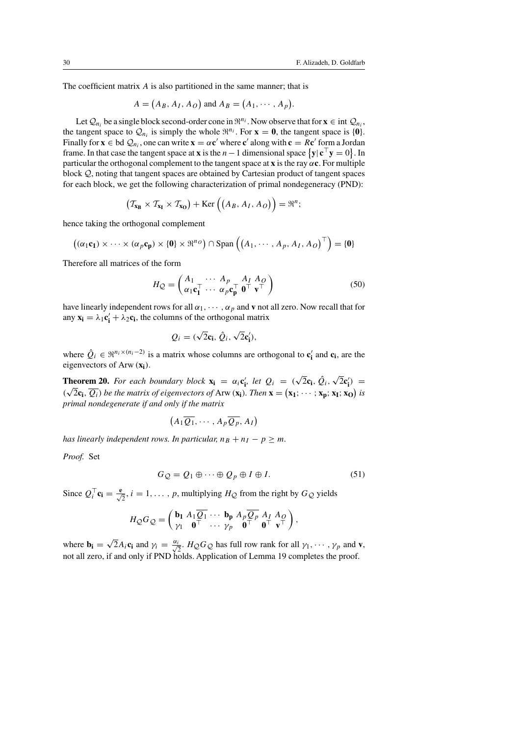The coefficient matrix $A$ is also partitioned in the same manner; that is

$$A = \left(A_B, A_I, A_O\right) \text{ and } A_B = \left(A_1, \cdots, A_p\right).$$

Let $\mathcal{Q}_{n_i}$ be a single block second-order cone in $\Re^{n_i}$. Now observe that for $\mathbf{x} \in \text{int } \mathcal{Q}_{n_i}$, the tangent space to $\mathcal{Q}_{n_i}$ is simply the whole $\Re^{n_i}$. For $\mathbf{x} = \mathbf{0}$, the tangent space is $\{\mathbf{0}\}$. Finally for $\mathbf{x} \in \text{bd } \mathcal{Q}_{n_i}$, one can write $\mathbf{x} = \alpha \mathbf{c}'$ where $\mathbf{c}'$ along with $\mathbf{c} = R\mathbf{c}'$ form a Jordan frame. In that case the tangent space at $\mathbf{x}$ is the $n-1$ dimensional space $\left\{\mathbf{y} \mid \mathbf{c}^\top \mathbf{y} = 0\right\}$. In particular the orthogonal complement to the tangent space at $\mathbf{x}$ is the ray $\alpha \mathbf{c}$. For multiple block $\mathcal{Q}$, noting that tangent spaces are obtained by Cartesian product of tangent spaces for each block, we get the following characterization of primal nondegeneracy (PND):

$$\left(\mathcal{T}_{\mathbf{x_B}} \times \mathcal{T}_{\mathbf{x_I}} \times \mathcal{T}_{\mathbf{x_O}}\right) + \text{Ker}\left(\left(A_B, A_I, A_O\right)\right) = \Re^n;$$

hence taking the orthogonal complement

$$\left((\alpha_1 \mathbf{c_1}) \times \cdots \times (\alpha_p \mathbf{c_p}) \times \{\mathbf{0}\} \times \Re^{n_O}\right) \cap \text{Span}\left(\left(A_1, \cdots, A_p, A_I, A_O\right)^\top\right) = \{\mathbf{0}\}$$

Therefore all matrices of the form

$$H_{\mathcal{Q}} = \begin{pmatrix} A_1 & \cdots & A_p & A_I & A_O \\ \alpha_1 \mathbf{c_1}^\top & \cdots & \alpha_p \mathbf{c_p}^\top & \mathbf{0}^\top & \mathbf{v}^\top \end{pmatrix} \tag{50}$$

have linearly independent rows for all $\alpha_1, \cdots, \alpha_p$ and $\mathbf{v}$ not all zero. Now recall that for any $\mathbf{x_i} = \lambda_1 \mathbf{c_i'} + \lambda_2 \mathbf{c_i}$, the columns of the orthogonal matrix

$$Q_i = (\sqrt{2}\mathbf{c_i}, \hat{Q}_i, \sqrt{2}\mathbf{c_i'}),$$

where $\hat{Q}_i \in \Re^{n_i \times (n_i - 2)}$ is a matrix whose columns are orthogonal to $\mathbf{c_i'}$ and $\mathbf{c_i}$, are the eigenvectors of Arw $(\mathbf{x_i})$.

**Theorem 20.** *For each boundary block $\mathbf{x_i} = \alpha_i \mathbf{c_i'}$, let $Q_i = (\sqrt{2}\mathbf{c_i}, \hat{Q}_i, \sqrt{2}\mathbf{c_i'}) = (\sqrt{2}\mathbf{c_i}, \overline{Q_i})$ be the matrix of eigenvectors of* Arw $(\mathbf{x_i})$*. Then $\mathbf{x} = \left(\mathbf{x_1}; \cdots; \mathbf{x_p}; \mathbf{x_I}; \mathbf{x_O}\right)$ is primal nondegenerate if and only if the matrix*

$$\left(A_1 \overline{Q_1}, \cdots, A_p \overline{Q_p}, A_I\right)$$

*has linearly independent rows. In particular, $n_B + n_I - p \geq m$.*

*Proof.* Set

$$G_{\mathcal{Q}} = Q_1 \oplus \cdots \oplus Q_p \oplus I \oplus I. \tag{51}$$

Since $Q_i^\top \mathbf{c_i} = \frac{\mathbf{e}}{\sqrt{2}}$, $i = 1, \ldots, p$, multiplying $H_{\mathcal{Q}}$ from the right by $G_{\mathcal{Q}}$ yields

$$H_{\mathcal{Q}} G_{\mathcal{Q}} = \begin{pmatrix} \mathbf{b_1} & A_1 \overline{Q_1} & \cdots & \mathbf{b_p} & A_p \overline{Q_p} & A_I & A_O \\ \gamma_1 & \mathbf{0}^\top & \cdots & \gamma_p & \mathbf{0}^\top & \mathbf{0}^\top & \mathbf{v}^\top \end{pmatrix},$$

where $\mathbf{b_i} = \sqrt{2} A_i \mathbf{c_i}$ and $\gamma_i = \frac{\alpha_i}{\sqrt{2}}$. $H_{\mathcal{Q}} G_{\mathcal{Q}}$ has full row rank for all $\gamma_1, \cdots, \gamma_p$ and $\mathbf{v}$, not all zero, if and only if PND holds. Application of Lemma 19 completes the proof.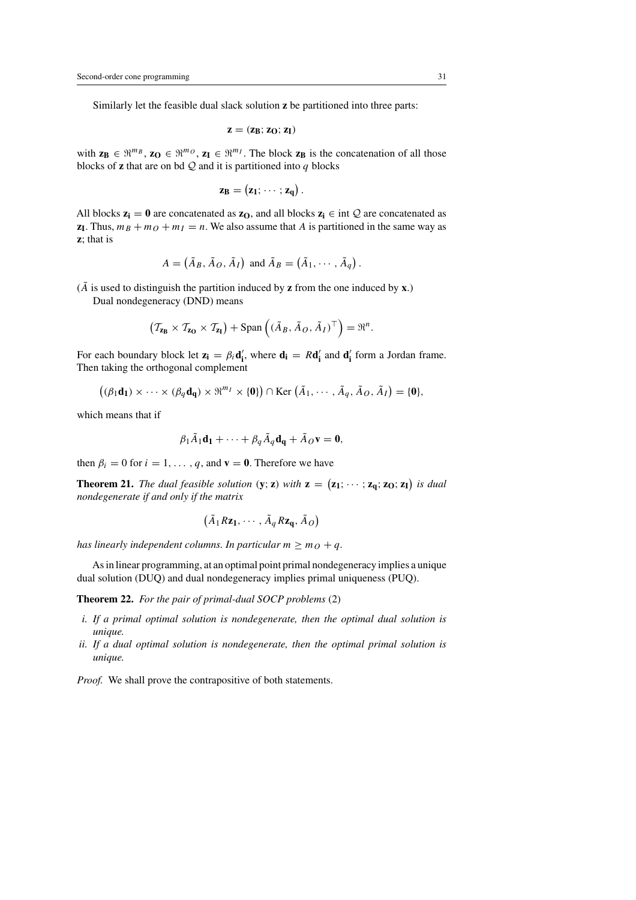Similarly let the feasible dual slack solution $\mathbf{z}$ be partitioned into three parts:

$$\mathbf{z} = (\mathbf{z_B}; \mathbf{z_O}; \mathbf{z_I})$$

with $\mathbf{z_B} \in \Re^{m_B}$, $\mathbf{z_O} \in \Re^{m_O}$, $\mathbf{z_I} \in \Re^{m_I}$. The block $\mathbf{z_B}$ is the concatenation of all those blocks of $\mathbf{z}$ that are on bd $\mathcal{Q}$ and it is partitioned into $q$ blocks

$$\mathbf{z_B} = \left(\mathbf{z_1}; \cdots; \mathbf{z_q}\right).$$

All blocks $\mathbf{z_i} = \mathbf{0}$ are concatenated as $\mathbf{z_O}$, and all blocks $\mathbf{z_i} \in \operatorname{int} \mathcal{Q}$ are concatenated as $\mathbf{z_I}$. Thus, $m_B + m_O + m_I = n$. We also assume that $A$ is partitioned in the same way as $\mathbf{z}$; that is

$$A = \left(\tilde{A}_B, \tilde{A}_O, \tilde{A}_I\right) \text{ and } \tilde{A}_B = \left(\tilde{A}_1, \cdots, \tilde{A}_q\right).$$

($\tilde{A}$ is used to distinguish the partition induced by $\mathbf{z}$ from the one induced by $\mathbf{x}$.)

Dual nondegeneracy (DND) means

$$\left(\mathcal{T}_{\mathbf{z_B}} \times \mathcal{T}_{\mathbf{z_O}} \times \mathcal{T}_{\mathbf{z_I}}\right) + \operatorname{Span}\left((\tilde{A}_B, \tilde{A}_O, \tilde{A}_I)^\top\right) = \Re^n.$$

For each boundary block let $\mathbf{z_i} = \beta_i \mathbf{d_i'}$, where $\mathbf{d_i} = R\mathbf{d_i'}$ and $\mathbf{d_i'}$ form a Jordan frame. Then taking the orthogonal complement

$$\left((\beta_1 \mathbf{d_1}) \times \cdots \times (\beta_q \mathbf{d_q}) \times \Re^{m_I} \times \{\mathbf{0}\}\right) \cap \operatorname{Ker}\left(\tilde{A}_1, \cdots, \tilde{A}_q, \tilde{A}_O, \tilde{A}_I\right) = \{\mathbf{0}\},$$

which means that if

$$\beta_1 \tilde{A}_1 \mathbf{d_1} + \cdots + \beta_q \tilde{A}_q \mathbf{d_q} + \tilde{A}_O \mathbf{v} = \mathbf{0},$$

then $\beta_i = 0$ for $i = 1, \ldots, q$, and $\mathbf{v} = \mathbf{0}$. Therefore we have

**Theorem 21.** *The dual feasible solution* $(\mathbf{y}; \mathbf{z})$ *with* $\mathbf{z} = \left(\mathbf{z_1}; \cdots; \mathbf{z_q}; \mathbf{z_O}; \mathbf{z_I}\right)$ *is dual nondegenerate if and only if the matrix*

$$\left(\tilde{A}_1 R\mathbf{z_1}, \cdots, \tilde{A}_q R\mathbf{z_q}, \tilde{A}_O\right)$$

*has linearly independent columns. In particular* $m \geq m_O + q$.

As in linear programming, at an optimal point primal nondegeneracy implies a unique dual solution (DUQ) and dual nondegeneracy implies primal uniqueness (PUQ).

**Theorem 22.** *For the pair of primal-dual SOCP problems* (2)

*i. If a primal optimal solution is nondegenerate, then the optimal dual solution is unique.*

*ii. If a dual optimal solution is nondegenerate, then the optimal primal solution is unique.*

*Proof.* We shall prove the contrapositive of both statements.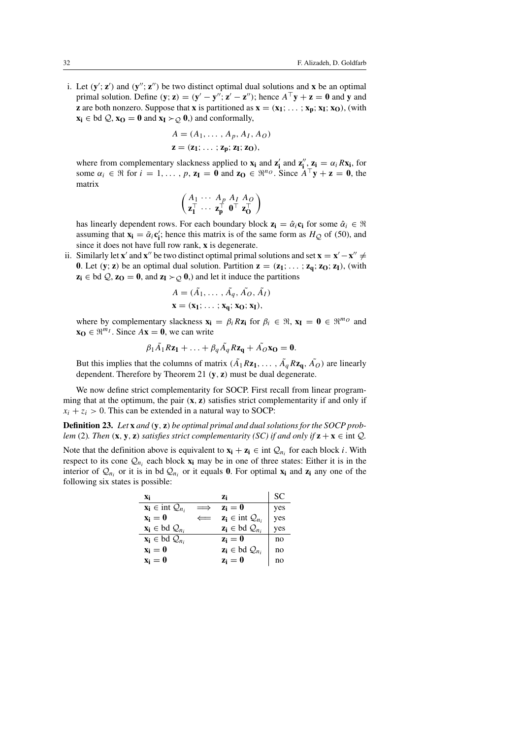i. Let $(\mathbf{y}'; \mathbf{z}')$ and $(\mathbf{y}''; \mathbf{z}'')$ be two distinct optimal dual solutions and $\mathbf{x}$ be an optimal primal solution. Define $(\mathbf{y}; \mathbf{z}) = (\mathbf{y}' - \mathbf{y}''; \mathbf{z}' - \mathbf{z}'')$; hence $A^\top \mathbf{y} + \mathbf{z} = \mathbf{0}$ and $\mathbf{y}$ and $\mathbf{z}$ are both nonzero. Suppose that $\mathbf{x}$ is partitioned as $\mathbf{x} = (\mathbf{x_1}; \ldots ; \mathbf{x_p}; \mathbf{x_I}; \mathbf{x_O})$, (with $\mathbf{x_i} \in \text{bd } \mathcal{Q}$, $\mathbf{x_O} = \mathbf{0}$ and $\mathbf{x_I} \succ_\mathcal{Q} \mathbf{0}$,) and conformally,

$$
\begin{aligned}
A &= (A_1, \ldots , A_p, A_I, A_O)\\
\mathbf{z} &= (\mathbf{z_1}; \ldots ; \mathbf{z_p}; \mathbf{z_I}; \mathbf{z_O}),
\end{aligned}
$$

where from complementary slackness applied to $\mathbf{x_i}$ and $\mathbf{z}'_\mathbf{i}$ and $\mathbf{z}''_\mathbf{i}$, $\mathbf{z_i} = \alpha_i R\mathbf{x_i}$, for some $\alpha_i \in \Re$ for $i = 1, \ldots , p$, $\mathbf{z_I} = \mathbf{0}$ and $\mathbf{z_O} \in \Re^{n_O}$. Since $A^\top \mathbf{y} + \mathbf{z} = \mathbf{0}$, the matrix

$$
\begin{pmatrix} A_1 & \cdots & A_p & A_I & A_O \\ \mathbf{z_1}^\top & \cdots & \mathbf{z_p}^\top & \mathbf{0}^\top & \mathbf{z_O}^\top \end{pmatrix}
$$

has linearly dependent rows. For each boundary block $\mathbf{z_i} = \hat{\alpha}_i \mathbf{c_i}$ for some $\hat{\alpha}_i \in \Re$ assuming that $\mathbf{x_i} = \tilde{\alpha}_i \mathbf{c}'_\mathbf{i}$; hence this matrix is of the same form as $H_\mathcal{Q}$ of (50), and since it does not have full row rank, $\mathbf{x}$ is degenerate.

ii. Similarly let $\mathbf{x}'$ and $\mathbf{x}''$ be two distinct optimal primal solutions and set $\mathbf{x} = \mathbf{x}' - \mathbf{x}'' \neq \mathbf{0}$. Let $(\mathbf{y}; \mathbf{z})$ be an optimal dual solution. Partition $\mathbf{z} = (\mathbf{z_1}; \ldots ; \mathbf{z_q}; \mathbf{z_O}; \mathbf{z_I})$, (with $\mathbf{z_i} \in \text{bd } \mathcal{Q}$, $\mathbf{z_O} = \mathbf{0}$, and $\mathbf{z_I} \succ_\mathcal{Q} \mathbf{0}$,) and let it induce the partitions

$$
\begin{aligned}
A &= (\tilde{A}_1, \ldots , \tilde{A}_q, \tilde{A_O}, \tilde{A_I})\\
\mathbf{x} &= (\mathbf{x_1}; \ldots ; \mathbf{x_q}; \mathbf{x_O}; \mathbf{x_I}),
\end{aligned}
$$

where by complementary slackness $\mathbf{x_i} = \beta_i R\mathbf{z_i}$ for $\beta_i \in \Re$, $\mathbf{x_I} = \mathbf{0} \in \Re^{m_O}$ and $\mathbf{x_O} \in \Re^{m_I}$. Since $A\mathbf{x} = \mathbf{0}$, we can write

$$
\beta_1 \tilde{A}_1 R\mathbf{z_1} + \ldots + \beta_q \tilde{A}_q R\mathbf{z_q} + \tilde{A_O}\mathbf{x_O} = \mathbf{0}.
$$

But this implies that the columns of matrix $(\tilde{A}_1 R\mathbf{z_1}, \ldots , \tilde{A}_q R\mathbf{z_q}, \tilde{A_O})$ are linearly dependent. Therefore by Theorem 21 $(\mathbf{y}, \mathbf{z})$ must be dual degenerate.

We now define strict complementarity for SOCP. First recall from linear programming that at the optimum, the pair $(\mathbf{x}, \mathbf{z})$ satisfies strict complementarity if and only if $x_i + z_i > 0$. This can be extended in a natural way to SOCP:

**Definition 23.** *Let* $\mathbf{x}$ *and* $(\mathbf{y}, \mathbf{z})$ *be optimal primal and dual solutions for the SOCP problem* (2)*. Then* $(\mathbf{x}, \mathbf{y}, \mathbf{z})$ *satisfies strict complementarity (SC) if and only if* $\mathbf{z} + \mathbf{x} \in \text{int } \mathcal{Q}$.

Note that the definition above is equivalent to $\mathbf{x_i} + \mathbf{z_i} \in \text{int } \mathcal{Q}_{n_i}$ for each block $i$. With respect to its cone $\mathcal{Q}_{n_i}$ each block $\mathbf{x_i}$ may be in one of three states: Either it is in the interior of $\mathcal{Q}_{n_i}$ or it is in bd $\mathcal{Q}_{n_i}$ or it equals $\mathbf{0}$. For optimal $\mathbf{x_i}$ and $\mathbf{z_i}$ any one of the following six states is possible:

| $\mathbf{x_i}$ | | $\mathbf{z_i}$ | SC |
|---|---|---|---|
| $\mathbf{x_i} \in \text{int } \mathcal{Q}_{n_i}$ | $\Longrightarrow$ | $\mathbf{z_i} = \mathbf{0}$ | yes |
| $\mathbf{x_i} = \mathbf{0}$ | $\Longleftarrow$ | $\mathbf{z_i} \in \text{int } \mathcal{Q}_{n_i}$ | yes |
| $\mathbf{x_i} \in \text{bd } \mathcal{Q}_{n_i}$ | | $\mathbf{z_i} \in \text{bd } \mathcal{Q}_{n_i}$ | yes |
| $\mathbf{x_i} \in \text{bd } \mathcal{Q}_{n_i}$ | | $\mathbf{z_i} = \mathbf{0}$ | no |
| $\mathbf{x_i} = \mathbf{0}$ | | $\mathbf{z_i} \in \text{bd } \mathcal{Q}_{n_i}$ | no |
| $\mathbf{x_i} = \mathbf{0}$ | | $\mathbf{z_i} = \mathbf{0}$ | no |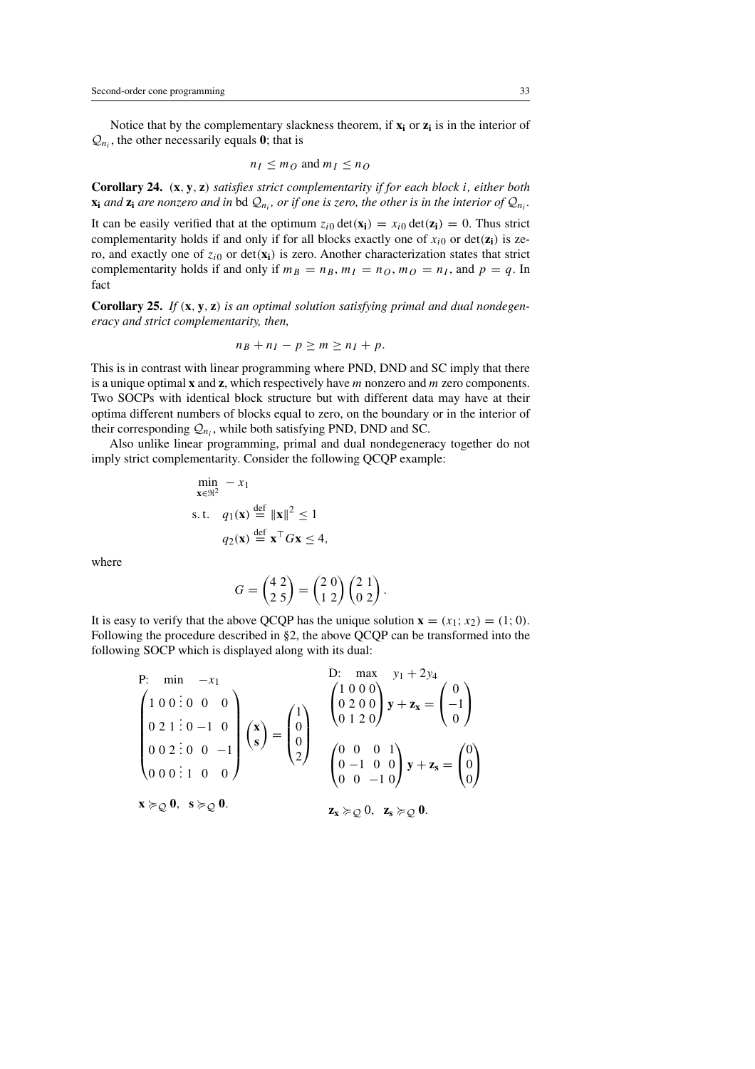Notice that by the complementary slackness theorem, if $\mathbf{x_i}$ or $\mathbf{z_i}$ is in the interior of $\mathcal{Q}_{n_i}$, the other necessarily equals $\mathbf{0}$; that is

$$n_I \leq m_O \text{ and } m_I \leq n_O$$

**Corollary 24.** *$(\mathbf{x}, \mathbf{y}, \mathbf{z})$ satisfies strict complementarity if for each block $i$, either both $\mathbf{x_i}$ and $\mathbf{z_i}$ are nonzero and in* bd $\mathcal{Q}_{n_i}$, *or if one is zero, the other is in the interior of $\mathcal{Q}_{n_i}$.*

It can be easily verified that at the optimum $z_{i0} \det(\mathbf{x_i}) = x_{i0} \det(\mathbf{z_i}) = 0$. Thus strict complementarity holds if and only if for all blocks exactly one of $x_{i0}$ or $\det(\mathbf{z_i})$ is zero, and exactly one of $z_{i0}$ or $\det(\mathbf{x_i})$ is zero. Another characterization states that strict complementarity holds if and only if $m_B = n_B$, $m_I = n_O$, $m_O = n_I$, and $p = q$. In fact

**Corollary 25.** *If $(\mathbf{x}, \mathbf{y}, \mathbf{z})$ is an optimal solution satisfying primal and dual nondegeneracy and strict complementarity, then,*

$$n_B + n_I - p \geq m \geq n_I + p.$$

This is in contrast with linear programming where PND, DND and SC imply that there is a unique optimal $\mathbf{x}$ and $\mathbf{z}$, which respectively have $m$ nonzero and $m$ zero components. Two SOCPs with identical block structure but with different data may have at their optima different numbers of blocks equal to zero, on the boundary or in the interior of their corresponding $\mathcal{Q}_{n_i}$, while both satisfying PND, DND and SC.

Also unlike linear programming, primal and dual nondegeneracy together do not imply strict complementarity. Consider the following QCQP example:

$$\begin{aligned}
&\min_{\mathbf{x} \in \Re^2} \; -x_1 \\
&\text{s.t.} \quad q_1(\mathbf{x}) \stackrel{\text{def}}{=} \|\mathbf{x}\|^2 \leq 1 \\
&\qquad\;\; q_2(\mathbf{x}) \stackrel{\text{def}}{=} \mathbf{x}^\top G \mathbf{x} \leq 4,
\end{aligned}$$

where

$$G = \begin{pmatrix} 4 & 2 \\ 2 & 5 \end{pmatrix} = \begin{pmatrix} 2 & 0 \\ 1 & 2 \end{pmatrix} \begin{pmatrix} 2 & 1 \\ 0 & 2 \end{pmatrix}.$$

It is easy to verify that the above QCQP has the unique solution $\mathbf{x} = (x_1; x_2) = (1; 0)$. Following the procedure described in §2, the above QCQP can be transformed into the following SOCP which is displayed along with its dual:

$$\text{P:} \quad \min \quad -x_1$$

$$\left(\begin{array}{ccc:ccc} 1 & 0 & 0 & 0 & 0 & 0 \\ 0 & 2 & 1 & 0 & -1 & 0 \\ 0 & 0 & 2 & 0 & 0 & -1 \\ 0 & 0 & 0 & 1 & 0 & 0 \end{array}\right) \begin{pmatrix} \mathbf{x} \\ \mathbf{s} \end{pmatrix} = \begin{pmatrix} 1 \\ 0 \\ 0 \\ 2 \end{pmatrix}$$

$$\mathbf{x} \succcurlyeq_{\mathcal{Q}} \mathbf{0}, \quad \mathbf{s} \succcurlyeq_{\mathcal{Q}} \mathbf{0}.$$

$$\text{D:} \quad \max \quad y_1 + 2y_4$$

$$\begin{pmatrix} 1 & 0 & 0 & 0 \\ 0 & 2 & 0 & 0 \\ 0 & 1 & 2 & 0 \end{pmatrix} \mathbf{y} + \mathbf{z_x} = \begin{pmatrix} 0 \\ -1 \\ 0 \end{pmatrix}$$

$$\begin{pmatrix} 0 & 0 & 0 & 1 \\ 0 & -1 & 0 & 0 \\ 0 & 0 & -1 & 0 \end{pmatrix} \mathbf{y} + \mathbf{z_s} = \begin{pmatrix} 0 \\ 0 \\ 0 \end{pmatrix}$$

$$\mathbf{z_x} \succcurlyeq_{\mathcal{Q}} 0, \quad \mathbf{z_s} \succcurlyeq_{\mathcal{Q}} \mathbf{0}.$$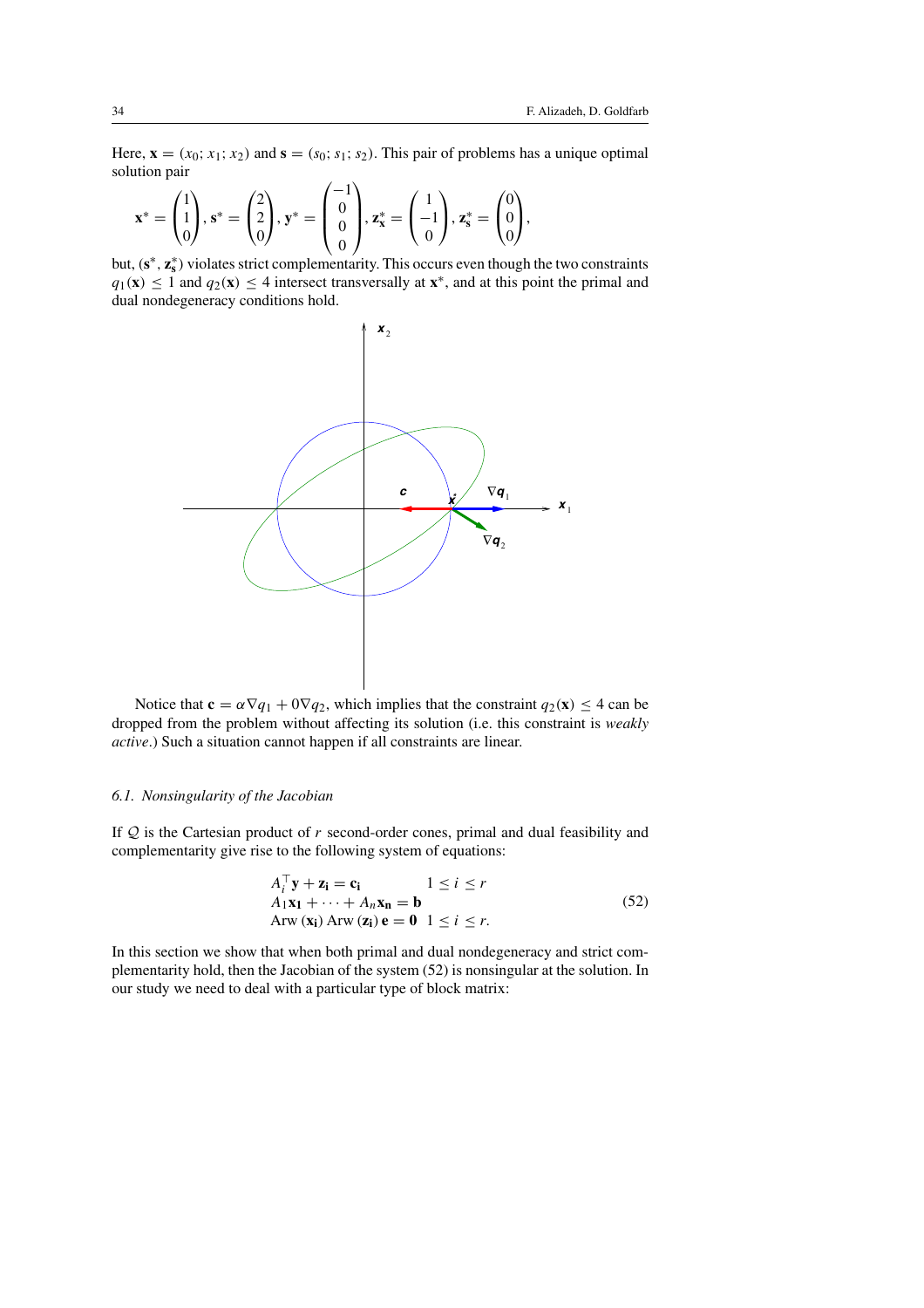Here, $\mathbf{x} = (x_0; x_1; x_2)$ and $\mathbf{s} = (s_0; s_1; s_2)$. This pair of problems has a unique optimal solution pair

$$\mathbf{x}^* = \begin{pmatrix} 1 \\ 1 \\ 0 \end{pmatrix}, \mathbf{s}^* = \begin{pmatrix} 2 \\ 2 \\ 0 \end{pmatrix}, \mathbf{y}^* = \begin{pmatrix} -1 \\ 0 \\ 0 \\ 0 \end{pmatrix}, \mathbf{z}_\mathbf{x}^* = \begin{pmatrix} 1 \\ -1 \\ 0 \end{pmatrix}, \mathbf{z}_\mathbf{s}^* = \begin{pmatrix} 0 \\ 0 \\ 0 \end{pmatrix},$$

but, $(\mathbf{s}^*, \mathbf{z}_\mathbf{s}^*)$ violates strict complementarity. This occurs even though the two constraints $q_1(\mathbf{x}) \le 1$ and $q_2(\mathbf{x}) \le 4$ intersect transversally at $\mathbf{x}^*$, and at this point the primal and dual nondegeneracy conditions hold.

Notice that $\mathbf{c} = \alpha \nabla q_1 + 0 \nabla q_2$, which implies that the constraint $q_2(\mathbf{x}) \le 4$ can be dropped from the problem without affecting its solution (i.e. this constraint is *weakly active*.) Such a situation cannot happen if all constraints are linear.

### 6.1. Nonsingularity of the Jacobian

If $\mathcal{Q}$ is the Cartesian product of $r$ second-order cones, primal and dual feasibility and complementarity give rise to the following system of equations:

$$\begin{array}{ll} A_i^\top \mathbf{y} + \mathbf{z_i} = \mathbf{c_i} & 1 \le i \le r \\ A_1 \mathbf{x_1} + \cdots + A_n \mathbf{x_n} = \mathbf{b} & \\ \operatorname{Arw}(\mathbf{x_i}) \operatorname{Arw}(\mathbf{z_i}) \mathbf{e} = \mathbf{0} & 1 \le i \le r. \end{array} \tag{52}$$

In this section we show that when both primal and dual nondegeneracy and strict complementarity hold, then the Jacobian of the system (52) is nonsingular at the solution. In our study we need to deal with a particular type of block matrix: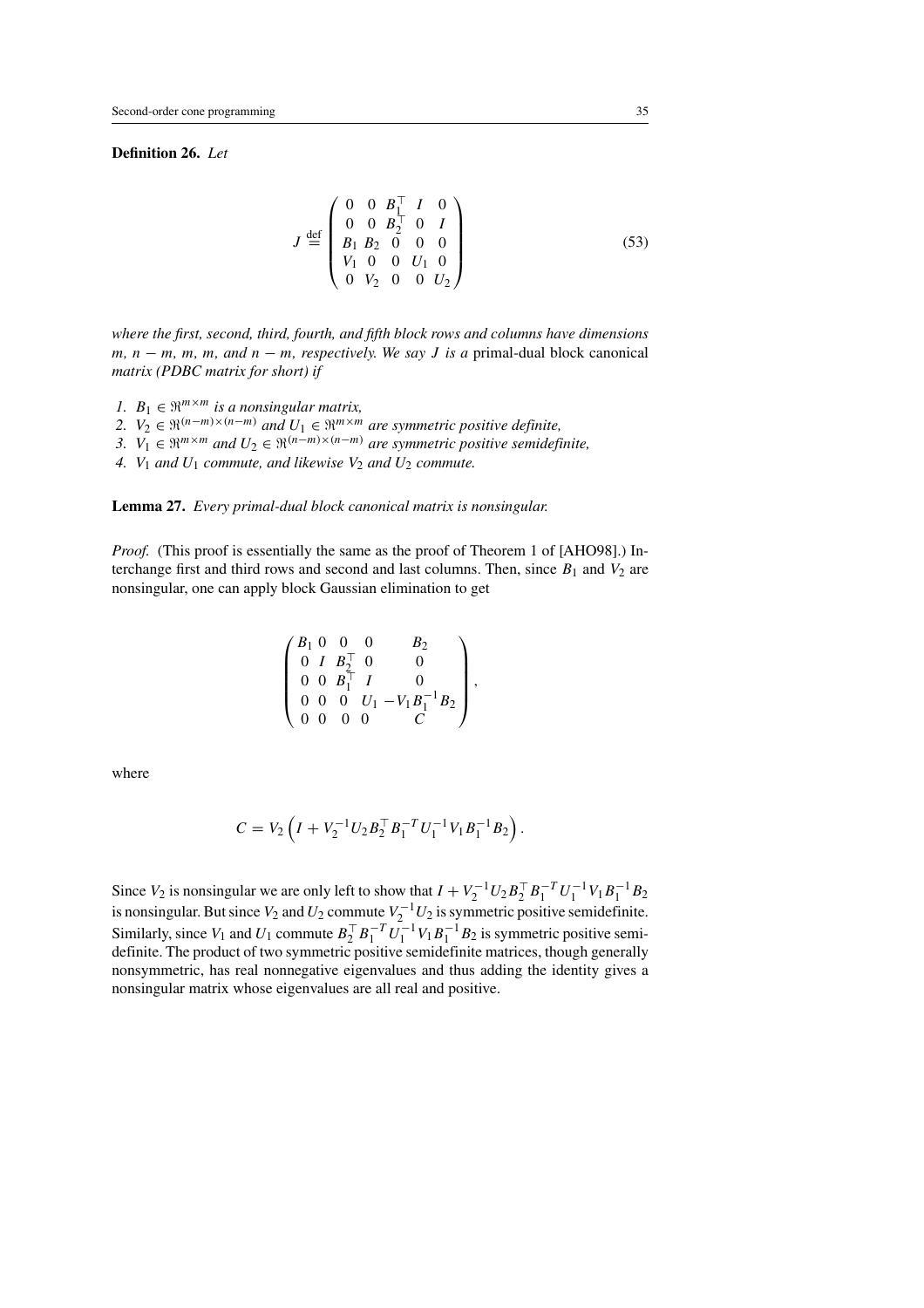**Definition 26.** *Let*

$$J \stackrel{\text{def}}{=} \begin{pmatrix} 0 & 0 & B_1^\top & I & 0 \\ 0 & 0 & B_2^\top & 0 & I \\ B_1 & B_2 & 0 & 0 & 0 \\ V_1 & 0 & 0 & U_1 & 0 \\ 0 & V_2 & 0 & 0 & U_2 \end{pmatrix} \tag{53}$$

*where the first, second, third, fourth, and fifth block rows and columns have dimensions $m$, $n-m$, $m$, $m$, and $n-m$, respectively. We say $J$ is a* primal-dual block canonical *matrix (PDBC matrix for short) if*

1. *$B_1 \in \Re^{m\times m}$ is a nonsingular matrix,*
2. *$V_2 \in \Re^{(n-m)\times(n-m)}$ and $U_1 \in \Re^{m\times m}$ are symmetric positive definite,*
3. *$V_1 \in \Re^{m\times m}$ and $U_2 \in \Re^{(n-m)\times(n-m)}$ are symmetric positive semidefinite,*
4. *$V_1$ and $U_1$ commute, and likewise $V_2$ and $U_2$ commute.*

**Lemma 27.** *Every primal-dual block canonical matrix is nonsingular.*

*Proof.* (This proof is essentially the same as the proof of Theorem 1 of [AHO98].) Interchange first and third rows and second and last columns. Then, since $B_1$ and $V_2$ are nonsingular, one can apply block Gaussian elimination to get

$$\begin{pmatrix} B_1 & 0 & 0 & 0 & B_2 \\ 0 & I & B_2^\top & 0 & 0 \\ 0 & 0 & B_1^\top & I & 0 \\ 0 & 0 & 0 & U_1 & -V_1 B_1^{-1} B_2 \\ 0 & 0 & 0 & 0 & C \end{pmatrix},$$

where

$$C = V_2 \left( I + V_2^{-1} U_2 B_2^\top B_1^{-T} U_1^{-1} V_1 B_1^{-1} B_2 \right).$$

Since $V_2$ is nonsingular we are only left to show that $I + V_2^{-1} U_2 B_2^\top B_1^{-T} U_1^{-1} V_1 B_1^{-1} B_2$ is nonsingular. But since $V_2$ and $U_2$ commute $V_2^{-1} U_2$ is symmetric positive semidefinite. Similarly, since $V_1$ and $U_1$ commute $B_2^\top B_1^{-T} U_1^{-1} V_1 B_1^{-1} B_2$ is symmetric positive semidefinite. The product of two symmetric positive semidefinite matrices, though generally nonsymmetric, has real nonnegative eigenvalues and thus adding the identity gives a nonsingular matrix whose eigenvalues are all real and positive.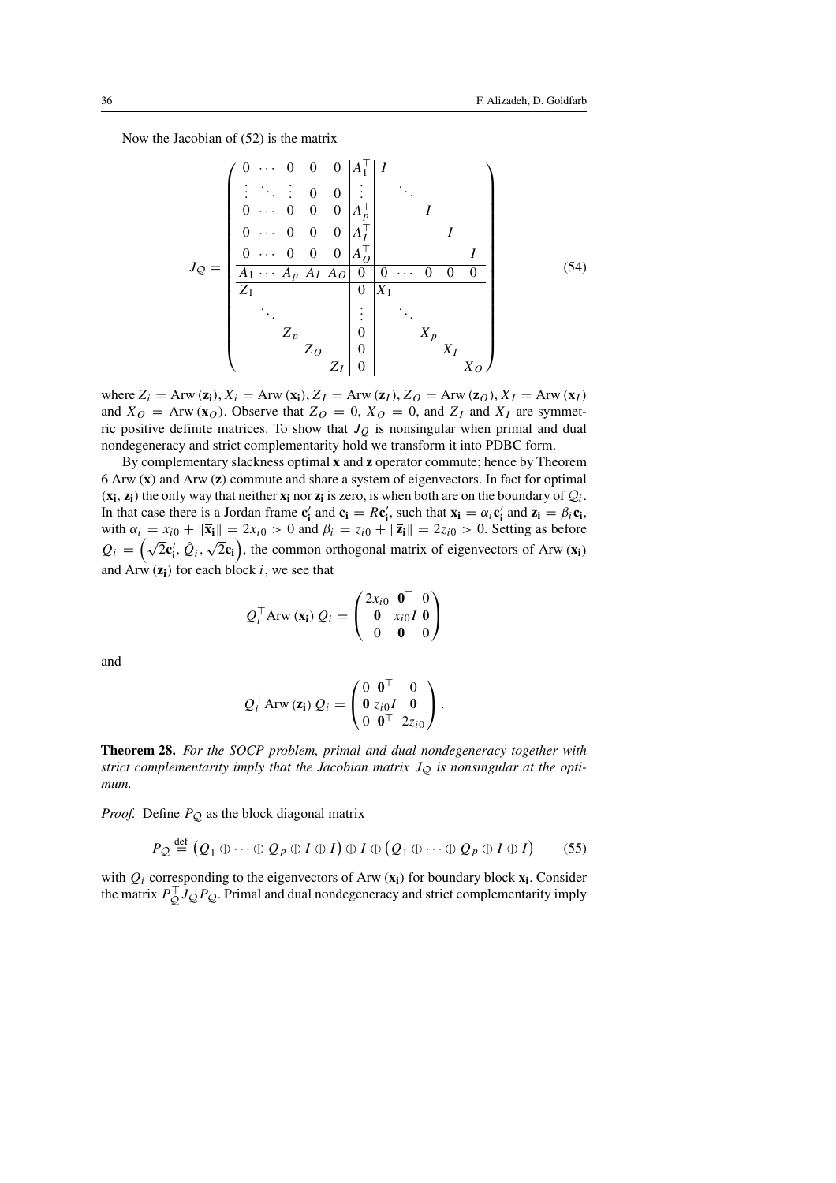Now the Jacobian of (52) is the matrix

$$
J_{\mathcal{Q}} = \left(\begin{array}{ccccc|c|ccccc}
0 & \cdots & 0 & 0 & 0 & A_1^\top & I & & & & \\
\vdots & \ddots & \vdots & 0 & 0 & \vdots & & \ddots & & & \\
0 & \cdots & 0 & 0 & 0 & A_p^\top & & & I & & \\
0 & \cdots & 0 & 0 & 0 & A_I^\top & & & & I & \\
0 & \cdots & 0 & 0 & 0 & A_O^\top & & & & & I \\
\hline
A_1 & \cdots & A_p & A_I & A_O & 0 & 0 & \cdots & 0 & 0 & 0 \\
\hline
Z_1 & & & & & 0 & X_1 & & & & \\
 & \ddots & & & & \vdots & & \ddots & & & \\
 & & Z_p & & & 0 & & & X_p & & \\
 & & & Z_O & & 0 & & & & X_I & \\
 & & & & Z_I & 0 & & & & & X_O
\end{array}\right) \tag{54}
$$

where $Z_i = \operatorname{Arw}(\mathbf{z_i})$, $X_i = \operatorname{Arw}(\mathbf{x_i})$, $Z_I = \operatorname{Arw}(\mathbf{z}_I)$, $Z_O = \operatorname{Arw}(\mathbf{z}_O)$, $X_I = \operatorname{Arw}(\mathbf{x}_I)$ and $X_O = \operatorname{Arw}(\mathbf{x}_O)$. Observe that $Z_O = 0$, $X_O = 0$, and $Z_I$ and $X_I$ are symmetric positive definite matrices. To show that $J_Q$ is nonsingular when primal and dual nondegeneracy and strict complementarity hold we transform it into PDBC form.

By complementary slackness optimal $\mathbf{x}$ and $\mathbf{z}$ operator commute; hence by Theorem 6 $\operatorname{Arw}(\mathbf{x})$ and $\operatorname{Arw}(\mathbf{z})$ commute and share a system of eigenvectors. In fact for optimal $(\mathbf{x_i}, \mathbf{z_i})$ the only way that neither $\mathbf{x_i}$ nor $\mathbf{z_i}$ is zero, is when both are on the boundary of $\mathcal{Q}_i$. In that case there is a Jordan frame $\mathbf{c}'_\mathbf{i}$ and $\mathbf{c_i} = R\mathbf{c}'_\mathbf{i}$, such that $\mathbf{x_i} = \alpha_i \mathbf{c}'_\mathbf{i}$ and $\mathbf{z_i} = \beta_i \mathbf{c_i}$, with $\alpha_i = x_{i0} + \|\overline{\mathbf{x}}_\mathbf{i}\| = 2x_{i0} > 0$ and $\beta_i = z_{i0} + \|\overline{\mathbf{z}}_\mathbf{i}\| = 2z_{i0} > 0$. Setting as before $Q_i = \left(\sqrt{2}\mathbf{c}'_\mathbf{i}, \hat{Q}_i, \sqrt{2}\mathbf{c_i}\right)$, the common orthogonal matrix of eigenvectors of $\operatorname{Arw}(\mathbf{x_i})$ and $\operatorname{Arw}(\mathbf{z_i})$ for each block $i$, we see that

$$
Q_i^\top \operatorname{Arw}(\mathbf{x_i})\, Q_i = \begin{pmatrix} 2x_{i0} & \mathbf{0}^\top & 0 \\ \mathbf{0} & x_{i0} I & \mathbf{0} \\ 0 & \mathbf{0}^\top & 0 \end{pmatrix}
$$

and

$$
Q_i^\top \operatorname{Arw}(\mathbf{z_i})\, Q_i = \begin{pmatrix} 0 & \mathbf{0}^\top & 0 \\ \mathbf{0} & z_{i0} I & \mathbf{0} \\ 0 & \mathbf{0}^\top & 2z_{i0} \end{pmatrix}.
$$

**Theorem 28.** *For the SOCP problem, primal and dual nondegeneracy together with strict complementarity imply that the Jacobian matrix $J_{\mathcal{Q}}$ is nonsingular at the optimum.*

*Proof.* Define $P_{\mathcal{Q}}$ as the block diagonal matrix

$$
P_{\mathcal{Q}} \stackrel{\text{def}}{=} \left(Q_1 \oplus \cdots \oplus Q_p \oplus I \oplus I\right) \oplus I \oplus \left(Q_1 \oplus \cdots \oplus Q_p \oplus I \oplus I\right) \tag{55}
$$

with $Q_i$ corresponding to the eigenvectors of $\operatorname{Arw}(\mathbf{x_i})$ for boundary block $\mathbf{x_i}$. Consider the matrix $P_{\mathcal{Q}}^\top J_{\mathcal{Q}} P_{\mathcal{Q}}$. Primal and dual nondegeneracy and strict complementarity imply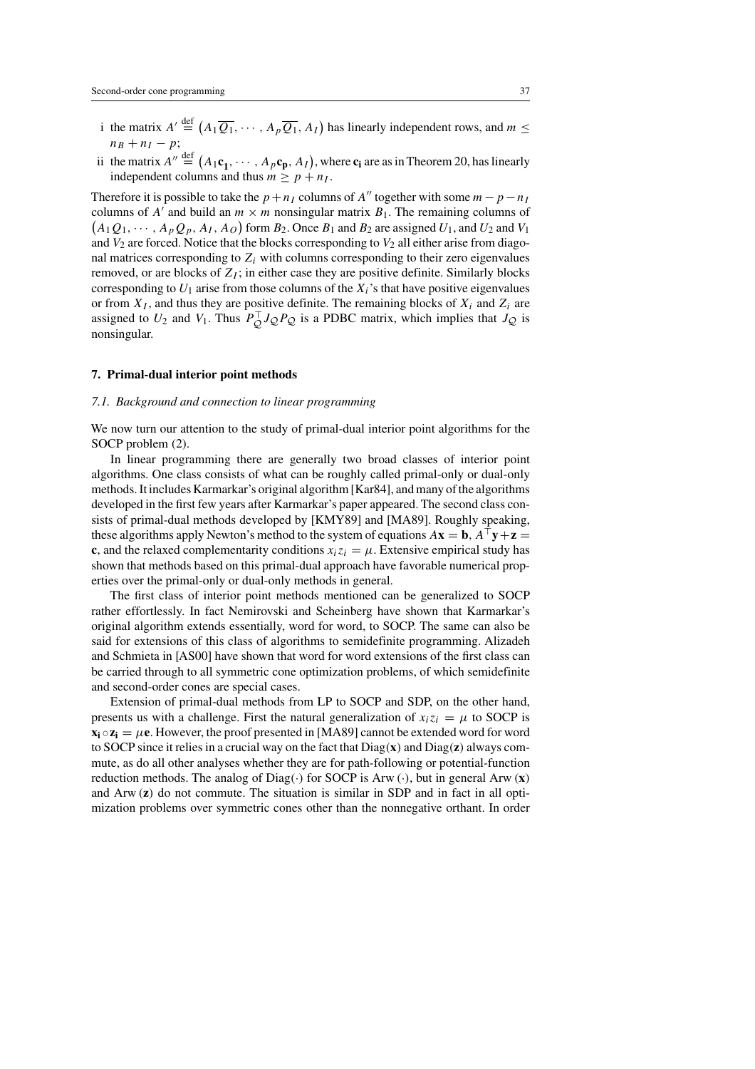i the matrix $A' \stackrel{\text{def}}{=} \left(A_1\overline{Q_1}, \cdots, A_p\overline{Q_1}, A_I\right)$ has linearly independent rows, and $m \leq n_B + n_I - p$;

ii the matrix $A'' \stackrel{\text{def}}{=} \left(A_1\mathbf{c_1}, \cdots, A_p\mathbf{c_p}, A_I\right)$, where $\mathbf{c_i}$ are as in Theorem 20, has linearly independent columns and thus $m \geq p + n_I$.

Therefore it is possible to take the $p + n_I$ columns of $A''$ together with some $m - p - n_I$ columns of $A'$ and build an $m \times m$ nonsingular matrix $B_1$. The remaining columns of $\left(A_1Q_1, \cdots, A_pQ_p, A_I, A_O\right)$ form $B_2$. Once $B_1$ and $B_2$ are assigned $U_1$, and $U_2$ and $V_1$ and $V_2$ are forced. Notice that the blocks corresponding to $V_2$ all either arise from diagonal matrices corresponding to $Z_i$ with columns corresponding to their zero eigenvalues removed, or are blocks of $Z_I$; in either case they are positive definite. Similarly blocks corresponding to $U_1$ arise from those columns of the $X_i$'s that have positive eigenvalues or from $X_I$, and thus they are positive definite. The remaining blocks of $X_i$ and $Z_i$ are assigned to $U_2$ and $V_1$. Thus $P_Q^\top J_Q P_Q$ is a PDBC matrix, which implies that $J_Q$ is nonsingular.

## 7. Primal-dual interior point methods

### 7.1. Background and connection to linear programming

We now turn our attention to the study of primal-dual interior point algorithms for the SOCP problem (2).

In linear programming there are generally two broad classes of interior point algorithms. One class consists of what can be roughly called primal-only or dual-only methods. It includes Karmarkar's original algorithm [Kar84], and many of the algorithms developed in the first few years after Karmarkar's paper appeared. The second class consists of primal-dual methods developed by [KMY89] and [MA89]. Roughly speaking, these algorithms apply Newton's method to the system of equations $A\mathbf{x} = \mathbf{b}$, $A^\top\mathbf{y} + \mathbf{z} = \mathbf{c}$, and the relaxed complementarity conditions $x_i z_i = \mu$. Extensive empirical study has shown that methods based on this primal-dual approach have favorable numerical properties over the primal-only or dual-only methods in general.

The first class of interior point methods mentioned can be generalized to SOCP rather effortlessly. In fact Nemirovski and Scheinberg have shown that Karmarkar's original algorithm extends essentially, word for word, to SOCP. The same can also be said for extensions of this class of algorithms to semidefinite programming. Alizadeh and Schmieta in [AS00] have shown that word for word extensions of the first class can be carried through to all symmetric cone optimization problems, of which semidefinite and second-order cones are special cases.

Extension of primal-dual methods from LP to SOCP and SDP, on the other hand, presents us with a challenge. First the natural generalization of $x_i z_i = \mu$ to SOCP is $\mathbf{x_i} \circ \mathbf{z_i} = \mu\mathbf{e}$. However, the proof presented in [MA89] cannot be extended word for word to SOCP since it relies in a crucial way on the fact that $\operatorname{Diag}(\mathbf{x})$ and $\operatorname{Diag}(\mathbf{z})$ always commute, as do all other analyses whether they are for path-following or potential-function reduction methods. The analog of $\operatorname{Diag}(\cdot)$ for SOCP is $\operatorname{Arw}(\cdot)$, but in general $\operatorname{Arw}(\mathbf{x})$ and $\operatorname{Arw}(\mathbf{z})$ do not commute. The situation is similar in SDP and in fact in all optimization problems over symmetric cones other than the nonnegative orthant. In order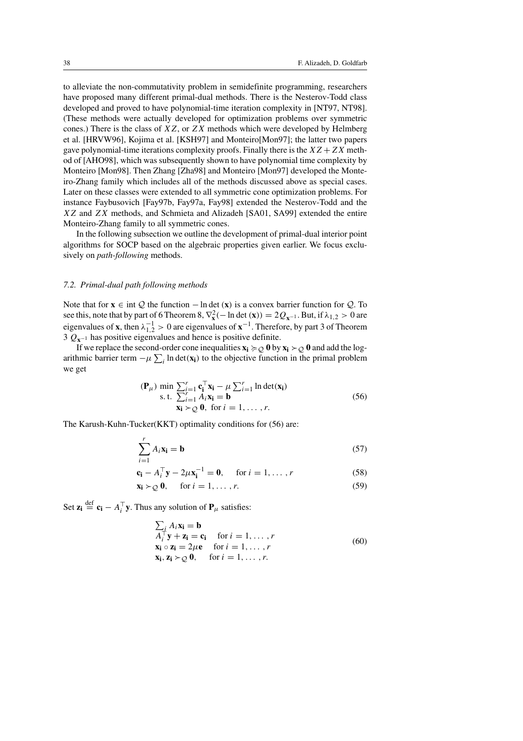to alleviate the non-commutativity problem in semidefinite programming, researchers have proposed many different primal-dual methods. There is the Nesterov-Todd class developed and proved to have polynomial-time iteration complexity in [NT97, NT98]. (These methods were actually developed for optimization problems over symmetric cones.) There is the class of $XZ$, or $ZX$ methods which were developed by Helmberg et al. [HRVW96], Kojima et al. [KSH97] and Monteiro[Mon97]; the latter two papers gave polynomial-time iterations complexity proofs. Finally there is the $XZ + ZX$ method of [AHO98], which was subsequently shown to have polynomial time complexity by Monteiro [Mon98]. Then Zhang [Zha98] and Monteiro [Mon97] developed the Monteiro-Zhang family which includes all of the methods discussed above as special cases. Later on these classes were extended to all symmetric cone optimization problems. For instance Faybusovich [Fay97b, Fay97a, Fay98] extended the Nesterov-Todd and the $XZ$ and $ZX$ methods, and Schmieta and Alizadeh [SA01, SA99] extended the entire Monteiro-Zhang family to all symmetric cones.

In the following subsection we outline the development of primal-dual interior point algorithms for SOCP based on the algebraic properties given earlier. We focus exclusively on *path-following* methods.

### 7.2. Primal-dual path following methods

Note that for $\mathbf{x} \in \operatorname{int} \mathcal{Q}$ the function $-\ln\det(\mathbf{x})$ is a convex barrier function for $\mathcal{Q}$. To see this, note that by part of 6 Theorem 8, $\nabla^2_{\mathbf{x}}(-\ln\det(\mathbf{x})) = 2Q_{\mathbf{x}^{-1}}$. But, if $\lambda_{1,2} > 0$ are eigenvalues of $\mathbf{x}$, then $\lambda_{1,2}^{-1} > 0$ are eigenvalues of $\mathbf{x}^{-1}$. Therefore, by part 3 of Theorem 3 $Q_{\mathbf{x}^{-1}}$ has positive eigenvalues and hence is positive definite.

If we replace the second-order cone inequalities $\mathbf{x_i} \succcurlyeq_{\mathcal{Q}} \mathbf{0}$ by $\mathbf{x_i} \succ_{\mathcal{Q}} \mathbf{0}$ and add the logarithmic barrier term $-\mu \sum_i \ln\det(\mathbf{x_i})$ to the objective function in the primal problem we get

$$
\begin{array}{ll}
(\mathbf{P}_\mu) & \min \ \sum_{i=1}^r \mathbf{c_i}^\top \mathbf{x_i} - \mu \sum_{i=1}^r \ln\det(\mathbf{x_i}) \\
& \ \text{s.t.} \ \ \sum_{i=1}^r A_i \mathbf{x_i} = \mathbf{b} \\
& \qquad\ \ \mathbf{x_i} \succ_{\mathcal{Q}} \mathbf{0}, \ \text{ for } i = 1, \ldots, r.
\end{array}
\tag{56}
$$

The Karush-Kuhn-Tucker(KKT) optimality conditions for (56) are:

$$
\sum_{i=1}^r A_i \mathbf{x_i} = \mathbf{b} \tag{57}
$$

$$
\mathbf{c_i} - A_i^\top \mathbf{y} - 2\mu \mathbf{x_i}^{-1} = \mathbf{0}, \quad \text{for } i = 1, \ldots, r \tag{58}
$$

$$
\mathbf{x_i} \succ_{\mathcal{Q}} \mathbf{0}, \quad \text{for } i = 1, \ldots, r. \tag{59}
$$

Set $\mathbf{z_i} \stackrel{\text{def}}{=} \mathbf{c_i} - A_i^\top \mathbf{y}$. Thus any solution of $\mathbf{P}_\mu$ satisfies:

$$
\begin{array}{l}
\sum_i A_i \mathbf{x_i} = \mathbf{b} \\
A_i^\top \mathbf{y} + \mathbf{z_i} = \mathbf{c_i} \quad \text{for } i = 1, \ldots, r \\
\mathbf{x_i} \circ \mathbf{z_i} = 2\mu \mathbf{e} \quad \text{for } i = 1, \ldots, r \\
\mathbf{x_i}, \mathbf{z_i} \succ_{\mathcal{Q}} \mathbf{0}, \quad \text{for } i = 1, \ldots, r.
\end{array}
\tag{60}
$$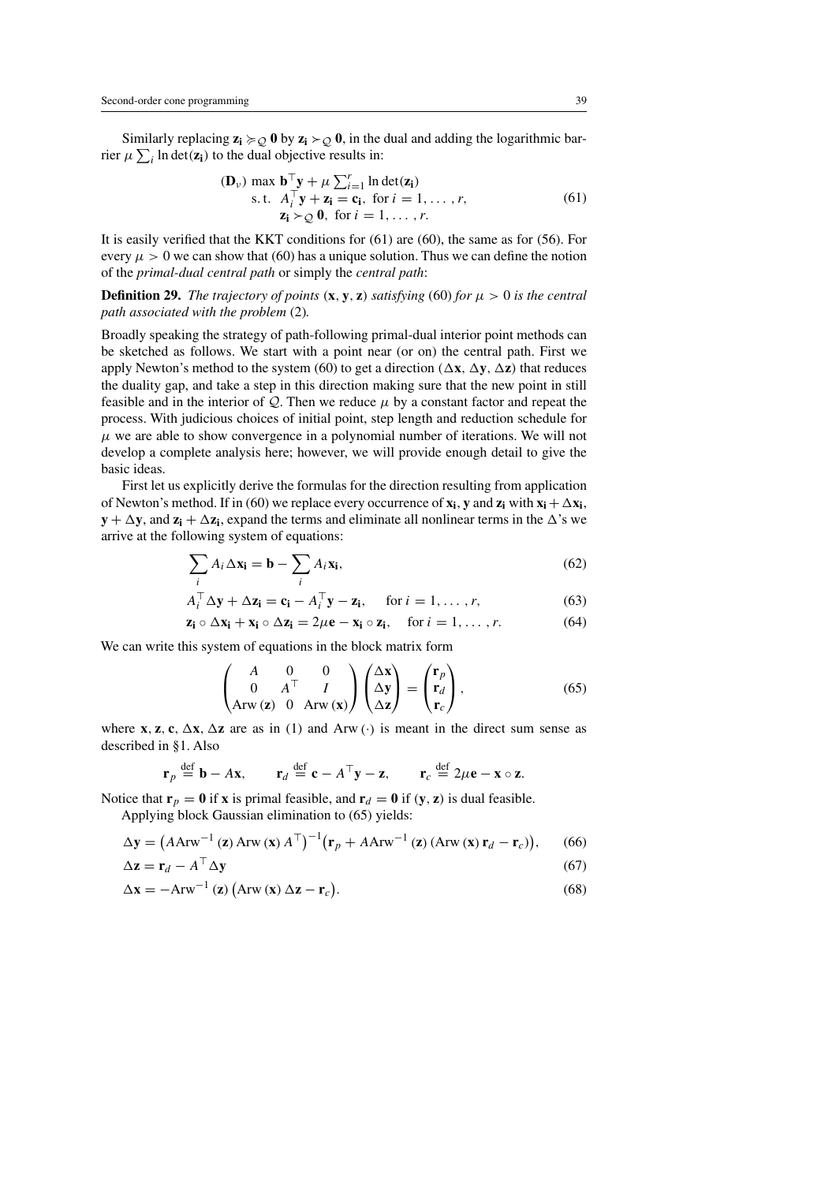Similarly replacing $\mathbf{z_i} \succcurlyeq_{\mathcal{Q}} \mathbf{0}$ by $\mathbf{z_i} \succ_{\mathcal{Q}} \mathbf{0}$, in the dual and adding the logarithmic barrier $\mu \sum_i \ln \det(\mathbf{z_i})$ to the dual objective results in:

$$
\begin{aligned}
(\mathbf{D}_\nu)\ \max\ & \mathbf{b}^\top \mathbf{y} + \mu \textstyle\sum_{i=1}^{r} \ln \det(\mathbf{z_i}) \\
\text{s.t.}\ & A_i^\top \mathbf{y} + \mathbf{z_i} = \mathbf{c_i}, \ \text{for } i = 1, \dots, r, \\
& \mathbf{z_i} \succ_{\mathcal{Q}} \mathbf{0}, \ \text{for } i = 1, \dots, r.
\end{aligned} \tag{61}
$$

It is easily verified that the KKT conditions for (61) are (60), the same as for (56). For every $\mu > 0$ we can show that (60) has a unique solution. Thus we can define the notion of the *primal-dual central path* or simply the *central path*:

**Definition 29.** *The trajectory of points* $(\mathbf{x}, \mathbf{y}, \mathbf{z})$ *satisfying* (60) *for* $\mu > 0$ *is the central path associated with the problem* (2)*.*

Broadly speaking the strategy of path-following primal-dual interior point methods can be sketched as follows. We start with a point near (or on) the central path. First we apply Newton's method to the system (60) to get a direction $(\Delta\mathbf{x}, \Delta\mathbf{y}, \Delta\mathbf{z})$ that reduces the duality gap, and take a step in this direction making sure that the new point in still feasible and in the interior of $\mathcal{Q}$. Then we reduce $\mu$ by a constant factor and repeat the process. With judicious choices of initial point, step length and reduction schedule for $\mu$ we are able to show convergence in a polynomial number of iterations. We will not develop a complete analysis here; however, we will provide enough detail to give the basic ideas.

First let us explicitly derive the formulas for the direction resulting from application of Newton's method. If in (60) we replace every occurrence of $\mathbf{x_i}$, $\mathbf{y}$ and $\mathbf{z_i}$ with $\mathbf{x_i} + \Delta\mathbf{x_i}$, $\mathbf{y} + \Delta\mathbf{y}$, and $\mathbf{z_i} + \Delta\mathbf{z_i}$, expand the terms and eliminate all nonlinear terms in the $\Delta$'s we arrive at the following system of equations:

$$
\sum_i A_i \Delta\mathbf{x_i} = \mathbf{b} - \sum_i A_i \mathbf{x_i}, \tag{62}
$$

$$
A_i^\top \Delta\mathbf{y} + \Delta\mathbf{z_i} = \mathbf{c_i} - A_i^\top \mathbf{y} - \mathbf{z_i}, \quad \text{for } i = 1, \dots, r, \tag{63}
$$

$$
\mathbf{z_i} \circ \Delta\mathbf{x_i} + \mathbf{x_i} \circ \Delta\mathbf{z_i} = 2\mu\mathbf{e} - \mathbf{x_i} \circ \mathbf{z_i}, \quad \text{for } i = 1, \dots, r. \tag{64}
$$

We can write this system of equations in the block matrix form

$$
\begin{pmatrix} A & 0 & 0 \\ 0 & A^\top & I \\ \operatorname{Arw}(\mathbf{z}) & 0 & \operatorname{Arw}(\mathbf{x}) \end{pmatrix} \begin{pmatrix} \Delta\mathbf{x} \\ \Delta\mathbf{y} \\ \Delta\mathbf{z} \end{pmatrix} = \begin{pmatrix} \mathbf{r}_p \\ \mathbf{r}_d \\ \mathbf{r}_c \end{pmatrix}, \tag{65}
$$

where $\mathbf{x}$, $\mathbf{z}$, $\mathbf{c}$, $\Delta\mathbf{x}$, $\Delta\mathbf{z}$ are as in (1) and $\operatorname{Arw}(\cdot)$ is meant in the direct sum sense as described in §1. Also

$$
\mathbf{r}_p \stackrel{\text{def}}{=} \mathbf{b} - A\mathbf{x}, \qquad \mathbf{r}_d \stackrel{\text{def}}{=} \mathbf{c} - A^\top \mathbf{y} - \mathbf{z}, \qquad \mathbf{r}_c \stackrel{\text{def}}{=} 2\mu\mathbf{e} - \mathbf{x} \circ \mathbf{z}.
$$

Notice that $\mathbf{r}_p = \mathbf{0}$ if $\mathbf{x}$ is primal feasible, and $\mathbf{r}_d = \mathbf{0}$ if $(\mathbf{y}, \mathbf{z})$ is dual feasible.

Applying block Gaussian elimination to (65) yields:

$$
\Delta\mathbf{y} = \left(A \operatorname{Arw}^{-1}(\mathbf{z}) \operatorname{Arw}(\mathbf{x}) A^\top\right)^{-1} \left(\mathbf{r}_p + A \operatorname{Arw}^{-1}(\mathbf{z}) \left(\operatorname{Arw}(\mathbf{x}) \mathbf{r}_d - \mathbf{r}_c\right)\right), \tag{66}
$$

$$
\Delta\mathbf{z} = \mathbf{r}_d - A^\top \Delta\mathbf{y} \tag{67}
$$

$$
\Delta\mathbf{x} = -\operatorname{Arw}^{-1}(\mathbf{z}) \left(\operatorname{Arw}(\mathbf{x}) \Delta\mathbf{z} - \mathbf{r}_c\right). \tag{68}
$$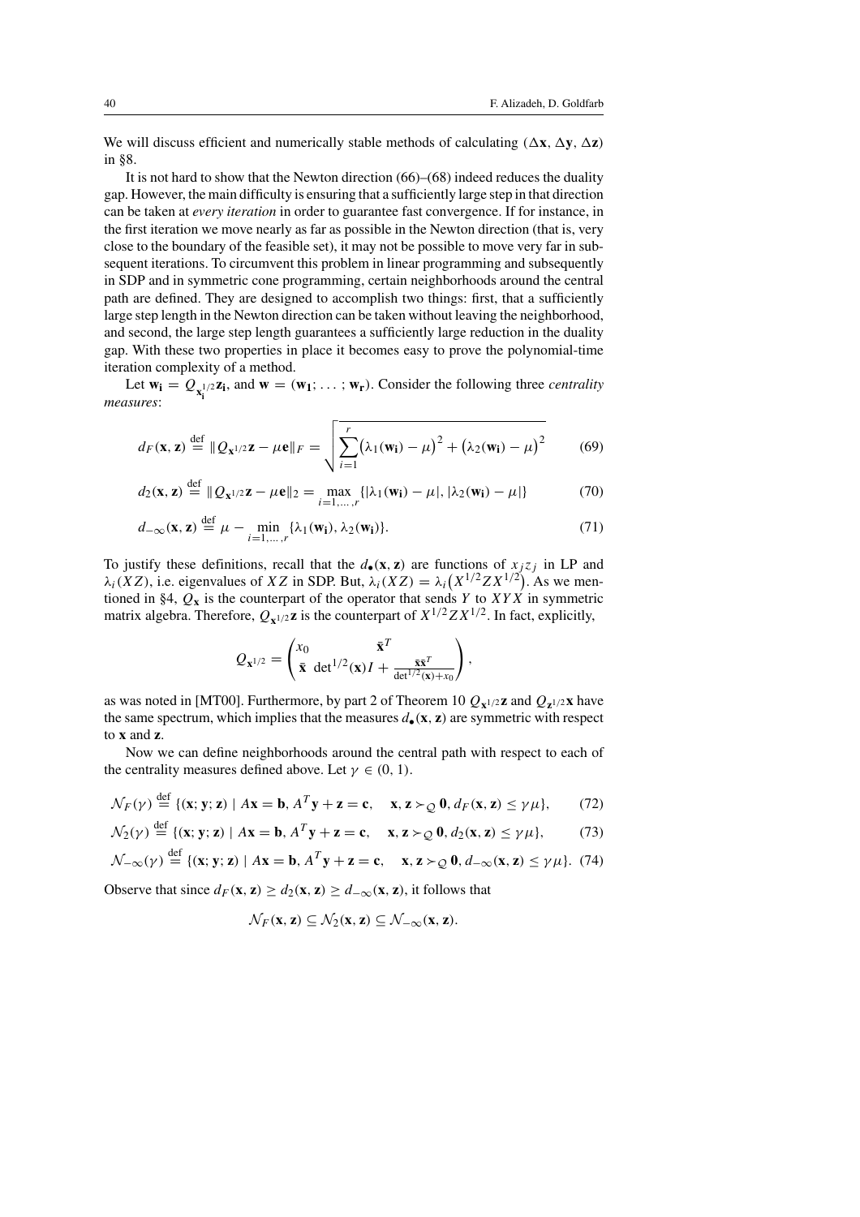We will discuss efficient and numerically stable methods of calculating $(\Delta\mathbf{x}, \Delta\mathbf{y}, \Delta\mathbf{z})$ in §8.

It is not hard to show that the Newton direction (66)–(68) indeed reduces the duality gap. However, the main difficulty is ensuring that a sufficiently large step in that direction can be taken at *every iteration* in order to guarantee fast convergence. If for instance, in the first iteration we move nearly as far as possible in the Newton direction (that is, very close to the boundary of the feasible set), it may not be possible to move very far in subsequent iterations. To circumvent this problem in linear programming and subsequently in SDP and in symmetric cone programming, certain neighborhoods around the central path are defined. They are designed to accomplish two things: first, that a sufficiently large step length in the Newton direction can be taken without leaving the neighborhood, and second, the large step length guarantees a sufficiently large reduction in the duality gap. With these two properties in place it becomes easy to prove the polynomial-time iteration complexity of a method.

Let $\mathbf{w_i} = Q_{\mathbf{x_i}^{1/2}}\mathbf{z_i}$, and $\mathbf{w} = (\mathbf{w_1}; \ldots; \mathbf{w_r})$. Consider the following three *centrality measures*:

$$d_F(\mathbf{x},\mathbf{z}) \stackrel{\text{def}}{=} \|Q_{\mathbf{x}^{1/2}}\mathbf{z} - \mu\mathbf{e}\|_F = \sqrt{\sum_{i=1}^{r}\big(\lambda_1(\mathbf{w_i}) - \mu\big)^2 + \big(\lambda_2(\mathbf{w_i}) - \mu\big)^2} \tag{69}$$

$$d_2(\mathbf{x},\mathbf{z}) \stackrel{\text{def}}{=} \|Q_{\mathbf{x}^{1/2}}\mathbf{z} - \mu\mathbf{e}\|_2 = \max_{i=1,\ldots,r}\{|\lambda_1(\mathbf{w_i}) - \mu|, |\lambda_2(\mathbf{w_i}) - \mu|\} \tag{70}$$

$$d_{-\infty}(\mathbf{x},\mathbf{z}) \stackrel{\text{def}}{=} \mu - \min_{i=1,\ldots,r}\{\lambda_1(\mathbf{w_i}), \lambda_2(\mathbf{w_i})\}. \tag{71}$$

To justify these definitions, recall that the $d_\bullet(\mathbf{x},\mathbf{z})$ are functions of $x_j z_j$ in LP and $\lambda_i(XZ)$, i.e. eigenvalues of $XZ$ in SDP. But, $\lambda_i(XZ) = \lambda_i\big(X^{1/2}ZX^{1/2}\big)$. As we mentioned in §4, $Q_\mathbf{x}$ is the counterpart of the operator that sends $Y$ to $XYX$ in symmetric matrix algebra. Therefore, $Q_{\mathbf{x}^{1/2}}\mathbf{z}$ is the counterpart of $X^{1/2}ZX^{1/2}$. In fact, explicitly,

$$Q_{\mathbf{x}^{1/2}} = \begin{pmatrix} x_0 & \bar{\mathbf{x}}^T \\ \bar{\mathbf{x}} & \det^{1/2}(\mathbf{x})I + \frac{\bar{\mathbf{x}}\bar{\mathbf{x}}^T}{\det^{1/2}(\mathbf{x}) + x_0} \end{pmatrix},$$

as was noted in [MT00]. Furthermore, by part 2 of Theorem 10 $Q_{\mathbf{x}^{1/2}}\mathbf{z}$ and $Q_{\mathbf{z}^{1/2}}\mathbf{x}$ have the same spectrum, which implies that the measures $d_\bullet(\mathbf{x},\mathbf{z})$ are symmetric with respect to $\mathbf{x}$ and $\mathbf{z}$.

Now we can define neighborhoods around the central path with respect to each of the centrality measures defined above. Let $\gamma \in (0, 1)$.

$$\mathcal{N}_F(\gamma) \stackrel{\text{def}}{=} \{(\mathbf{x};\mathbf{y};\mathbf{z}) \mid A\mathbf{x} = \mathbf{b},\ A^T\mathbf{y} + \mathbf{z} = \mathbf{c},\quad \mathbf{x},\mathbf{z} \succ_\mathcal{Q} \mathbf{0},\ d_F(\mathbf{x},\mathbf{z}) \le \gamma\mu\}, \tag{72}$$

$$\mathcal{N}_2(\gamma) \stackrel{\text{def}}{=} \{(\mathbf{x};\mathbf{y};\mathbf{z}) \mid A\mathbf{x} = \mathbf{b},\ A^T\mathbf{y} + \mathbf{z} = \mathbf{c},\quad \mathbf{x},\mathbf{z} \succ_\mathcal{Q} \mathbf{0},\ d_2(\mathbf{x},\mathbf{z}) \le \gamma\mu\}, \tag{73}$$

$$\mathcal{N}_{-\infty}(\gamma) \stackrel{\text{def}}{=} \{(\mathbf{x};\mathbf{y};\mathbf{z}) \mid A\mathbf{x} = \mathbf{b},\ A^T\mathbf{y} + \mathbf{z} = \mathbf{c},\quad \mathbf{x},\mathbf{z} \succ_\mathcal{Q} \mathbf{0},\ d_{-\infty}(\mathbf{x},\mathbf{z}) \le \gamma\mu\}. \tag{74}$$

Observe that since $d_F(\mathbf{x},\mathbf{z}) \ge d_2(\mathbf{x},\mathbf{z}) \ge d_{-\infty}(\mathbf{x},\mathbf{z})$, it follows that

$$\mathcal{N}_F(\mathbf{x},\mathbf{z}) \subseteq \mathcal{N}_2(\mathbf{x},\mathbf{z}) \subseteq \mathcal{N}_{-\infty}(\mathbf{x},\mathbf{z}).$$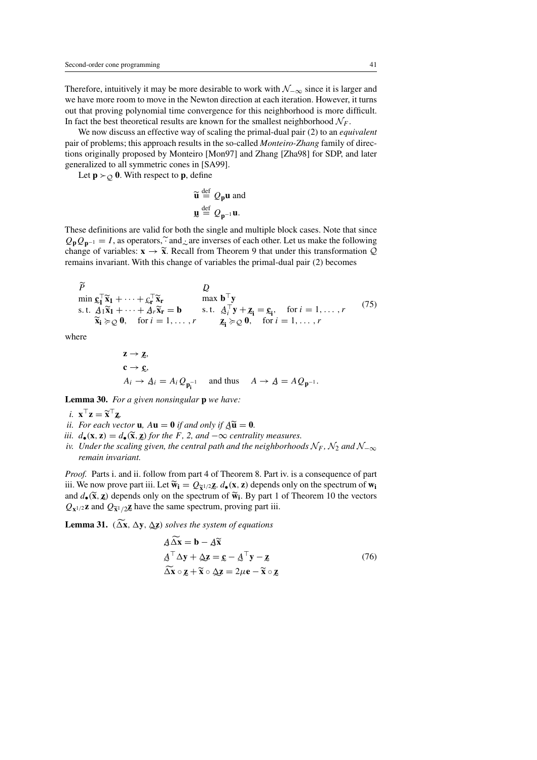Therefore, intuitively it may be more desirable to work with $\mathcal{N}_{-\infty}$ since it is larger and we have more room to move in the Newton direction at each iteration. However, it turns out that proving polynomial time convergence for this neighborhood is more difficult. In fact the best theoretical results are known for the smallest neighborhood $\mathcal{N}_F$.

We now discuss an effective way of scaling the primal-dual pair (2) to an *equivalent* pair of problems; this approach results in the so-called *Monteiro-Zhang* family of directions originally proposed by Monteiro [Mon97] and Zhang [Zha98] for SDP, and later generalized to all symmetric cones in [SA99].

Let $\mathbf{p} \succ_{\mathcal{Q}} \mathbf{0}$. With respect to $\mathbf{p}$, define

$$\widetilde{\mathbf{u}} \stackrel{\text{def}}{=} Q_{\mathbf{p}}\mathbf{u} \text{ and}$$
$$\underset{\sim}{\mathbf{u}} \stackrel{\text{def}}{=} Q_{\mathbf{p}^{-1}}\mathbf{u}.$$

These definitions are valid for both the single and multiple block cases. Note that since $Q_{\mathbf{p}}Q_{\mathbf{p}^{-1}} = I$, as operators, $\widetilde{\ }$ and $\underset{\sim}{\ }$ are inverses of each other. Let us make the following change of variables: $\mathbf{x} \to \widetilde{\mathbf{x}}$. Recall from Theorem 9 that under this transformation $\mathcal{Q}$ remains invariant. With this change of variables the primal-dual pair (2) becomes

$$\begin{array}{ll}
\widetilde{P} & \underset{\sim}{D} \\
\min \underset{\sim}{\mathbf{c}}_{\mathbf{1}}^\top \widetilde{\mathbf{x}}_{\mathbf{1}} + \cdots + \underset{\sim}{\mathbf{c}}_{\mathbf{r}}^\top \widetilde{\mathbf{x}}_{\mathbf{r}} & \max \mathbf{b}^\top \mathbf{y} \\
\text{s.t. } \underset{\sim}{A}_1 \widetilde{\mathbf{x}}_{\mathbf{1}} + \cdots + \underset{\sim}{A}_r \widetilde{\mathbf{x}}_{\mathbf{r}} = \mathbf{b} & \text{s.t. } \underset{\sim}{A}_i^\top \mathbf{y} + \underset{\sim}{\mathbf{z}}_{\mathbf{i}} = \underset{\sim}{\mathbf{c}}_{\mathbf{i}}, \quad \text{for } i = 1, \ldots, r \\
\qquad \widetilde{\mathbf{x}}_{\mathbf{i}} \succcurlyeq_{\mathcal{Q}} \mathbf{0}, \quad \text{for } i = 1, \ldots, r & \qquad \underset{\sim}{\mathbf{z}}_{\mathbf{i}} \succcurlyeq_{\mathcal{Q}} \mathbf{0}, \quad \text{for } i = 1, \ldots, r
\end{array} \tag{75}$$

where

$$\begin{aligned}
&\mathbf{z} \to \underset{\sim}{\mathbf{z}}, \\
&\mathbf{c} \to \underset{\sim}{\mathbf{c}}, \\
&A_i \to \underset{\sim}{A}_i = A_i Q_{\mathbf{p}_{\mathbf{i}}^{-1}} \quad \text{and thus} \quad A \to \underset{\sim}{A} = A Q_{\mathbf{p}^{-1}}.
\end{aligned}$$

**Lemma 30.** *For a given nonsingular* $\mathbf{p}$ *we have:*

*i.* $\mathbf{x}^\top \mathbf{z} = \widetilde{\mathbf{x}}^\top \underset{\sim}{\mathbf{z}}$.
*ii. For each vector* $\mathbf{u}$*,* $A\mathbf{u} = \mathbf{0}$ *if and only if* $\underset{\sim}{A}\widetilde{\mathbf{u}} = \mathbf{0}$.
*iii.* $d_\bullet(\mathbf{x}, \mathbf{z}) = d_\bullet(\widetilde{\mathbf{x}}, \underset{\sim}{\mathbf{z}})$ *for the F, 2, and* $-\infty$ *centrality measures.*
*iv. Under the scaling given, the central path and the neighborhoods* $\mathcal{N}_F$*,* $\mathcal{N}_2$ *and* $\mathcal{N}_{-\infty}$ *remain invariant.*

*Proof.* Parts i. and ii. follow from part 4 of Theorem 8. Part iv. is a consequence of part iii. We now prove part iii. Let $\widetilde{\mathbf{w}}_{\mathbf{i}} = Q_{\widetilde{\mathbf{x}}^{1/2}}\underset{\sim}{\mathbf{z}}$. $d_\bullet(\mathbf{x}, \mathbf{z})$ depends only on the spectrum of $\mathbf{w}_{\mathbf{i}}$ and $d_\bullet(\widetilde{\mathbf{x}}, \underset{\sim}{\mathbf{z}})$ depends only on the spectrum of $\widetilde{\mathbf{w}}_{\mathbf{i}}$. By part 1 of Theorem 10 the vectors $Q_{\mathbf{x}^{1/2}}\mathbf{z}$ and $Q_{\widetilde{\mathbf{x}}^{1/2}}\underset{\sim}{\mathbf{z}}$ have the same spectrum, proving part iii.

**Lemma 31.** $(\widetilde{\Delta\mathbf{x}}, \Delta\mathbf{y}, \underset{\sim}{\Delta\mathbf{z}})$ *solves the system of equations*

$$\begin{aligned}
\underset{\sim}{A}\widetilde{\Delta\mathbf{x}} &= \mathbf{b} - \underset{\sim}{A}\widetilde{\mathbf{x}} \\
\underset{\sim}{A}^\top \Delta\mathbf{y} + \underset{\sim}{\Delta\mathbf{z}} &= \underset{\sim}{\mathbf{c}} - \underset{\sim}{A}^\top \mathbf{y} - \underset{\sim}{\mathbf{z}} \\
\widetilde{\Delta\mathbf{x}} \circ \underset{\sim}{\mathbf{z}} + \widetilde{\mathbf{x}} \circ \underset{\sim}{\Delta\mathbf{z}} &= 2\mu\mathbf{e} - \widetilde{\mathbf{x}} \circ \underset{\sim}{\mathbf{z}}
\end{aligned} \tag{76}$$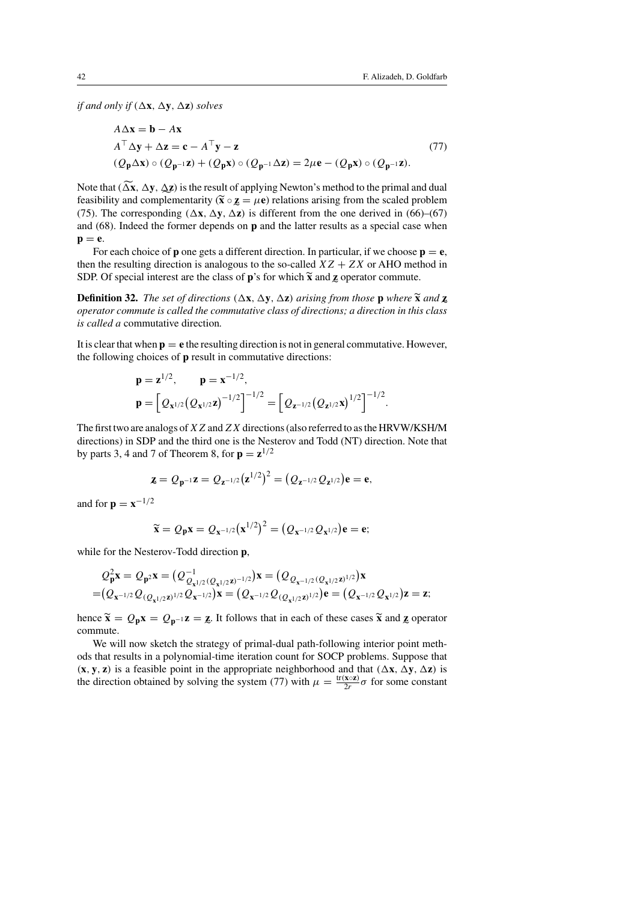*if and only if* $(\Delta\mathbf{x}, \Delta\mathbf{y}, \Delta\mathbf{z})$ *solves*

$$
\begin{aligned}
&A\Delta\mathbf{x} = \mathbf{b} - A\mathbf{x}\\
&A^\top \Delta\mathbf{y} + \Delta\mathbf{z} = \mathbf{c} - A^\top\mathbf{y} - \mathbf{z} \qquad\qquad (77)\\
&(Q_{\mathbf{p}}\Delta\mathbf{x}) \circ (Q_{\mathbf{p}^{-1}}\mathbf{z}) + (Q_{\mathbf{p}}\mathbf{x}) \circ (Q_{\mathbf{p}^{-1}}\Delta\mathbf{z}) = 2\mu\mathbf{e} - (Q_{\mathbf{p}}\mathbf{x}) \circ (Q_{\mathbf{p}^{-1}}\mathbf{z}).
\end{aligned}
$$

Note that $(\widetilde{\Delta\mathbf{x}}, \Delta\mathbf{y}, \underset{\sim}{\Delta\mathbf{z}})$ is the result of applying Newton's method to the primal and dual feasibility and complementarity ($\widetilde{\mathbf{x}} \circ \underset{\sim}{\mathbf{z}} = \mu\mathbf{e}$) relations arising from the scaled problem (75). The corresponding $(\Delta\mathbf{x}, \Delta\mathbf{y}, \Delta\mathbf{z})$ is different from the one derived in (66)–(67) and (68). Indeed the former depends on $\mathbf{p}$ and the latter results as a special case when $\mathbf{p} = \mathbf{e}$.

For each choice of $\mathbf{p}$ one gets a different direction. In particular, if we choose $\mathbf{p} = \mathbf{e}$, then the resulting direction is analogous to the so-called $XZ + ZX$ or AHO method in SDP. Of special interest are the class of $\mathbf{p}$'s for which $\widetilde{\mathbf{x}}$ and $\underset{\sim}{\mathbf{z}}$ operator commute.

**Definition 32.** *The set of directions* $(\Delta\mathbf{x}, \Delta\mathbf{y}, \Delta\mathbf{z})$ *arising from those* $\mathbf{p}$ *where* $\widetilde{\mathbf{x}}$ *and* $\underset{\sim}{\mathbf{z}}$ *operator commute is called the commutative class of directions; a direction in this class is called a* commutative direction*.*

It is clear that when $\mathbf{p} = \mathbf{e}$ the resulting direction is not in general commutative. However, the following choices of $\mathbf{p}$ result in commutative directions:

$$
\mathbf{p} = \mathbf{z}^{1/2}, \qquad \mathbf{p} = \mathbf{x}^{-1/2},
$$

$$
\mathbf{p} = \left[Q_{\mathbf{x}^{1/2}}\big(Q_{\mathbf{x}^{1/2}}\mathbf{z}\big)^{-1/2}\right]^{-1/2} = \left[Q_{\mathbf{z}^{-1/2}}\big(Q_{\mathbf{z}^{1/2}}\mathbf{x}\big)^{1/2}\right]^{-1/2}.
$$

The first two are analogs of $XZ$ and $ZX$ directions (also referred to as the HRVW/KSH/M directions) in SDP and the third one is the Nesterov and Todd (NT) direction. Note that by parts 3, 4 and 7 of Theorem 8, for $\mathbf{p} = \mathbf{z}^{1/2}$

$$
\underset{\sim}{\mathbf{z}} = Q_{\mathbf{p}^{-1}}\mathbf{z} = Q_{\mathbf{z}^{-1/2}}\big(\mathbf{z}^{1/2}\big)^2 = \big(Q_{\mathbf{z}^{-1/2}}Q_{\mathbf{z}^{1/2}}\big)\mathbf{e} = \mathbf{e},
$$

and for $\mathbf{p} = \mathbf{x}^{-1/2}$

$$
\widetilde{\mathbf{x}} = Q_{\mathbf{p}}\mathbf{x} = Q_{\mathbf{x}^{-1/2}}\big(\mathbf{x}^{1/2}\big)^2 = \big(Q_{\mathbf{x}^{-1/2}}Q_{\mathbf{x}^{1/2}}\big)\mathbf{e} = \mathbf{e};
$$

while for the Nesterov-Todd direction $\mathbf{p}$,

$$
\begin{aligned}
Q_{\mathbf{p}}^2\mathbf{x} &= Q_{\mathbf{p}^2}\mathbf{x} = \big(Q^{-1}_{Q_{\mathbf{x}^{1/2}}(Q_{\mathbf{x}^{1/2}}\mathbf{z})^{-1/2}}\big)\mathbf{x} = \big(Q_{Q_{\mathbf{x}^{-1/2}}(Q_{\mathbf{x}^{1/2}}\mathbf{z})^{1/2}}\big)\mathbf{x}\\
&= \big(Q_{\mathbf{x}^{-1/2}}Q_{(Q_{\mathbf{x}^{1/2}}\mathbf{z})^{1/2}}Q_{\mathbf{x}^{-1/2}}\big)\mathbf{x} = \big(Q_{\mathbf{x}^{-1/2}}Q_{(Q_{\mathbf{x}^{1/2}}\mathbf{z})^{1/2}}\big)\mathbf{e} = \big(Q_{\mathbf{x}^{-1/2}}Q_{\mathbf{x}^{1/2}}\big)\mathbf{z} = \mathbf{z};
\end{aligned}
$$

hence $\widetilde{\mathbf{x}} = Q_{\mathbf{p}}\mathbf{x} = Q_{\mathbf{p}^{-1}}\mathbf{z} = \underset{\sim}{\mathbf{z}}$. It follows that in each of these cases $\widetilde{\mathbf{x}}$ and $\underset{\sim}{\mathbf{z}}$ operator commute.

We will now sketch the strategy of primal-dual path-following interior point methods that results in a polynomial-time iteration count for SOCP problems. Suppose that $(\mathbf{x}, \mathbf{y}, \mathbf{z})$ is a feasible point in the appropriate neighborhood and that $(\Delta\mathbf{x}, \Delta\mathbf{y}, \Delta\mathbf{z})$ is the direction obtained by solving the system (77) with $\mu = \frac{\operatorname{tr}(\mathbf{x}\circ\mathbf{z})}{2r}\sigma$ for some constant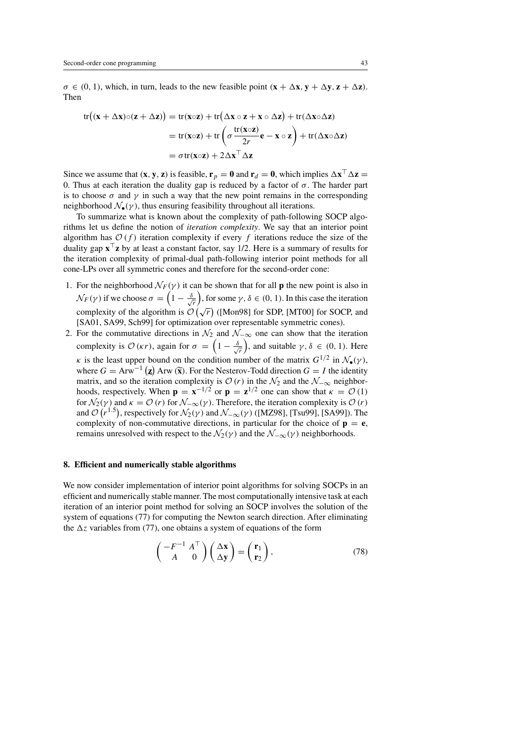$\sigma \in (0, 1)$, which, in turn, leads to the new feasible point $(\mathbf{x} + \Delta\mathbf{x}, \mathbf{y} + \Delta\mathbf{y}, \mathbf{z} + \Delta\mathbf{z})$. Then

$$
\begin{aligned}
\operatorname{tr}\big((\mathbf{x} + \Delta\mathbf{x}) \circ (\mathbf{z} + \Delta\mathbf{z})\big) &= \operatorname{tr}(\mathbf{x} \circ \mathbf{z}) + \operatorname{tr}\big(\Delta\mathbf{x} \circ \mathbf{z} + \mathbf{x} \circ \Delta\mathbf{z}\big) + \operatorname{tr}(\Delta\mathbf{x} \circ \Delta\mathbf{z}) \\
&= \operatorname{tr}(\mathbf{x} \circ \mathbf{z}) + \operatorname{tr}\left(\sigma \frac{\operatorname{tr}(\mathbf{x} \circ \mathbf{z})}{2r}\mathbf{e} - \mathbf{x} \circ \mathbf{z}\right) + \operatorname{tr}(\Delta\mathbf{x} \circ \Delta\mathbf{z}) \\
&= \sigma \operatorname{tr}(\mathbf{x} \circ \mathbf{z}) + 2\Delta\mathbf{x}^\top \Delta\mathbf{z}
\end{aligned}
$$

Since we assume that $(\mathbf{x}, \mathbf{y}, \mathbf{z})$ is feasible, $\mathbf{r}_p = \mathbf{0}$ and $\mathbf{r}_d = \mathbf{0}$, which implies $\Delta\mathbf{x}^\top \Delta\mathbf{z} = 0$. Thus at each iteration the duality gap is reduced by a factor of $\sigma$. The harder part is to choose $\sigma$ and $\gamma$ in such a way that the new point remains in the corresponding neighborhood $\mathcal{N}_\bullet(\gamma)$, thus ensuring feasibility throughout all iterations.

To summarize what is known about the complexity of path-following SOCP algorithms let us define the notion of *iteration complexity*. We say that an interior point algorithm has $\mathcal{O}(f)$ iteration complexity if every $f$ iterations reduce the size of the duality gap $\mathbf{x}^\top \mathbf{z}$ by at least a constant factor, say 1/2. Here is a summary of results for the iteration complexity of primal-dual path-following interior point methods for all cone-LPs over all symmetric cones and therefore for the second-order cone:

1. For the neighborhood $\mathcal{N}_F(\gamma)$ it can be shown that for all $\mathbf{p}$ the new point is also in $\mathcal{N}_F(\gamma)$ if we choose $\sigma = \left(1 - \frac{\delta}{\sqrt{r}}\right)$, for some $\gamma, \delta \in (0, 1)$. In this case the iteration complexity of the algorithm is $\mathcal{O}\left(\sqrt{r}\right)$ ([Mon98] for SDP, [MT00] for SOCP, and [SA01, SA99, Sch99] for optimization over representable symmetric cones).
2. For the commutative directions in $\mathcal{N}_2$ and $\mathcal{N}_{-\infty}$ one can show that the iteration complexity is $\mathcal{O}(\kappa r)$, again for $\sigma = \left(1 - \frac{\delta}{\sqrt{r}}\right)$, and suitable $\gamma, \delta \in (0, 1)$. Here $\kappa$ is the least upper bound on the condition number of the matrix $G^{1/2}$ in $\mathcal{N}_\bullet(\gamma)$, where $G = \operatorname{Arw}^{-1}(\widetilde{\mathbf{z}}) \operatorname{Arw}(\widetilde{\mathbf{x}})$. For the Nesterov-Todd direction $G = I$ the identity matrix, and so the iteration complexity is $\mathcal{O}(r)$ in the $\mathcal{N}_2$ and the $\mathcal{N}_{-\infty}$ neighborhoods, respectively. When $\mathbf{p} = \mathbf{x}^{-1/2}$ or $\mathbf{p} = \mathbf{z}^{1/2}$ one can show that $\kappa = \mathcal{O}(1)$ for $\mathcal{N}_2(\gamma)$ and $\kappa = \mathcal{O}(r)$ for $\mathcal{N}_{-\infty}(\gamma)$. Therefore, the iteration complexity is $\mathcal{O}(r)$ and $\mathcal{O}\left(r^{1.5}\right)$, respectively for $\mathcal{N}_2(\gamma)$ and $\mathcal{N}_{-\infty}(\gamma)$ ([MZ98], [Tsu99], [SA99]). The complexity of non-commutative directions, in particular for the choice of $\mathbf{p} = \mathbf{e}$, remains unresolved with respect to the $\mathcal{N}_2(\gamma)$ and the $\mathcal{N}_{-\infty}(\gamma)$ neighborhoods.

## 8. Efficient and numerically stable algorithms

We now consider implementation of interior point algorithms for solving SOCPs in an efficient and numerically stable manner. The most computationally intensive task at each iteration of an interior point method for solving an SOCP involves the solution of the system of equations (77) for computing the Newton search direction. After eliminating the $\Delta z$ variables from (77), one obtains a system of equations of the form

$$
\begin{pmatrix} -F^{-1} & A^\top \\ A & 0 \end{pmatrix} \begin{pmatrix} \Delta\mathbf{x} \\ \Delta\mathbf{y} \end{pmatrix} = \begin{pmatrix} \mathbf{r}_1 \\ \mathbf{r}_2 \end{pmatrix}, \tag{78}
$$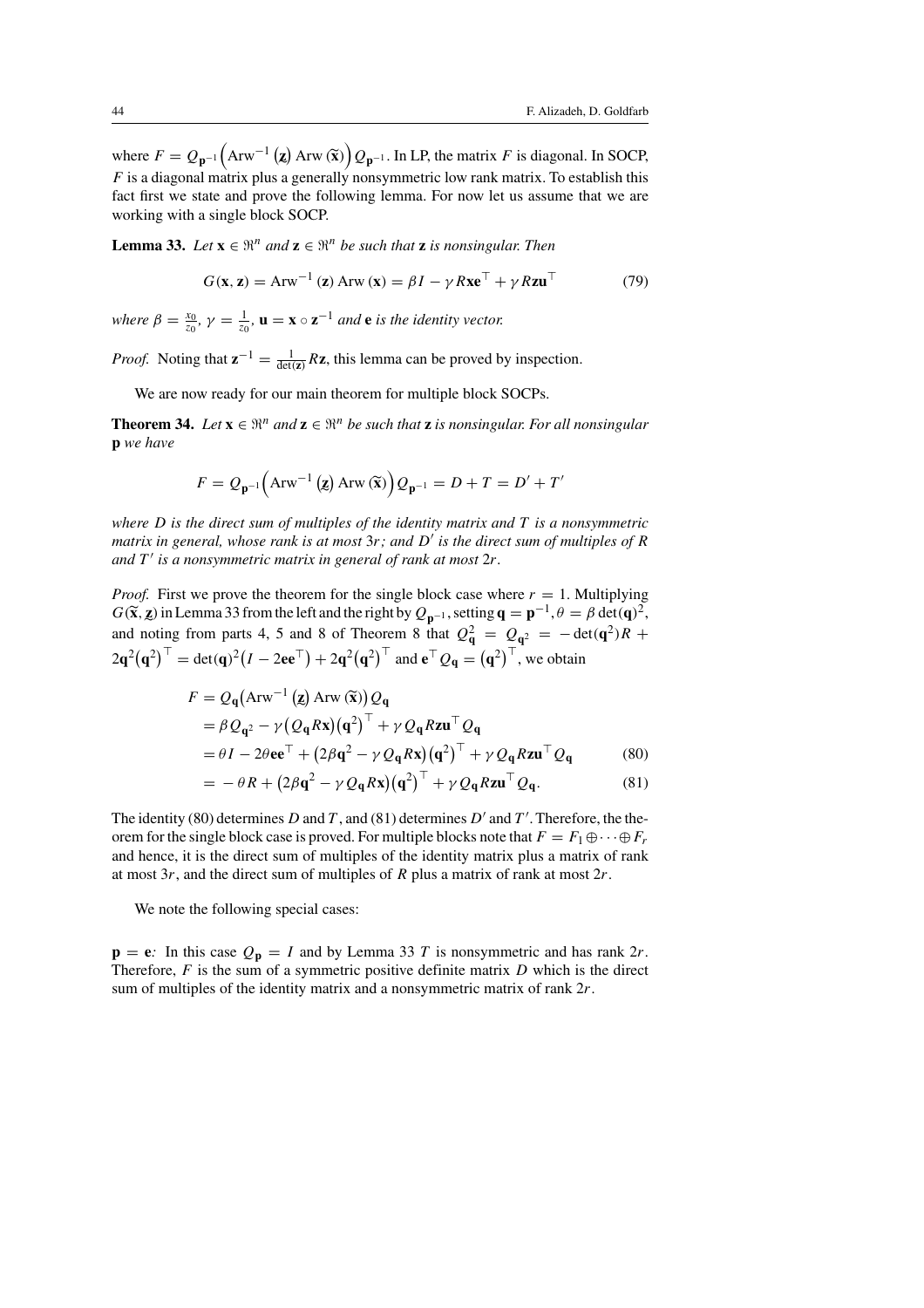where $F = Q_{\mathbf{p}^{-1}}\Big(\mathrm{Arw}^{-1}\left(\underline{\mathbf{z}}\right) \mathrm{Arw}\left(\widetilde{\mathbf{x}}\right)\Big) Q_{\mathbf{p}^{-1}}$. In LP, the matrix $F$ is diagonal. In SOCP, $F$ is a diagonal matrix plus a generally nonsymmetric low rank matrix. To establish this fact first we state and prove the following lemma. For now let us assume that we are working with a single block SOCP.

**Lemma 33.** *Let* $\mathbf{x} \in \Re^n$ *and* $\mathbf{z} \in \Re^n$ *be such that* $\mathbf{z}$ *is nonsingular. Then*

$$G(\mathbf{x}, \mathbf{z}) = \mathrm{Arw}^{-1}(\mathbf{z})\, \mathrm{Arw}(\mathbf{x}) = \beta I - \gamma R \mathbf{x} \mathbf{e}^\top + \gamma R \mathbf{z} \mathbf{u}^\top \tag{79}$$

*where* $\beta = \frac{x_0}{z_0}$, $\gamma = \frac{1}{z_0}$, $\mathbf{u} = \mathbf{x} \circ \mathbf{z}^{-1}$ *and* $\mathbf{e}$ *is the identity vector.*

*Proof.* Noting that $\mathbf{z}^{-1} = \frac{1}{\det(\mathbf{z})} R\mathbf{z}$, this lemma can be proved by inspection.

We are now ready for our main theorem for multiple block SOCPs.

**Theorem 34.** *Let* $\mathbf{x} \in \Re^n$ *and* $\mathbf{z} \in \Re^n$ *be such that* $\mathbf{z}$ *is nonsingular. For all nonsingular* $\mathbf{p}$ *we have*

$$F = Q_{\mathbf{p}^{-1}}\Big(\mathrm{Arw}^{-1}\left(\underline{\mathbf{z}}\right) \mathrm{Arw}\left(\widetilde{\mathbf{x}}\right)\Big) Q_{\mathbf{p}^{-1}} = D + T = D' + T'$$

*where* $D$ *is the direct sum of multiples of the identity matrix and* $T$ *is a nonsymmetric matrix in general, whose rank is at most* $3r$*; and* $D'$ *is the direct sum of multiples of* $R$ *and* $T'$ *is a nonsymmetric matrix in general of rank at most* $2r$.

*Proof.* First we prove the theorem for the single block case where $r = 1$. Multiplying $G(\widetilde{\mathbf{x}}, \underline{\mathbf{z}})$ in Lemma 33 from the left and the right by $Q_{\mathbf{p}^{-1}}$, setting $\mathbf{q} = \mathbf{p}^{-1}, \theta = \beta \det(\mathbf{q})^2$, and noting from parts 4, 5 and 8 of Theorem 8 that $Q_{\mathbf{q}}^2 = Q_{\mathbf{q}^2} = -\det(\mathbf{q}^2) R + 2\mathbf{q}^2\big(\mathbf{q}^2\big)^\top = \det(\mathbf{q})^2\big(I - 2\mathbf{e}\mathbf{e}^\top\big) + 2\mathbf{q}^2\big(\mathbf{q}^2\big)^\top$ and $\mathbf{e}^\top Q_{\mathbf{q}} = \big(\mathbf{q}^2\big)^\top$, we obtain

$$\begin{aligned}
F &= Q_{\mathbf{q}}\big(\mathrm{Arw}^{-1}\left(\underline{\mathbf{z}}\right) \mathrm{Arw}\left(\widetilde{\mathbf{x}}\right)\big) Q_{\mathbf{q}} \\
&= \beta Q_{\mathbf{q}^2} - \gamma\big(Q_{\mathbf{q}} R \mathbf{x}\big)\big(\mathbf{q}^2\big)^\top + \gamma Q_{\mathbf{q}} R \mathbf{z} \mathbf{u}^\top Q_{\mathbf{q}} \\
&= \theta I - 2\theta \mathbf{e}\mathbf{e}^\top + \big(2\beta \mathbf{q}^2 - \gamma Q_{\mathbf{q}} R \mathbf{x}\big)\big(\mathbf{q}^2\big)^\top + \gamma Q_{\mathbf{q}} R \mathbf{z} \mathbf{u}^\top Q_{\mathbf{q}} \qquad (80) \\
&= -\theta R + \big(2\beta \mathbf{q}^2 - \gamma Q_{\mathbf{q}} R \mathbf{x}\big)\big(\mathbf{q}^2\big)^\top + \gamma Q_{\mathbf{q}} R \mathbf{z} \mathbf{u}^\top Q_{\mathbf{q}}. \qquad (81)
\end{aligned}$$

The identity (80) determines $D$ and $T$, and (81) determines $D'$ and $T'$. Therefore, the theorem for the single block case is proved. For multiple blocks note that $F = F_1 \oplus \cdots \oplus F_r$ and hence, it is the direct sum of multiples of the identity matrix plus a matrix of rank at most $3r$, and the direct sum of multiples of $R$ plus a matrix of rank at most $2r$.

We note the following special cases:

$\mathbf{p} = \mathbf{e}$*:* In this case $Q_{\mathbf{p}} = I$ and by Lemma 33 $T$ is nonsymmetric and has rank $2r$. Therefore, $F$ is the sum of a symmetric positive definite matrix $D$ which is the direct sum of multiples of the identity matrix and a nonsymmetric matrix of rank $2r$.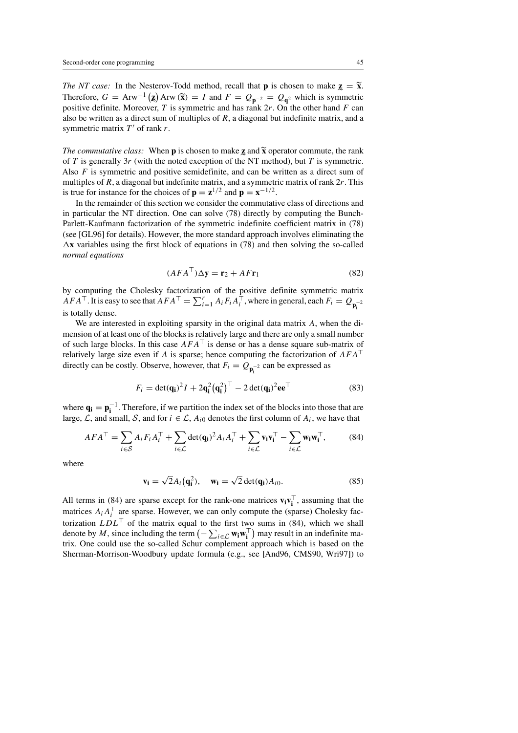*The NT case:* In the Nesterov-Todd method, recall that $\mathbf{p}$ is chosen to make $\underline{\mathbf{z}} = \widetilde{\mathbf{x}}$. Therefore, $G = \operatorname{Arw}^{-1}(\underline{\mathbf{z}}) \operatorname{Arw}(\widetilde{\mathbf{x}}) = I$ and $F = Q_{\mathbf{p}^{-2}} = Q_{\mathbf{q}^2}$ which is symmetric positive definite. Moreover, $T$ is symmetric and has rank $2r$. On the other hand $F$ can also be written as a direct sum of multiples of $R$, a diagonal but indefinite matrix, and a symmetric matrix $T'$ of rank $r$.

*The commutative class:* When $\mathbf{p}$ is chosen to make $\underline{\mathbf{z}}$ and $\widetilde{\mathbf{x}}$ operator commute, the rank of $T$ is generally $3r$ (with the noted exception of the NT method), but $T$ is symmetric. Also $F$ is symmetric and positive semidefinite, and can be written as a direct sum of multiples of $R$, a diagonal but indefinite matrix, and a symmetric matrix of rank $2r$. This is true for instance for the choices of $\mathbf{p} = \mathbf{z}^{1/2}$ and $\mathbf{p} = \mathbf{x}^{-1/2}$.

In the remainder of this section we consider the commutative class of directions and in particular the NT direction. One can solve (78) directly by computing the Bunch-Parlett-Kaufmann factorization of the symmetric indefinite coefficient matrix in (78) (see [GL96] for details). However, the more standard approach involves eliminating the $\Delta\mathbf{x}$ variables using the first block of equations in (78) and then solving the so-called *normal equations*

$$(AFA^\top)\Delta\mathbf{y} = \mathbf{r}_2 + AF\mathbf{r}_1 \tag{82}$$

by computing the Cholesky factorization of the positive definite symmetric matrix $AFA^\top$. It is easy to see that $AFA^\top = \sum_{i=1}^r A_i F_i A_i^\top$, where in general, each $F_i = Q_{\mathbf{p_i}^{-2}}$ is totally dense.

We are interested in exploiting sparsity in the original data matrix $A$, when the dimension of at least one of the blocks is relatively large and there are only a small number of such large blocks. In this case $AFA^\top$ is dense or has a dense square sub-matrix of relatively large size even if $A$ is sparse; hence computing the factorization of $AFA^\top$ directly can be costly. Observe, however, that $F_i = Q_{\mathbf{p_i}^{-2}}$ can be expressed as

$$F_i = \det(\mathbf{q_i})^2 I + 2\mathbf{q_i}^2\big(\mathbf{q_i}^2\big)^\top - 2\det(\mathbf{q_i})^2 \mathbf{e}\mathbf{e}^\top \tag{83}$$

where $\mathbf{q_i} = \mathbf{p_i}^{-1}$. Therefore, if we partition the index set of the blocks into those that are large, $\mathcal{L}$, and small, $\mathcal{S}$, and for $i \in \mathcal{L}$, $A_{i0}$ denotes the first column of $A_i$, we have that

$$AFA^\top = \sum_{i\in\mathcal{S}} A_i F_i A_i^\top + \sum_{i\in\mathcal{L}} \det(\mathbf{q_i})^2 A_i A_i^\top + \sum_{i\in\mathcal{L}} \mathbf{v_i}\mathbf{v_i}^\top - \sum_{i\in\mathcal{L}} \mathbf{w_i}\mathbf{w_i}^\top, \tag{84}$$

where

$$\mathbf{v_i} = \sqrt{2} A_i\big(\mathbf{q_i}^2\big), \quad \mathbf{w_i} = \sqrt{2}\det(\mathbf{q_i}) A_{i0}. \tag{85}$$

All terms in (84) are sparse except for the rank-one matrices $\mathbf{v_i}\mathbf{v_i}^\top$, assuming that the matrices $A_i A_i^\top$ are sparse. However, we can only compute the (sparse) Cholesky factorization $LDL^\top$ of the matrix equal to the first two sums in (84), which we shall denote by $M$, since including the term $\big(-\sum_{i\in\mathcal{L}} \mathbf{w_i}\mathbf{w_i}^\top\big)$ may result in an indefinite matrix. One could use the so-called Schur complement approach which is based on the Sherman-Morrison-Woodbury update formula (e.g., see [And96, CMS90, Wri97]) to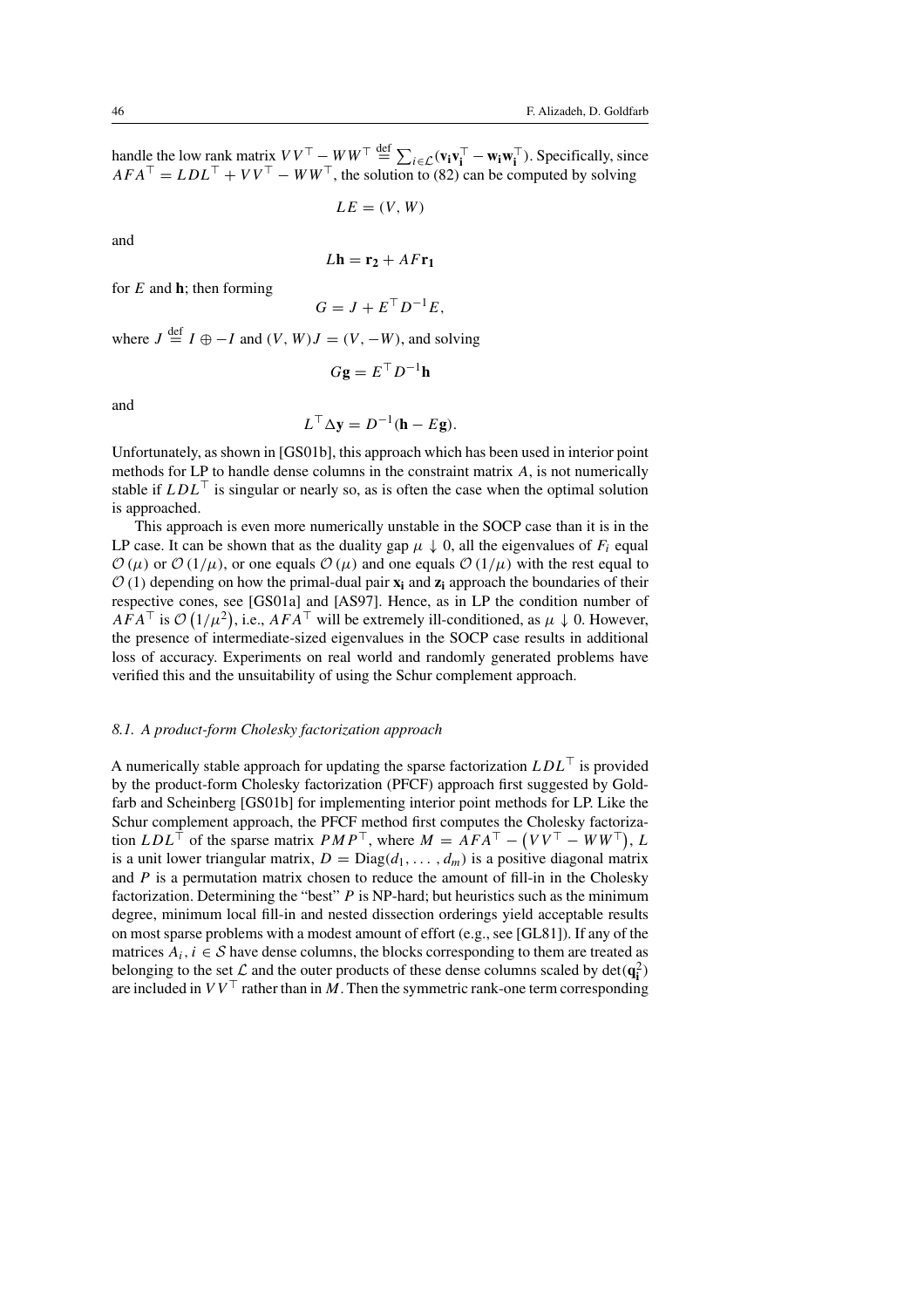handle the low rank matrix $VV^\top - WW^\top \stackrel{\text{def}}{=} \sum_{i\in\mathcal{L}}(\mathbf{v_i}\mathbf{v_i}^\top - \mathbf{w_i}\mathbf{w_i}^\top)$. Specifically, since $AFA^\top = LDL^\top + VV^\top - WW^\top$, the solution to (82) can be computed by solving

$$LE = (V, W)$$

and

$$L\mathbf{h} = \mathbf{r_2} + AF\mathbf{r_1}$$

for $E$ and $\mathbf{h}$; then forming

$$G = J + E^\top D^{-1} E,$$

where $J \stackrel{\text{def}}{=} I \oplus -I$ and $(V, W)J = (V, -W)$, and solving

$$G\mathbf{g} = E^\top D^{-1}\mathbf{h}$$

and

$$L^\top \Delta\mathbf{y} = D^{-1}(\mathbf{h} - E\mathbf{g}).$$

Unfortunately, as shown in [GS01b], this approach which has been used in interior point methods for LP to handle dense columns in the constraint matrix $A$, is not numerically stable if $LDL^\top$ is singular or nearly so, as is often the case when the optimal solution is approached.

This approach is even more numerically unstable in the SOCP case than it is in the LP case. It can be shown that as the duality gap $\mu \downarrow 0$, all the eigenvalues of $F_i$ equal $\mathcal{O}(\mu)$ or $\mathcal{O}(1/\mu)$, or one equals $\mathcal{O}(\mu)$ and one equals $\mathcal{O}(1/\mu)$ with the rest equal to $\mathcal{O}(1)$ depending on how the primal-dual pair $\mathbf{x_i}$ and $\mathbf{z_i}$ approach the boundaries of their respective cones, see [GS01a] and [AS97]. Hence, as in LP the condition number of $AFA^\top$ is $\mathcal{O}(1/\mu^2)$, i.e., $AFA^\top$ will be extremely ill-conditioned, as $\mu \downarrow 0$. However, the presence of intermediate-sized eigenvalues in the SOCP case results in additional loss of accuracy. Experiments on real world and randomly generated problems have verified this and the unsuitability of using the Schur complement approach.

### *8.1. A product-form Cholesky factorization approach*

A numerically stable approach for updating the sparse factorization $LDL^\top$ is provided by the product-form Cholesky factorization (PFCF) approach first suggested by Goldfarb and Scheinberg [GS01b] for implementing interior point methods for LP. Like the Schur complement approach, the PFCF method first computes the Cholesky factorization $LDL^\top$ of the sparse matrix $PMP^\top$, where $M = AFA^\top - (VV^\top - WW^\top)$, $L$ is a unit lower triangular matrix, $D = \mathrm{Diag}(d_1, \ldots, d_m)$ is a positive diagonal matrix and $P$ is a permutation matrix chosen to reduce the amount of fill-in in the Cholesky factorization. Determining the "best" $P$ is NP-hard; but heuristics such as the minimum degree, minimum local fill-in and nested dissection orderings yield acceptable results on most sparse problems with a modest amount of effort (e.g., see [GL81]). If any of the matrices $A_i$, $i \in \mathcal{S}$ have dense columns, the blocks corresponding to them are treated as belonging to the set $\mathcal{L}$ and the outer products of these dense columns scaled by $\det(\mathbf{q_i^2})$ are included in $VV^\top$ rather than in $M$. Then the symmetric rank-one term corresponding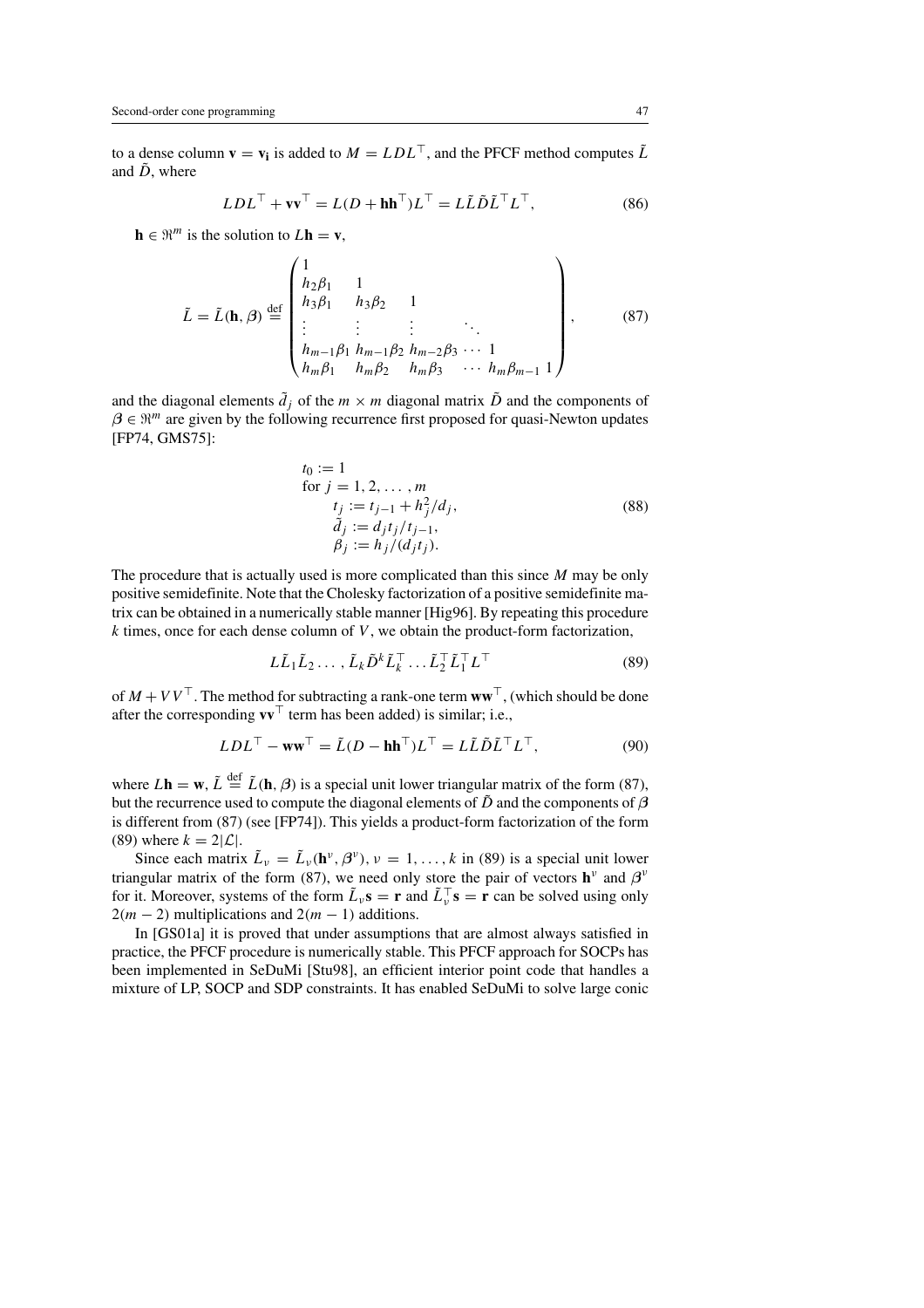to a dense column $\mathbf{v} = \mathbf{v_i}$ is added to $M = LDL^\top$, and the PFCF method computes $\tilde{L}$ and $\tilde{D}$, where

$$LDL^\top + \mathbf{v}\mathbf{v}^\top = L(D + \mathbf{h}\mathbf{h}^\top)L^\top = L\tilde{L}\tilde{D}\tilde{L}^\top L^\top, \tag{86}$$

$\mathbf{h} \in \Re^m$ is the solution to $L\mathbf{h} = \mathbf{v}$,

$$\tilde{L} = \tilde{L}(\mathbf{h}, \boldsymbol{\beta}) \stackrel{\text{def}}{=} \begin{pmatrix} 1 & & & & & \\ h_2\beta_1 & 1 & & & & \\ h_3\beta_1 & h_3\beta_2 & 1 & & & \\ \vdots & \vdots & \vdots & \ddots & & \\ h_{m-1}\beta_1 & h_{m-1}\beta_2 & h_{m-2}\beta_3 & \cdots & 1 & \\ h_m\beta_1 & h_m\beta_2 & h_m\beta_3 & \cdots & h_m\beta_{m-1} & 1 \end{pmatrix}, \tag{87}$$

and the diagonal elements $\tilde{d}_j$ of the $m \times m$ diagonal matrix $\tilde{D}$ and the components of $\boldsymbol{\beta} \in \Re^m$ are given by the following recurrence first proposed for quasi-Newton updates [FP74, GMS75]:

$$\begin{aligned} & t_0 := 1 \\ & \text{for } j = 1, 2, \ldots, m \\ & \qquad t_j := t_{j-1} + h_j^2/d_j, \\ & \qquad \tilde{d}_j := d_j t_j / t_{j-1}, \\ & \qquad \beta_j := h_j/(d_j t_j). \end{aligned} \tag{88}$$

The procedure that is actually used is more complicated than this since $M$ may be only positive semidefinite. Note that the Cholesky factorization of a positive semidefinite matrix can be obtained in a numerically stable manner [Hig96]. By repeating this procedure $k$ times, once for each dense column of $V$, we obtain the product-form factorization,

$$L\tilde{L}_1\tilde{L}_2 \ldots, \tilde{L}_k\tilde{D}^k\tilde{L}_k^\top \ldots \tilde{L}_2^\top\tilde{L}_1^\top L^\top \tag{89}$$

of $M + VV^\top$. The method for subtracting a rank-one term $\mathbf{w}\mathbf{w}^\top$, (which should be done after the corresponding $\mathbf{v}\mathbf{v}^\top$ term has been added) is similar; i.e.,

$$LDL^\top - \mathbf{w}\mathbf{w}^\top = \tilde{L}(D - \mathbf{h}\mathbf{h}^\top)L^\top = L\tilde{L}\tilde{D}\tilde{L}^\top L^\top, \tag{90}$$

where $L\mathbf{h} = \mathbf{w}$, $\tilde{L} \stackrel{\text{def}}{=} \tilde{L}(\mathbf{h}, \boldsymbol{\beta})$ is a special unit lower triangular matrix of the form (87), but the recurrence used to compute the diagonal elements of $\tilde{D}$ and the components of $\boldsymbol{\beta}$ is different from (87) (see [FP74]). This yields a product-form factorization of the form (89) where $k = 2|\mathcal{L}|$.

Since each matrix $\tilde{L}_\nu = \tilde{L}_\nu(\mathbf{h}^\nu, \boldsymbol{\beta}^\nu)$, $\nu = 1, \ldots, k$ in (89) is a special unit lower triangular matrix of the form (87), we need only store the pair of vectors $\mathbf{h}^\nu$ and $\boldsymbol{\beta}^\nu$ for it. Moreover, systems of the form $\tilde{L}_\nu\mathbf{s} = \mathbf{r}$ and $\tilde{L}_\nu^\top\mathbf{s} = \mathbf{r}$ can be solved using only $2(m-2)$ multiplications and $2(m-1)$ additions.

In [GS01a] it is proved that under assumptions that are almost always satisfied in practice, the PFCF procedure is numerically stable. This PFCF approach for SOCPs has been implemented in SeDuMi [Stu98], an efficient interior point code that handles a mixture of LP, SOCP and SDP constraints. It has enabled SeDuMi to solve large conic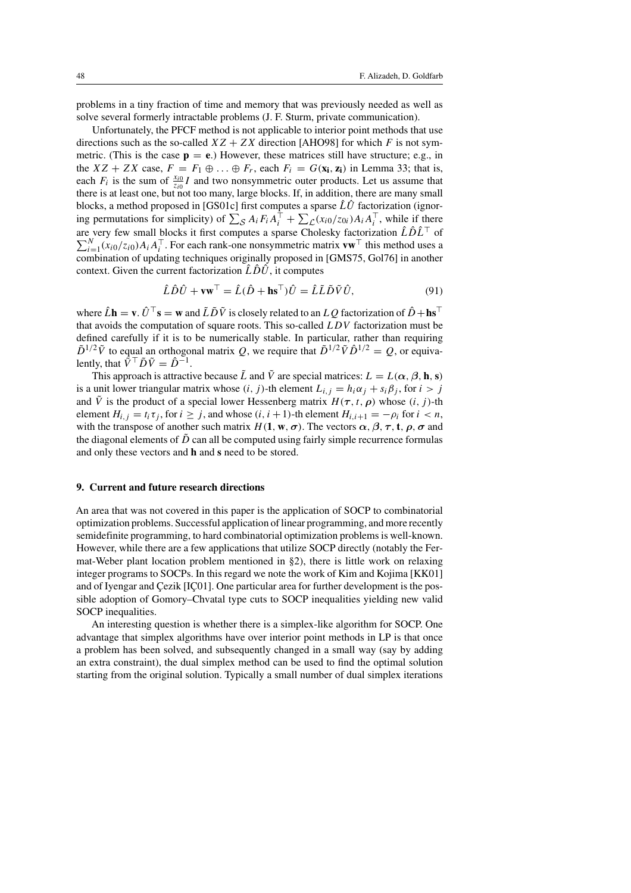problems in a tiny fraction of time and memory that was previously needed as well as solve several formerly intractable problems (J. F. Sturm, private communication).

Unfortunately, the PFCF method is not applicable to interior point methods that use directions such as the so-called $XZ + ZX$ direction [AHO98] for which $F$ is not symmetric. (This is the case $\mathbf{p} = \mathbf{e}$.) However, these matrices still have structure; e.g., in the $XZ + ZX$ case, $F = F_1 \oplus \ldots \oplus F_r$, each $F_i = G(\mathbf{x_i}, \mathbf{z_i})$ in Lemma 33; that is, each $F_i$ is the sum of $\frac{x_{i0}}{z_{i0}} I$ and two nonsymmetric outer products. Let us assume that there is at least one, but not too many, large blocks. If, in addition, there are many small blocks, a method proposed in [GS01c] first computes a sparse $\hat{L}\hat{U}$ factorization (ignoring permutations for simplicity) of $\sum_{\mathcal{S}} A_i F_i A_i^\top + \sum_{\mathcal{L}} (x_{i0}/z_{0i}) A_i A_i^\top$, while if there are very few small blocks it first computes a sparse Cholesky factorization $\hat{L}\hat{D}\hat{L}^\top$ of $\sum_{i=1}^N (x_{i0}/z_{i0}) A_i A_i^\top$. For each rank-one nonsymmetric matrix $\mathbf{v}\mathbf{w}^\top$ this method uses a combination of updating techniques originally proposed in [GMS75, Gol76] in another context. Given the current factorization $\hat{L}\hat{D}\hat{U}$, it computes

$$\hat{L}\hat{D}\hat{U} + \mathbf{v}\mathbf{w}^\top = \hat{L}(\hat{D} + \mathbf{h}\mathbf{s}^\top)\hat{U} = \hat{L}\tilde{L}\tilde{D}\tilde{V}\hat{U}, \tag{91}$$

where $\hat{L}\mathbf{h} = \mathbf{v}$. $\hat{U}^\top \mathbf{s} = \mathbf{w}$ and $\tilde{L}\tilde{D}\tilde{V}$ is closely related to an $LQ$ factorization of $\hat{D} + \mathbf{h}\mathbf{s}^\top$ that avoids the computation of square roots. This so-called $LDV$ factorization must be defined carefully if it is to be numerically stable. In particular, rather than requiring $\tilde{D}^{1/2}\tilde{V}$ to equal an orthogonal matrix $Q$, we require that $\tilde{D}^{1/2}\tilde{V}\hat{D}^{1/2} = Q$, or equivalently, that $\tilde{V}^\top \tilde{D}\tilde{V} = \hat{D}^{-1}$.

This approach is attractive because $\tilde{L}$ and $\tilde{V}$ are special matrices: $L = L(\boldsymbol{\alpha}, \boldsymbol{\beta}, \mathbf{h}, \mathbf{s})$ is a unit lower triangular matrix whose $(i, j)$-th element $L_{i,j} = h_i \alpha_j + s_i \beta_j$, for $i > j$ and $\tilde{V}$ is the product of a special lower Hessenberg matrix $H(\boldsymbol{\tau}, \mathbf{t}, \boldsymbol{\rho})$ whose $(i, j)$-th element $H_{i,j} = t_i \tau_j$, for $i \geq j$, and whose $(i, i+1)$-th element $H_{i,i+1} = -\rho_i$ for $i < n$, with the transpose of another such matrix $H(\mathbf{1}, \mathbf{w}, \boldsymbol{\sigma})$. The vectors $\boldsymbol{\alpha}, \boldsymbol{\beta}, \boldsymbol{\tau}, \mathbf{t}, \boldsymbol{\rho}, \boldsymbol{\sigma}$ and the diagonal elements of $\tilde{D}$ can all be computed using fairly simple recurrence formulas and only these vectors and $\mathbf{h}$ and $\mathbf{s}$ need to be stored.

## 9. Current and future research directions

An area that was not covered in this paper is the application of SOCP to combinatorial optimization problems. Successful application of linear programming, and more recently semidefinite programming, to hard combinatorial optimization problems is well-known. However, while there are a few applications that utilize SOCP directly (notably the Fermat-Weber plant location problem mentioned in §2), there is little work on relaxing integer programs to SOCPs. In this regard we note the work of Kim and Kojima [KK01] and of Iyengar and Çezik [IÇ01]. One particular area for further development is the possible adoption of Gomory–Chvatal type cuts to SOCP inequalities yielding new valid SOCP inequalities.

An interesting question is whether there is a simplex-like algorithm for SOCP. One advantage that simplex algorithms have over interior point methods in LP is that once a problem has been solved, and subsequently changed in a small way (say by adding an extra constraint), the dual simplex method can be used to find the optimal solution starting from the original solution. Typically a small number of dual simplex iterations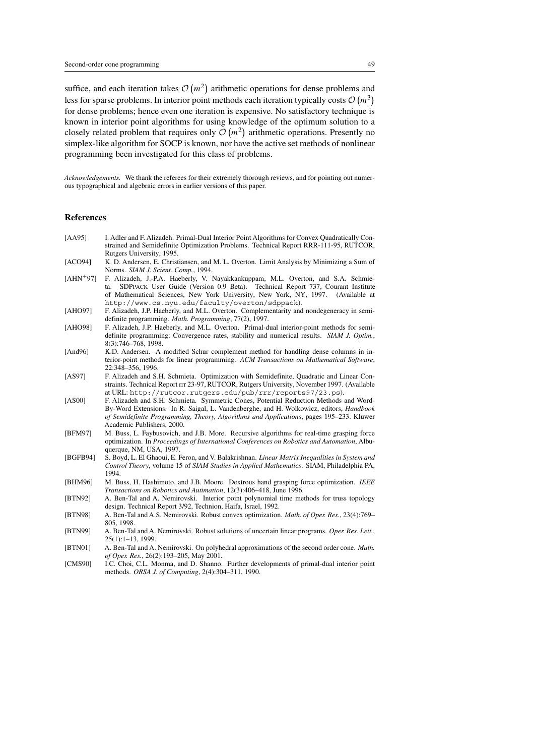suffice, and each iteration takes $\mathcal{O}(m^2)$ arithmetic operations for dense problems and less for sparse problems. In interior point methods each iteration typically costs $\mathcal{O}(m^3)$ for dense problems; hence even one iteration is expensive. No satisfactory technique is known in interior point algorithms for using knowledge of the optimum solution to a closely related problem that requires only $\mathcal{O}(m^2)$ arithmetic operations. Presently no simplex-like algorithm for SOCP is known, nor have the active set methods of nonlinear programming been investigated for this class of problems.

*Acknowledgements.* We thank the referees for their extremely thorough reviews, and for pointing out numerous typographical and algebraic errors in earlier versions of this paper.

## References

[AA95] I. Adler and F. Alizadeh. Primal-Dual Interior Point Algorithms for Convex Quadratically Constrained and Semidefinite Optimization Problems. Technical Report RRR-111-95, RUTCOR, Rutgers University, 1995.

[ACO94] K. D. Andersen, E. Christiansen, and M. L. Overton. Limit Analysis by Minimizing a Sum of Norms. *SIAM J. Scient. Comp.*, 1994.

[AHN+97] F. Alizadeh, J.-P.A. Haeberly, V. Nayakkankuppam, M.L. Overton, and S.A. Schmieta. SDPPACK User Guide (Version 0.9 Beta). Technical Report 737, Courant Institute of Mathematical Sciences, New York University, New York, NY, 1997. (Available at `http://www.cs.nyu.edu/faculty/overton/sdppack`).

[AHO97] F. Alizadeh, J.P. Haeberly, and M.L. Overton. Complementarity and nondegeneracy in semidefinite programming. *Math. Programming*, 77(2), 1997.

[AHO98] F. Alizadeh, J.P. Haeberly, and M.L. Overton. Primal-dual interior-point methods for semidefinite programming: Convergence rates, stability and numerical results. *SIAM J. Optim.*, 8(3):746–768, 1998.

[And96] K.D. Andersen. A modified Schur complement method for handling dense columns in interior-point methods for linear programming. *ACM Transactions on Mathematical Software*, 22:348–356, 1996.

[AS97] F. Alizadeh and S.H. Schmieta. Optimization with Semidefinite, Quadratic and Linear Constraints. Technical Report rrr 23-97, RUTCOR, Rutgers University, November 1997. (Available at URL: `http://rutcor.rutgers.edu/pub/rrr/reports97/23.ps`).

[AS00] F. Alizadeh and S.H. Schmieta. Symmetric Cones, Potential Reduction Methods and Word-By-Word Extensions. In R. Saigal, L. Vandenberghe, and H. Wolkowicz, editors, *Handbook of Semidefinite Programming, Theory, Algorithms and Applications*, pages 195–233. Kluwer Academic Publishers, 2000.

[BFM97] M. Buss, L. Faybusovich, and J.B. More. Recursive algorithms for real-time grasping force optimization. In *Proceedings of International Conferences on Robotics and Automation*, Albuquerque, NM, USA, 1997.

[BGFB94] S. Boyd, L. El Ghaoui, E. Feron, and V. Balakrishnan. *Linear Matrix Inequalities in System and Control Theory*, volume 15 of *SIAM Studies in Applied Mathematics*. SIAM, Philadelphia PA, 1994.

[BHM96] M. Buss, H. Hashimoto, and J.B. Moore. Dextrous hand grasping force optimization. *IEEE Transactions on Robotics and Autimation*, 12(3):406–418, June 1996.

[BTN92] A. Ben-Tal and A. Nemirovski. Interior point polynomial time methods for truss topology design. Technical Report 3/92, Technion, Haifa, Israel, 1992.

[BTN98] A. Ben-Tal and A.S. Nemirovski. Robust convex optimization. *Math. of Oper. Res.*, 23(4):769–805, 1998.

[BTN99] A. Ben-Tal and A. Nemirovski. Robust solutions of uncertain linear programs. *Oper. Res. Lett.*, 25(1):1–13, 1999.

[BTN01] A. Ben-Tal and A. Nemirovski. On polyhedral approximations of the second order cone. *Math. of Oper. Res.*, 26(2):193–205, May 2001.

[CMS90] I.C. Choi, C.L. Monma, and D. Shanno. Further developments of primal-dual interior point methods. *ORSA J. of Computing*, 2(4):304–311, 1990.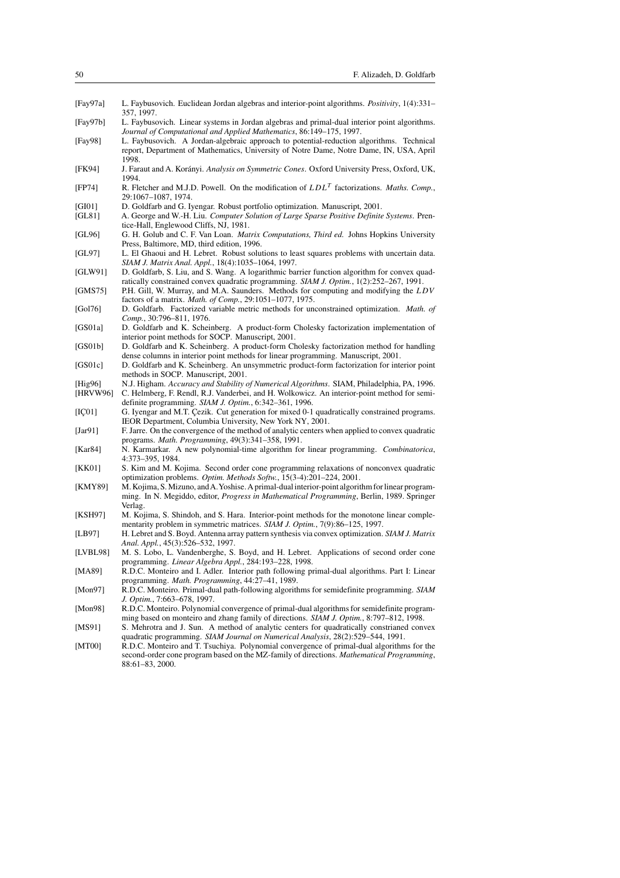[Fay97a] L. Faybusovich. Euclidean Jordan algebras and interior-point algorithms. *Positivity*, 1(4):331–357, 1997.

[Fay97b] L. Faybusovich. Linear systems in Jordan algebras and primal-dual interior point algorithms. *Journal of Computational and Applied Mathematics*, 86:149–175, 1997.

[Fay98] L. Faybusovich. A Jordan-algebraic approach to potential-reduction algorithms. Technical report, Department of Mathematics, University of Notre Dame, Notre Dame, IN, USA, April 1998.

[FK94] J. Faraut and A. Korányi. *Analysis on Symmetric Cones*. Oxford University Press, Oxford, UK, 1994.

[FP74] R. Fletcher and M.J.D. Powell. On the modification of $LDL^T$ factorizations. *Maths. Comp.*, 29:1067–1087, 1974.

[GI01] D. Goldfarb and G. Iyengar. Robust portfolio optimization. Manuscript, 2001.

[GL81] A. George and W.-H. Liu. *Computer Solution of Large Sparse Positive Definite Systems*. Prentice-Hall, Englewood Cliffs, NJ, 1981.

[GL96] G. H. Golub and C. F. Van Loan. *Matrix Computations, Third ed.* Johns Hopkins University Press, Baltimore, MD, third edition, 1996.

[GL97] L. El Ghaoui and H. Lebret. Robust solutions to least squares problems with uncertain data. *SIAM J. Matrix Anal. Appl.*, 18(4):1035–1064, 1997.

[GLW91] D. Goldfarb, S. Liu, and S. Wang. A logarithmic barrier function algorithm for convex quadratically constrained convex quadratic programming. *SIAM J. Optim.*, 1(2):252–267, 1991.

[GMS75] P.H. Gill, W. Murray, and M.A. Saunders. Methods for computing and modifying the $LDV$ factors of a matrix. *Math. of Comp.*, 29:1051–1077, 1975.

[Gol76] D. Goldfarb. Factorized variable metric methods for unconstrained optimization. *Math. of Comp.*, 30:796–811, 1976.

[GS01a] D. Goldfarb and K. Scheinberg. A product-form Cholesky factorization implementation of interior point methods for SOCP. Manuscript, 2001.

[GS01b] D. Goldfarb and K. Scheinberg. A product-form Cholesky factorization method for handling dense columns in interior point methods for linear programming. Manuscript, 2001.

[GS01c] D. Goldfarb and K. Scheinberg. An unsymmetric product-form factorization for interior point methods in SOCP. Manuscript, 2001.

[Hig96] N.J. Higham. *Accuracy and Stability of Numerical Algorithms*. SIAM, Philadelphia, PA, 1996.

[HRVW96] C. Helmberg, F. Rendl, R.J. Vanderbei, and H. Wolkowicz. An interior-point method for semidefinite programming. *SIAM J. Optim.*, 6:342–361, 1996.

[IÇ01] G. Iyengar and M.T. Çezik. Cut generation for mixed 0-1 quadratically constrained programs. IEOR Department, Columbia University, New York NY, 2001.

[Jar91] F. Jarre. On the convergence of the method of analytic centers when applied to convex quadratic programs. *Math. Programming*, 49(3):341–358, 1991.

[Kar84] N. Karmarkar. A new polynomial-time algorithm for linear programming. *Combinatorica*, 4:373–395, 1984.

[KK01] S. Kim and M. Kojima. Second order cone programming relaxations of nonconvex quadratic optimization problems. *Optim. Methods Softw.*, 15(3-4):201–224, 2001.

[KMY89] M. Kojima, S. Mizuno, and A. Yoshise. A primal-dual interior-point algorithm for linear programming. In N. Megiddo, editor, *Progress in Mathematical Programming*, Berlin, 1989. Springer Verlag.

[KSH97] M. Kojima, S. Shindoh, and S. Hara. Interior-point methods for the monotone linear complementarity problem in symmetric matrices. *SIAM J. Optim.*, 7(9):86–125, 1997.

[LB97] H. Lebret and S. Boyd. Antenna array pattern synthesis via convex optimization. *SIAM J. Matrix Anal. Appl.*, 45(3):526–532, 1997.

[LVBL98] M. S. Lobo, L. Vandenberghe, S. Boyd, and H. Lebret. Applications of second order cone programming. *Linear Algebra Appl.*, 284:193–228, 1998.

[MA89] R.D.C. Monteiro and I. Adler. Interior path following primal-dual algorithms. Part I: Linear programming. *Math. Programming*, 44:27–41, 1989.

[Mon97] R.D.C. Monteiro. Primal-dual path-following algorithms for semidefinite programming. *SIAM J. Optim.*, 7:663–678, 1997.

[Mon98] R.D.C. Monteiro. Polynomial convergence of primal-dual algorithms for semidefinite programming based on monteiro and zhang family of directions. *SIAM J. Optim.*, 8:797–812, 1998.

[MS91] S. Mehrotra and J. Sun. A method of analytic centers for quadratically constrianed convex quadratic programming. *SIAM Journal on Numerical Analysis*, 28(2):529–544, 1991.

[MT00] R.D.C. Monteiro and T. Tsuchiya. Polynomial convergence of primal-dual algorithms for the second-order cone program based on the MZ-family of directions. *Mathematical Programming*, 88:61–83, 2000.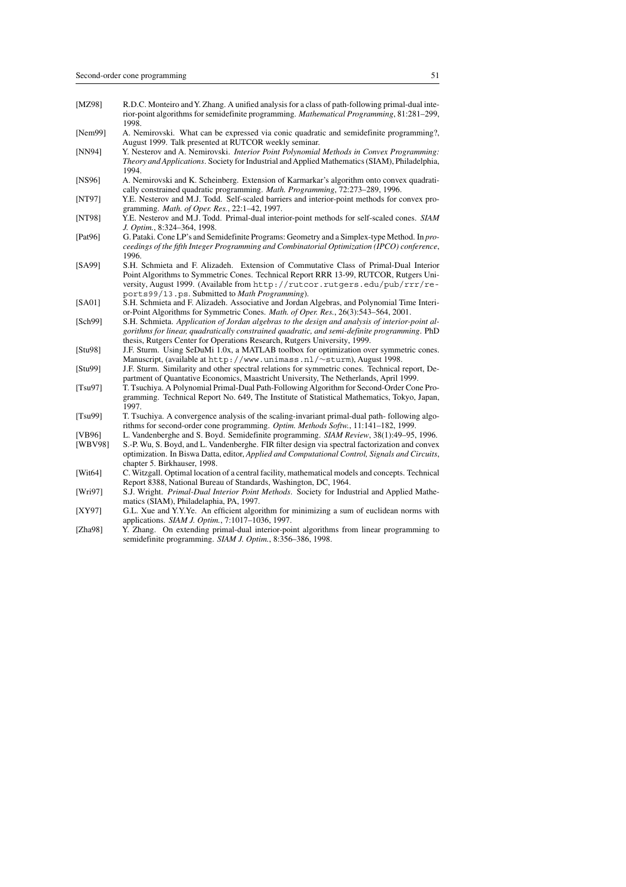[MZ98] R.D.C. Monteiro and Y. Zhang. A unified analysis for a class of path-following primal-dual interior-point algorithms for semidefinite programming. *Mathematical Programming*, 81:281–299, 1998.

[Nem99] A. Nemirovski. What can be expressed via conic quadratic and semidefinite programming?, August 1999. Talk presented at RUTCOR weekly seminar.

[NN94] Y. Nesterov and A. Nemirovski. *Interior Point Polynomial Methods in Convex Programming: Theory and Applications*. Society for Industrial and Applied Mathematics (SIAM), Philadelphia, 1994.

[NS96] A. Nemirovski and K. Scheinberg. Extension of Karmarkar's algorithm onto convex quadratically constrained quadratic programming. *Math. Programming*, 72:273–289, 1996.

[NT97] Y.E. Nesterov and M.J. Todd. Self-scaled barriers and interior-point methods for convex programming. *Math. of Oper. Res.*, 22:1–42, 1997.

[NT98] Y.E. Nesterov and M.J. Todd. Primal-dual interior-point methods for self-scaled cones. *SIAM J. Optim.*, 8:324–364, 1998.

[Pat96] G. Pataki. Cone LP's and Semidefinite Programs: Geometry and a Simplex-type Method. In *proceedings of the fifth Integer Programming and Combinatorial Optimization (IPCO) conference*, 1996.

[SA99] S.H. Schmieta and F. Alizadeh. Extension of Commutative Class of Primal-Dual Interior Point Algorithms to Symmetric Cones. Technical Report RRR 13-99, RUTCOR, Rutgers University, August 1999. (Available from `http://rutcor.rutgers.edu/pub/rrr/reports99/13.ps`. Submitted to *Math Programming*).

[SA01] S.H. Schmieta and F. Alizadeh. Associative and Jordan Algebras, and Polynomial Time Interior-Point Algorithms for Symmetric Cones. *Math. of Oper. Res.*, 26(3):543–564, 2001.

[Sch99] S.H. Schmieta. *Application of Jordan algebras to the design and analysis of interior-point algorithms for linear, quadratically constrained quadratic, and semi-definite programming*. PhD thesis, Rutgers Center for Operations Research, Rutgers University, 1999.

[Stu98] J.F. Sturm. Using SeDuMi 1.0x, a MATLAB toolbox for optimization over symmetric cones. Manuscript, (available at `http://www.unimass.nl/~sturm`), August 1998.

[Stu99] J.F. Sturm. Similarity and other spectral relations for symmetric cones. Technical report, Department of Quantative Economics, Maastricht University, The Netherlands, April 1999.

[Tsu97] T. Tsuchiya. A Polynomial Primal-Dual Path-Following Algorithm for Second-Order Cone Programming. Technical Report No. 649, The Institute of Statistical Mathematics, Tokyo, Japan, 1997.

[Tsu99] T. Tsuchiya. A convergence analysis of the scaling-invariant primal-dual path- following algorithms for second-order cone programming. *Optim. Methods Softw.*, 11:141–182, 1999.

[VB96] L. Vandenberghe and S. Boyd. Semidefinite programming. *SIAM Review*, 38(1):49–95, 1996.

[WBV98] S.-P. Wu, S. Boyd, and L. Vandenberghe. FIR filter design via spectral factorization and convex optimization. In Biswa Datta, editor, *Applied and Computational Control, Signals and Circuits*, chapter 5. Birkhauser, 1998.

[Wit64] C. Witzgall. Optimal location of a central facility, mathematical models and concepts. Technical Report 8388, National Bureau of Standards, Washington, DC, 1964.

[Wri97] S.J. Wright. *Primal-Dual Interior Point Methods*. Society for Industrial and Applied Mathematics (SIAM), Philadelphia, PA, 1997.

[XY97] G.L. Xue and Y.Y.Ye. An efficient algorithm for minimizing a sum of euclidean norms with applications. *SIAM J. Optim.*, 7:1017–1036, 1997.

[Zha98] Y. Zhang. On extending primal-dual interior-point algorithms from linear programming to semidefinite programming. *SIAM J. Optim.*, 8:356–386, 1998.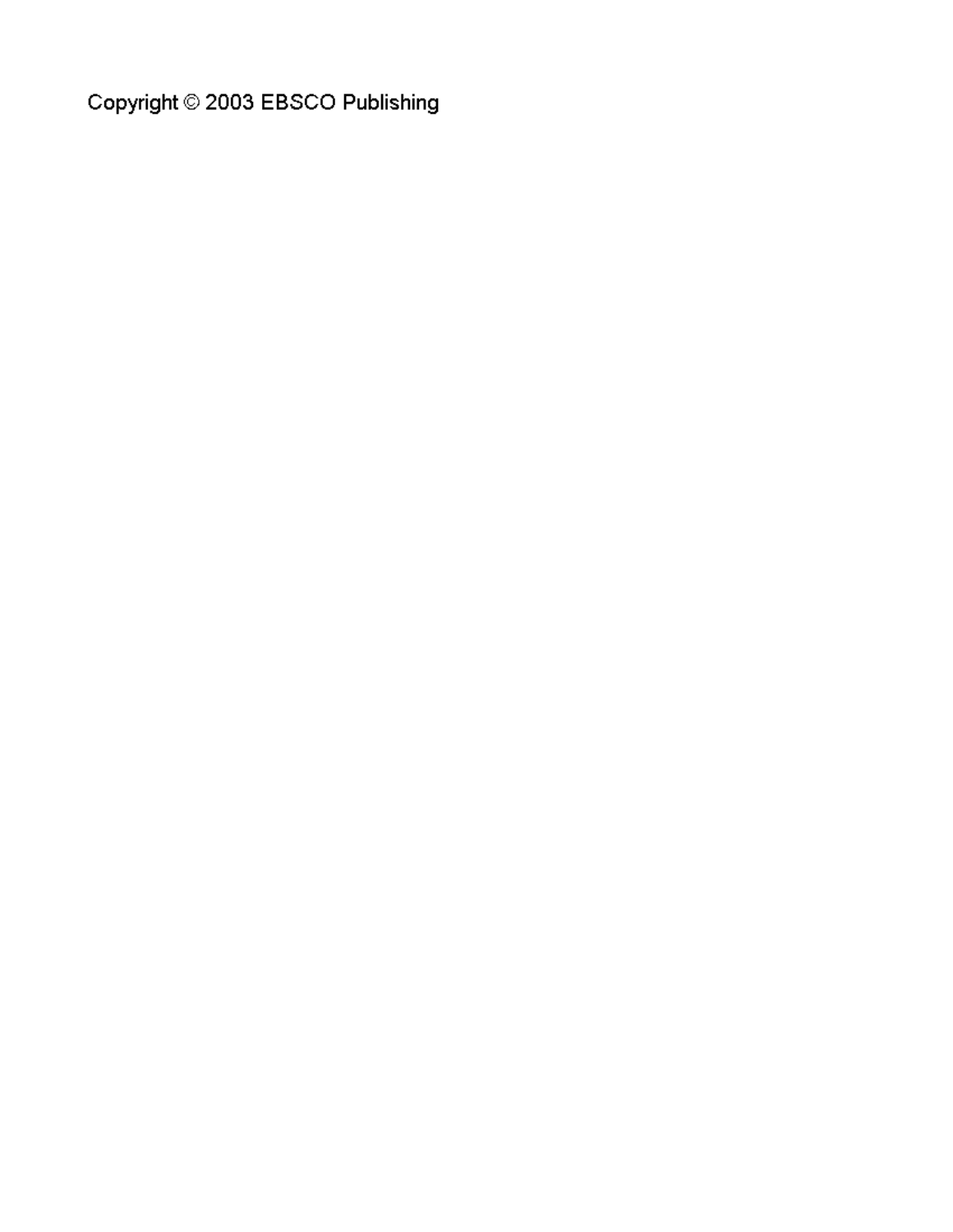Copyright © 2003 EBSCO Publishing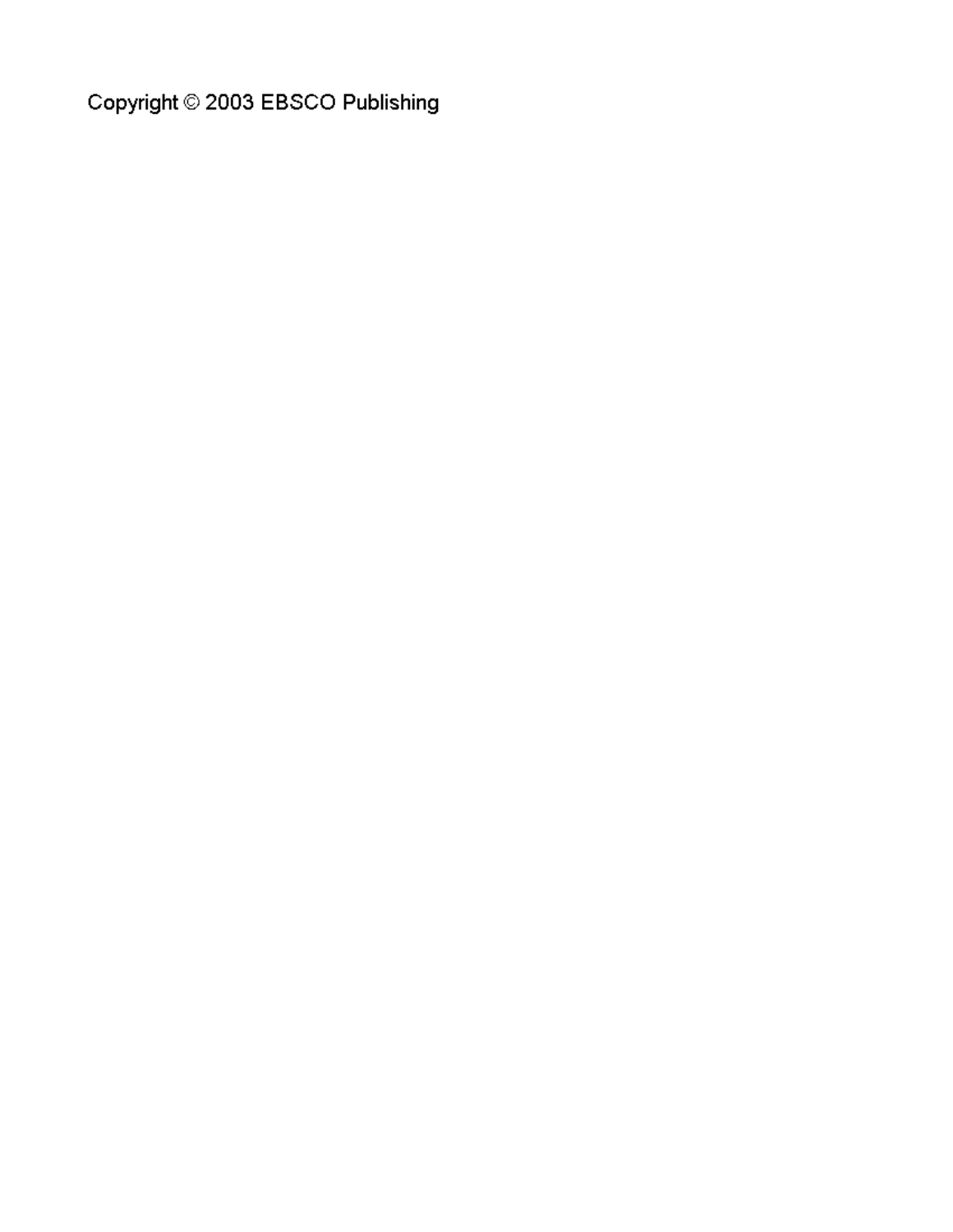Copyright © 2003 EBSCO Publishing